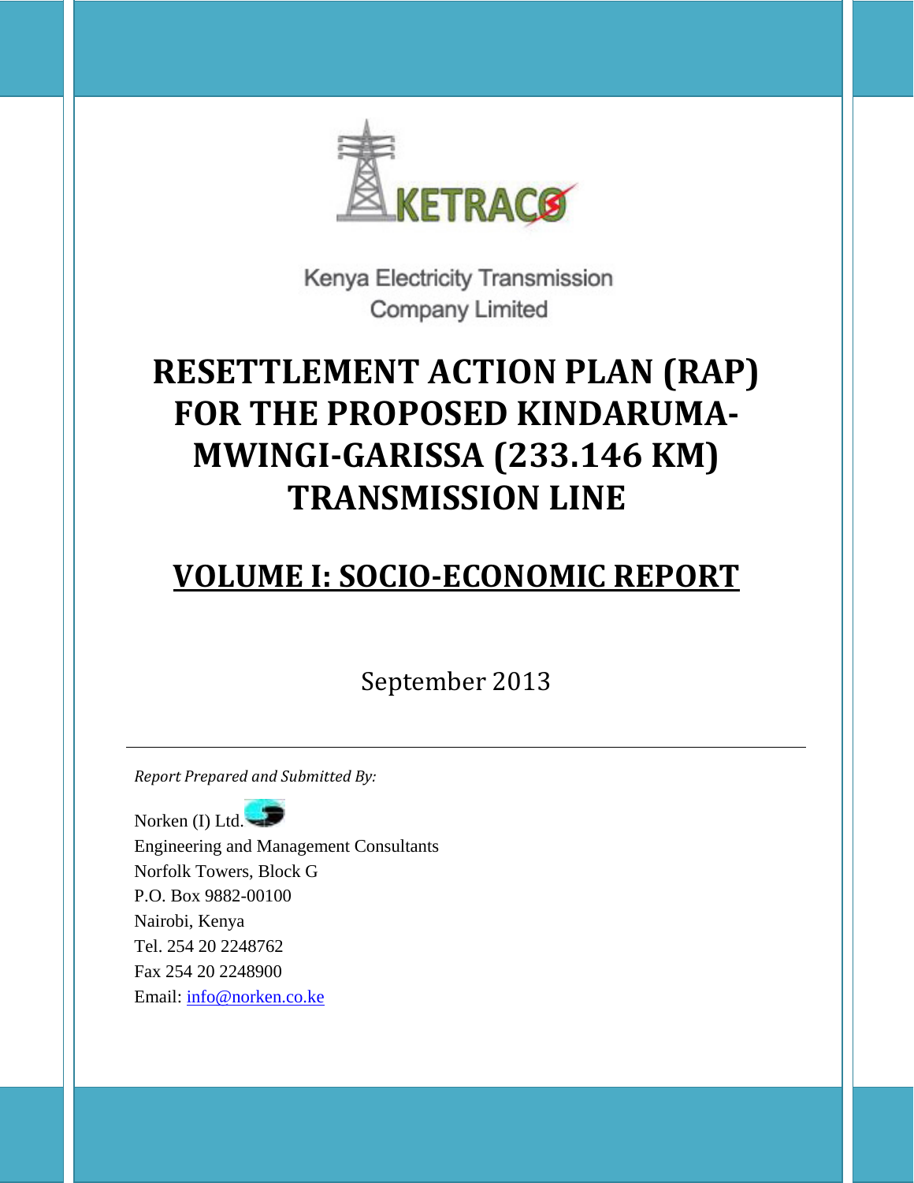KETRACO

Kenya Electricity Transmission Company Limited

# RESETTLEMENT ACTION PLAN (RAP) FOR THE PROPOSED KINDARUMA-MWINGI-GARISSA (233.146 KM) TRANSMISSION LINE

## VOLUME I: SOCIO-ECONOMIC REPORT

September 2013

---

*Report Prepared and Submitted By:*

Norken (I) Ltd.
Engineering and Management Consultants
Norfolk Towers, Block G
P.O. Box 9882-00100
Nairobi, Kenya
Tel. 254 20 2248762
Fax 254 20 2248900
Email: info@norken.co.ke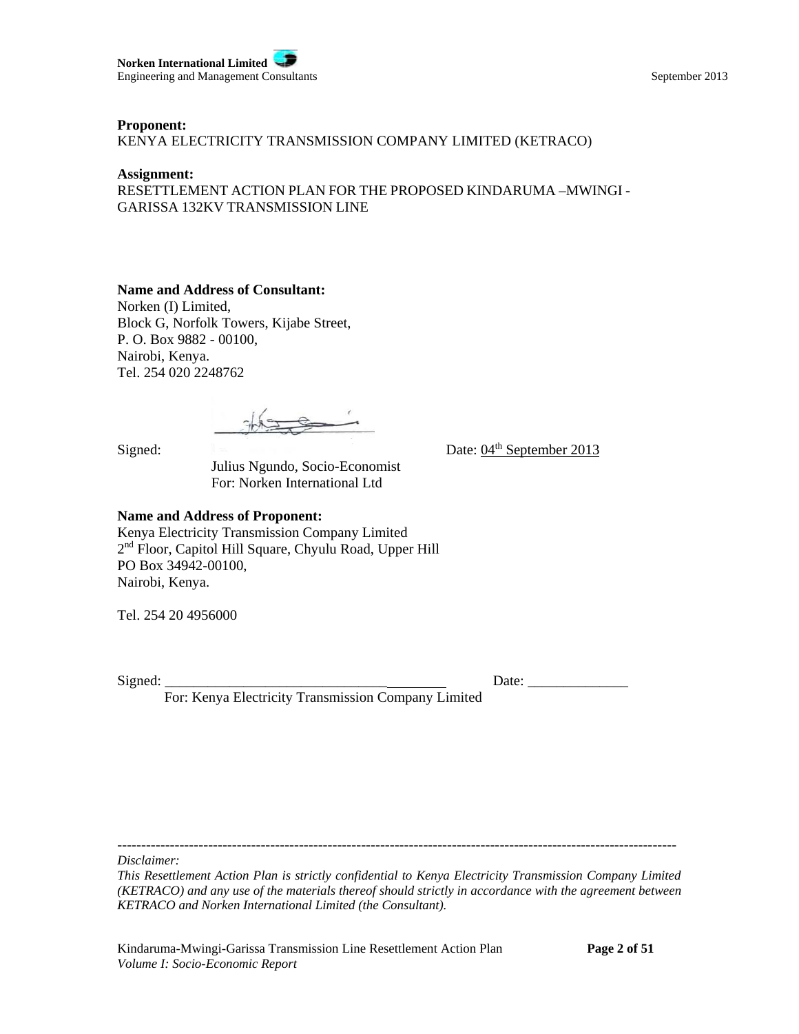**Proponent:**
KENYA ELECTRICITY TRANSMISSION COMPANY LIMITED (KETRACO)

**Assignment:**
RESETTLEMENT ACTION PLAN FOR THE PROPOSED KINDARUMA –MWINGI - GARISSA 132KV TRANSMISSION LINE

**Name and Address of Consultant:**
Norken (I) Limited,
Block G, Norfolk Towers, Kijabe Street,
P. O. Box 9882 - 00100,
Nairobi, Kenya.
Tel. 254 020 2248762

Signed: Date: 04th September 2013

Julius Ngundo, Socio-Economist
For: Norken International Ltd

**Name and Address of Proponent:**
Kenya Electricity Transmission Company Limited
2nd Floor, Capitol Hill Square, Chyulu Road, Upper Hill
PO Box 34942-00100,
Nairobi, Kenya.

Tel. 254 20 4956000

Signed: ________________________________________ Date: ______________

For: Kenya Electricity Transmission Company Limited

---

*Disclaimer:*

*This Resettlement Action Plan is strictly confidential to Kenya Electricity Transmission Company Limited (KETRACO) and any use of the materials thereof should strictly in accordance with the agreement between KETRACO and Norken International Limited (the Consultant).*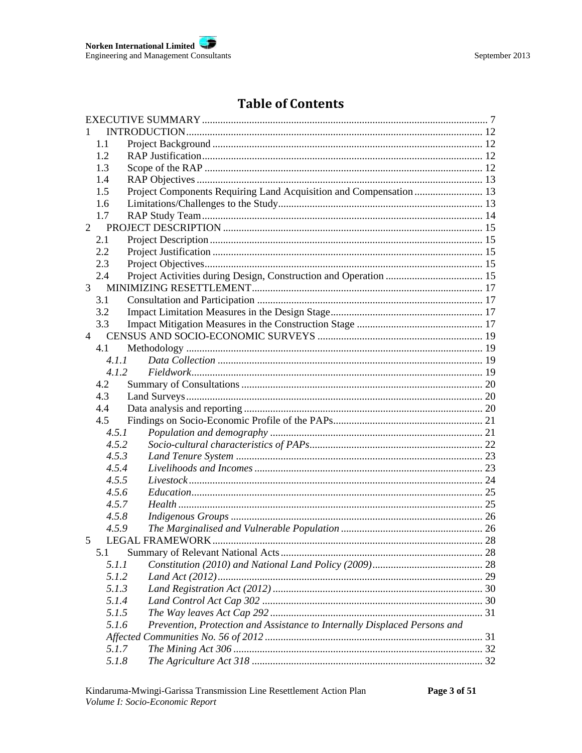# Table of Contents

EXECUTIVE SUMMARY ... 7

1 INTRODUCTION ... 12
- 1.1 Project Background ... 12
- 1.2 RAP Justification ... 12
- 1.3 Scope of the RAP ... 12
- 1.4 RAP Objectives ... 13
- 1.5 Project Components Requiring Land Acquisition and Compensation ... 13
- 1.6 Limitations/Challenges to the Study ... 13
- 1.7 RAP Study Team ... 14

2 PROJECT DESCRIPTION ... 15
- 2.1 Project Description ... 15
- 2.2 Project Justification ... 15
- 2.3 Project Objectives ... 15
- 2.4 Project Activities during Design, Construction and Operation ... 15

3 MINIMIZING RESETTLEMENT ... 17
- 3.1 Consultation and Participation ... 17
- 3.2 Impact Limitation Measures in the Design Stage ... 17
- 3.3 Impact Mitigation Measures in the Construction Stage ... 17

4 CENSUS AND SOCIO-ECONOMIC SURVEYS ... 19
- 4.1 Methodology ... 19
  - *4.1.1 Data Collection* ... 19
  - *4.1.2 Fieldwork* ... 19
- 4.2 Summary of Consultations ... 20
- 4.3 Land Surveys ... 20
- 4.4 Data analysis and reporting ... 20
- 4.5 Findings on Socio-Economic Profile of the PAPs ... 21
  - *4.5.1 Population and demography* ... 21
  - *4.5.2 Socio-cultural characteristics of PAPs* ... 22
  - *4.5.3 Land Tenure System* ... 23
  - *4.5.4 Livelihoods and Incomes* ... 23
  - *4.5.5 Livestock* ... 24
  - *4.5.6 Education* ... 25
  - *4.5.7 Health* ... 25
  - *4.5.8 Indigenous Groups* ... 26
  - *4.5.9 The Marginalised and Vulnerable Population* ... 26

5 LEGAL FRAMEWORK ... 28
- 5.1 Summary of Relevant National Acts ... 28
  - *5.1.1 Constitution (2010) and National Land Policy (2009)* ... 28
  - *5.1.2 Land Act (2012)* ... 29
  - *5.1.3 Land Registration Act (2012)* ... 30
  - *5.1.4 Land Control Act Cap 302* ... 30
  - *5.1.5 The Way leaves Act Cap 292* ... 31
  - *5.1.6 Prevention, Protection and Assistance to Internally Displaced Persons and Affected Communities No. 56 of 2012* ... 31
  - *5.1.7 The Mining Act 306* ... 32
  - *5.1.8 The Agriculture Act 318* ... 32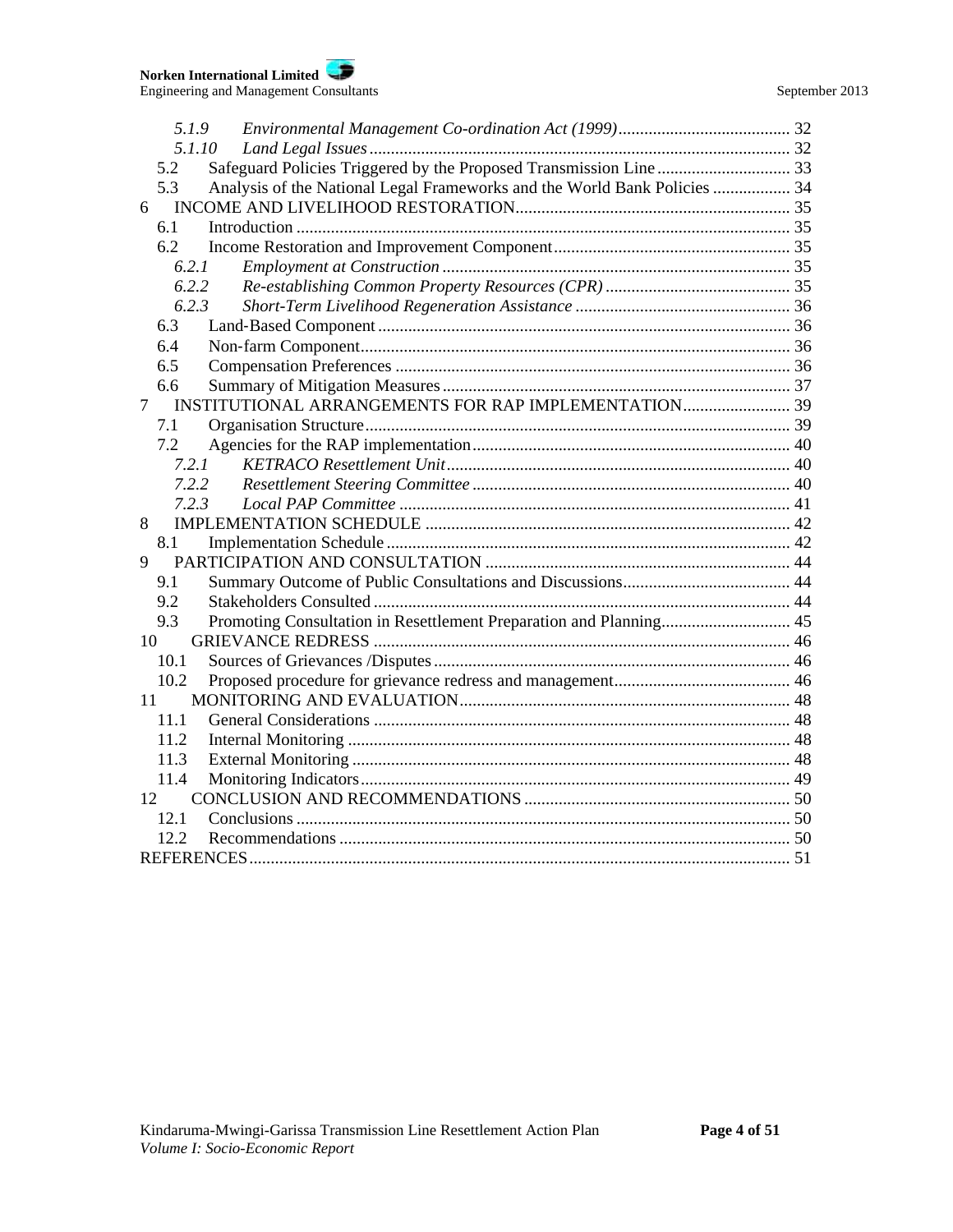5.1.9 *Environmental Management Co-ordination Act (1999)* ........................................ 32
5.1.10 *Land Legal Issues* ................................................................................................ 32
5.2 Safeguard Policies Triggered by the Proposed Transmission Line ............................... 33
5.3 Analysis of the National Legal Frameworks and the World Bank Policies .................. 34
6 INCOME AND LIVELIHOOD RESTORATION................................................................ 35
6.1 Introduction ................................................................................................................... 35
6.2 Income Restoration and Improvement Component....................................................... 35
6.2.1 *Employment at Construction* ................................................................................ 35
6.2.2 *Re-establishing Common Property Resources (CPR)* ........................................... 35
6.2.3 *Short-Term Livelihood Regeneration Assistance* ................................................. 36
6.3 Land-Based Component ............................................................................................... 36
6.4 Non-farm Component................................................................................................... 36
6.5 Compensation Preferences ........................................................................................... 36
6.6 Summary of Mitigation Measures ................................................................................ 37
7 INSTITUTIONAL ARRANGEMENTS FOR RAP IMPLEMENTATION......................... 39
7.1 Organisation Structure.................................................................................................. 39
7.2 Agencies for the RAP implementation......................................................................... 40
7.2.1 *KETRACO Resettlement Unit*................................................................................ 40
7.2.2 *Resettlement Steering Committee* ......................................................................... 40
7.2.3 *Local PAP Committee* .......................................................................................... 41
8 IMPLEMENTATION SCHEDULE ..................................................................................... 42
8.1 Implementation Schedule ............................................................................................. 42
9 PARTICIPATION AND CONSULTATION ...................................................................... 44
9.1 Summary Outcome of Public Consultations and Discussions....................................... 44
9.2 Stakeholders Consulted ................................................................................................ 44
9.3 Promoting Consultation in Resettlement Preparation and Planning............................. 45
10 GRIEVANCE REDRESS ................................................................................................. 46
10.1 Sources of Grievances /Disputes .................................................................................. 46
10.2 Proposed procedure for grievance redress and management......................................... 46
11 MONITORING AND EVALUATION............................................................................ 48
11.1 General Considerations ................................................................................................ 48
11.2 Internal Monitoring ...................................................................................................... 48
11.3 External Monitoring ..................................................................................................... 48
11.4 Monitoring Indicators................................................................................................... 49
12 CONCLUSION AND RECOMMENDATIONS ............................................................. 50
12.1 Conclusions .................................................................................................................. 50
12.2 Recommendations ........................................................................................................ 50
REFERENCES............................................................................................................................. 51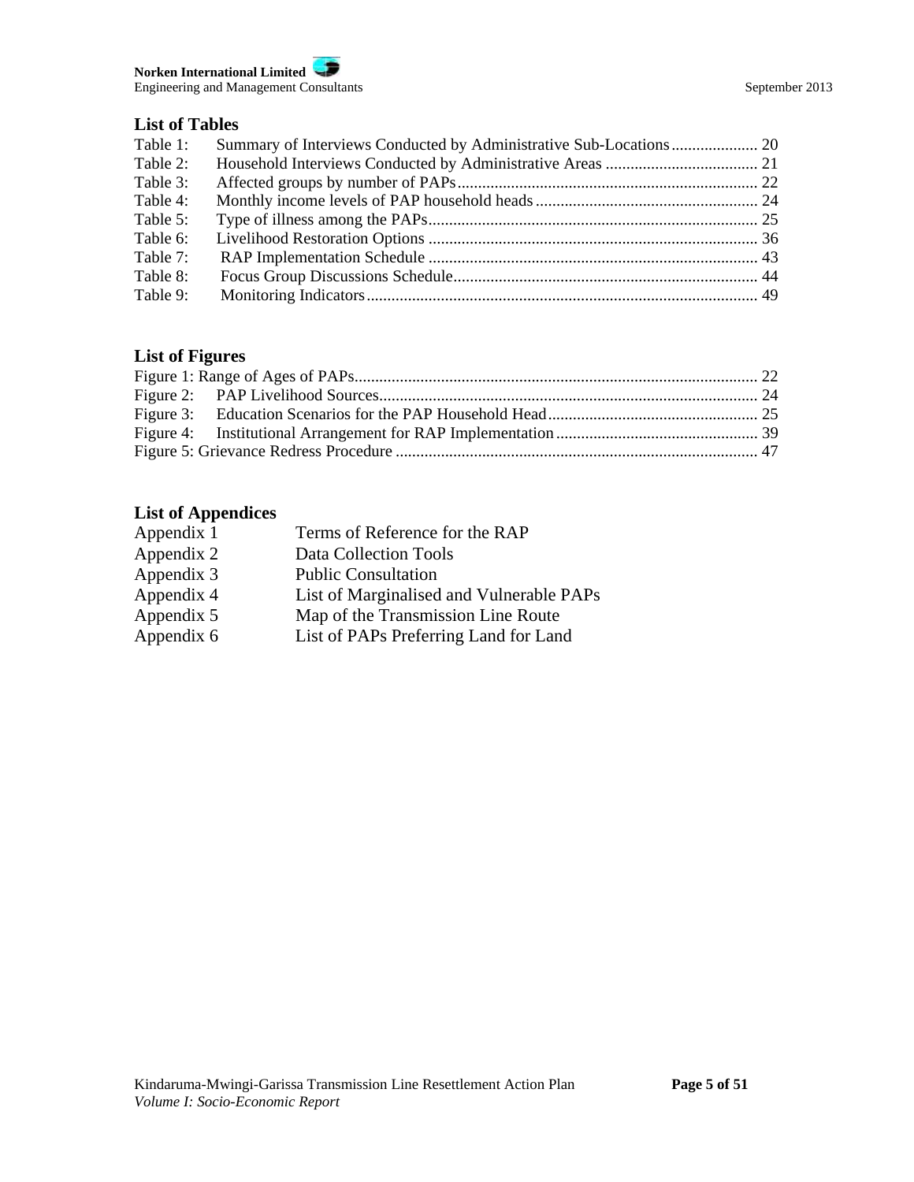## List of Tables

| | | |
|---|---|---|
| Table 1: | Summary of Interviews Conducted by Administrative Sub-Locations | 20 |
| Table 2: | Household Interviews Conducted by Administrative Areas | 21 |
| Table 3: | Affected groups by number of PAPs | 22 |
| Table 4: | Monthly income levels of PAP household heads | 24 |
| Table 5: | Type of illness among the PAPs | 25 |
| Table 6: | Livelihood Restoration Options | 36 |
| Table 7: | RAP Implementation Schedule | 43 |
| Table 8: | Focus Group Discussions Schedule | 44 |
| Table 9: | Monitoring Indicators | 49 |

## List of Figures

| | | |
|---|---|---|
| Figure 1: | Range of Ages of PAPs | 22 |
| Figure 2: | PAP Livelihood Sources | 24 |
| Figure 3: | Education Scenarios for the PAP Household Head | 25 |
| Figure 4: | Institutional Arrangement for RAP Implementation | 39 |
| Figure 5: | Grievance Redress Procedure | 47 |

## List of Appendices

| | |
|---|---|
| Appendix 1 | Terms of Reference for the RAP |
| Appendix 2 | Data Collection Tools |
| Appendix 3 | Public Consultation |
| Appendix 4 | List of Marginalised and Vulnerable PAPs |
| Appendix 5 | Map of the Transmission Line Route |
| Appendix 6 | List of PAPs Preferring Land for Land |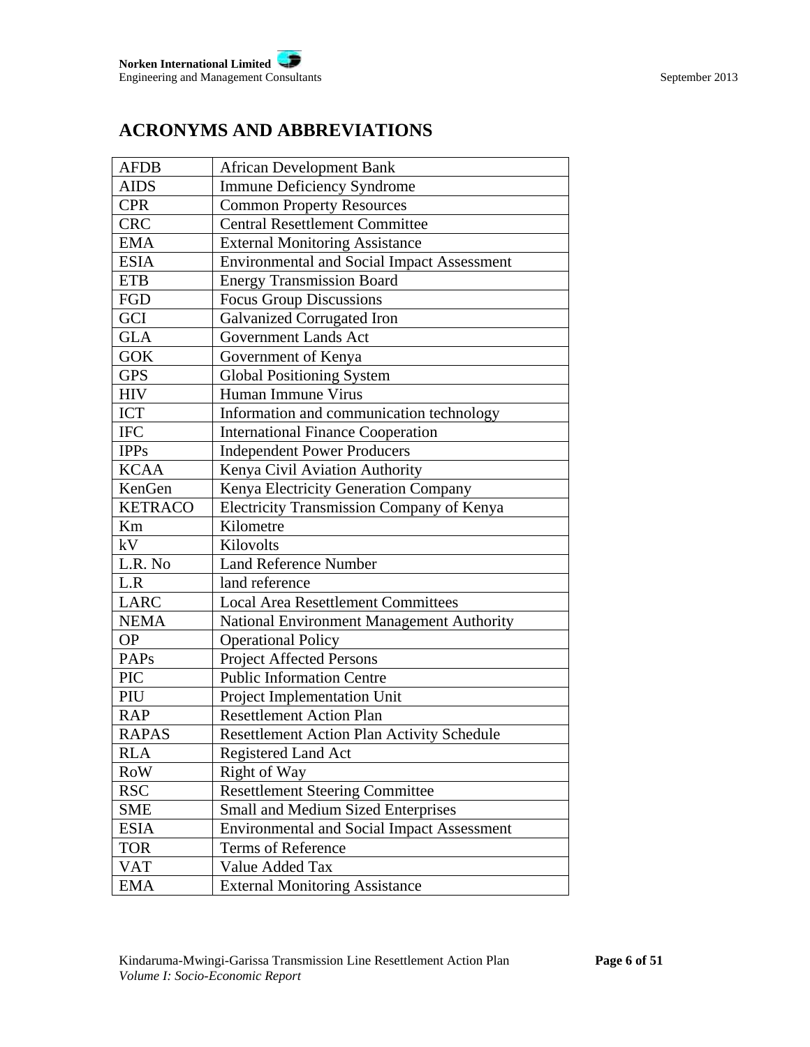## ACRONYMS AND ABBREVIATIONS

| | |
|---|---|
| AFDB | African Development Bank |
| AIDS | Immune Deficiency Syndrome |
| CPR | Common Property Resources |
| CRC | Central Resettlement Committee |
| EMA | External Monitoring Assistance |
| ESIA | Environmental and Social Impact Assessment |
| ETB | Energy Transmission Board |
| FGD | Focus Group Discussions |
| GCI | Galvanized Corrugated Iron |
| GLA | Government Lands Act |
| GOK | Government of Kenya |
| GPS | Global Positioning System |
| HIV | Human Immune Virus |
| ICT | Information and communication technology |
| IFC | International Finance Cooperation |
| IPPs | Independent Power Producers |
| KCAA | Kenya Civil Aviation Authority |
| KenGen | Kenya Electricity Generation Company |
| KETRACO | Electricity Transmission Company of Kenya |
| Km | Kilometre |
| kV | Kilovolts |
| L.R. No | Land Reference Number |
| L.R | land reference |
| LARC | Local Area Resettlement Committees |
| NEMA | National Environment Management Authority |
| OP | Operational Policy |
| PAPs | Project Affected Persons |
| PIC | Public Information Centre |
| PIU | Project Implementation Unit |
| RAP | Resettlement Action Plan |
| RAPAS | Resettlement Action Plan Activity Schedule |
| RLA | Registered Land Act |
| RoW | Right of Way |
| RSC | Resettlement Steering Committee |
| SME | Small and Medium Sized Enterprises |
| ESIA | Environmental and Social Impact Assessment |
| TOR | Terms of Reference |
| VAT | Value Added Tax |
| EMA | External Monitoring Assistance |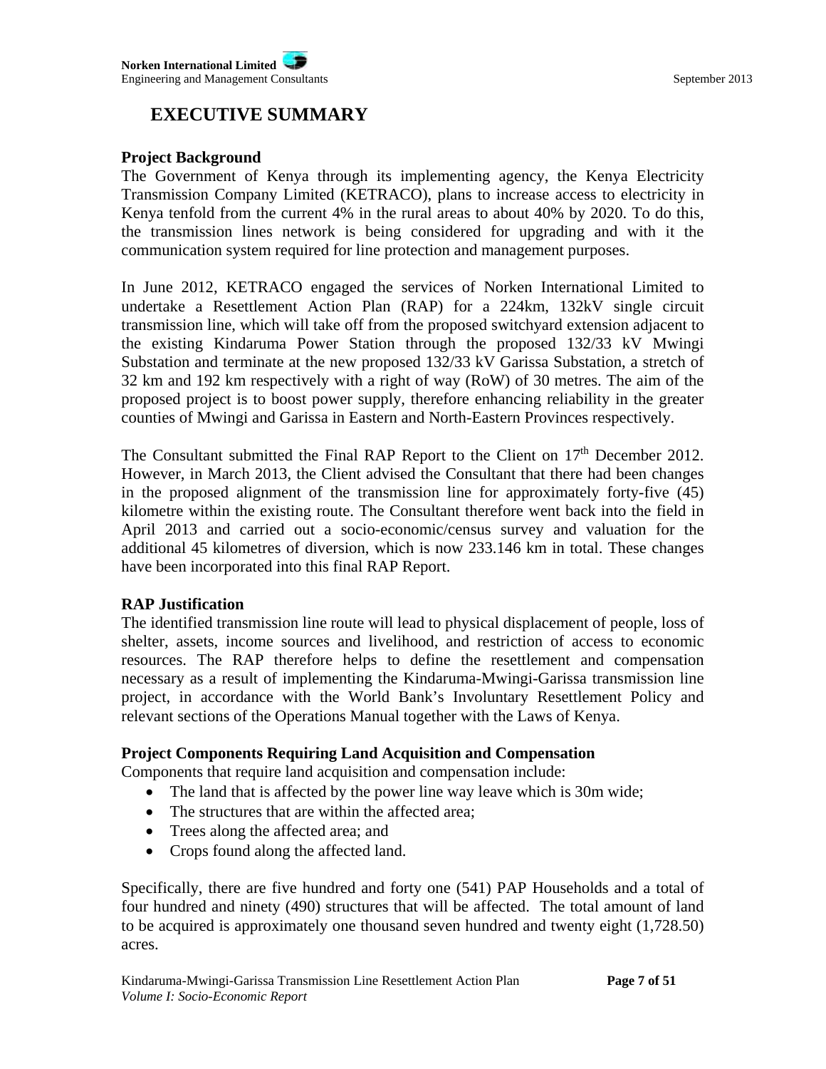# EXECUTIVE SUMMARY

**Project Background**

The Government of Kenya through its implementing agency, the Kenya Electricity Transmission Company Limited (KETRACO), plans to increase access to electricity in Kenya tenfold from the current 4% in the rural areas to about 40% by 2020. To do this, the transmission lines network is being considered for upgrading and with it the communication system required for line protection and management purposes.

In June 2012, KETRACO engaged the services of Norken International Limited to undertake a Resettlement Action Plan (RAP) for a 224km, 132kV single circuit transmission line, which will take off from the proposed switchyard extension adjacent to the existing Kindaruma Power Station through the proposed 132/33 kV Mwingi Substation and terminate at the new proposed 132/33 kV Garissa Substation, a stretch of 32 km and 192 km respectively with a right of way (RoW) of 30 metres. The aim of the proposed project is to boost power supply, therefore enhancing reliability in the greater counties of Mwingi and Garissa in Eastern and North-Eastern Provinces respectively.

The Consultant submitted the Final RAP Report to the Client on 17th December 2012. However, in March 2013, the Client advised the Consultant that there had been changes in the proposed alignment of the transmission line for approximately forty-five (45) kilometre within the existing route. The Consultant therefore went back into the field in April 2013 and carried out a socio-economic/census survey and valuation for the additional 45 kilometres of diversion, which is now 233.146 km in total. These changes have been incorporated into this final RAP Report.

**RAP Justification**

The identified transmission line route will lead to physical displacement of people, loss of shelter, assets, income sources and livelihood, and restriction of access to economic resources. The RAP therefore helps to define the resettlement and compensation necessary as a result of implementing the Kindaruma-Mwingi-Garissa transmission line project, in accordance with the World Bank's Involuntary Resettlement Policy and relevant sections of the Operations Manual together with the Laws of Kenya.

**Project Components Requiring Land Acquisition and Compensation**

Components that require land acquisition and compensation include:

- The land that is affected by the power line way leave which is 30m wide;
- The structures that are within the affected area;
- Trees along the affected area; and
- Crops found along the affected land.

Specifically, there are five hundred and forty one (541) PAP Households and a total of four hundred and ninety (490) structures that will be affected. The total amount of land to be acquired is approximately one thousand seven hundred and twenty eight (1,728.50) acres.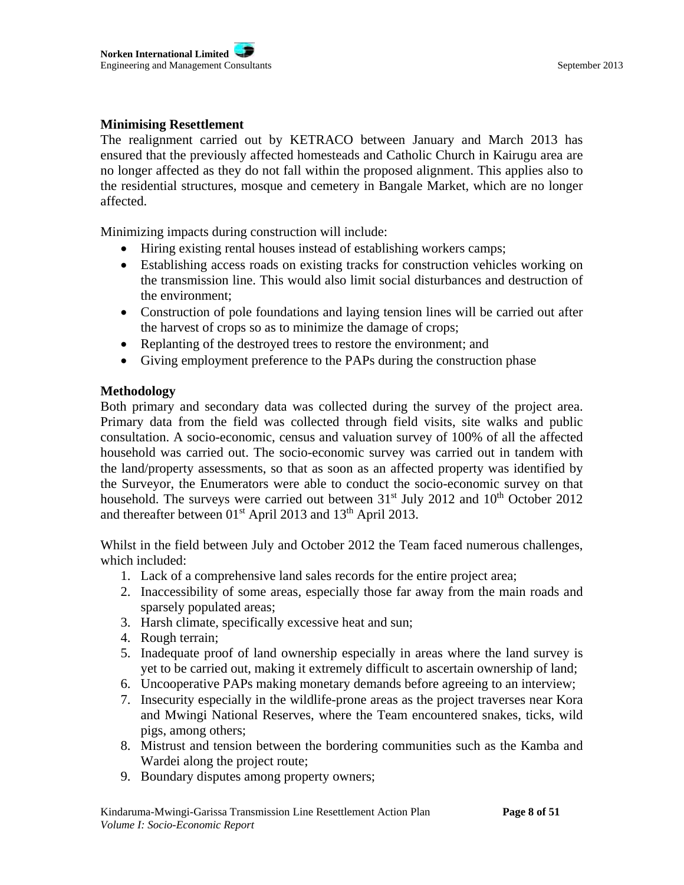**Minimising Resettlement**

The realignment carried out by KETRACO between January and March 2013 has ensured that the previously affected homesteads and Catholic Church in Kairugu area are no longer affected as they do not fall within the proposed alignment. This applies also to the residential structures, mosque and cemetery in Bangale Market, which are no longer affected.

Minimizing impacts during construction will include:

- Hiring existing rental houses instead of establishing workers camps;
- Establishing access roads on existing tracks for construction vehicles working on the transmission line. This would also limit social disturbances and destruction of the environment;
- Construction of pole foundations and laying tension lines will be carried out after the harvest of crops so as to minimize the damage of crops;
- Replanting of the destroyed trees to restore the environment; and
- Giving employment preference to the PAPs during the construction phase

**Methodology**

Both primary and secondary data was collected during the survey of the project area. Primary data from the field was collected through field visits, site walks and public consultation. A socio-economic, census and valuation survey of 100% of all the affected household was carried out. The socio-economic survey was carried out in tandem with the land/property assessments, so that as soon as an affected property was identified by the Surveyor, the Enumerators were able to conduct the socio-economic survey on that household. The surveys were carried out between 31st July 2012 and 10th October 2012 and thereafter between 01st April 2013 and 13th April 2013.

Whilst in the field between July and October 2012 the Team faced numerous challenges, which included:

1. Lack of a comprehensive land sales records for the entire project area;
2. Inaccessibility of some areas, especially those far away from the main roads and sparsely populated areas;
3. Harsh climate, specifically excessive heat and sun;
4. Rough terrain;
5. Inadequate proof of land ownership especially in areas where the land survey is yet to be carried out, making it extremely difficult to ascertain ownership of land;
6. Uncooperative PAPs making monetary demands before agreeing to an interview;
7. Insecurity especially in the wildlife-prone areas as the project traverses near Kora and Mwingi National Reserves, where the Team encountered snakes, ticks, wild pigs, among others;
8. Mistrust and tension between the bordering communities such as the Kamba and Wardei along the project route;
9. Boundary disputes among property owners;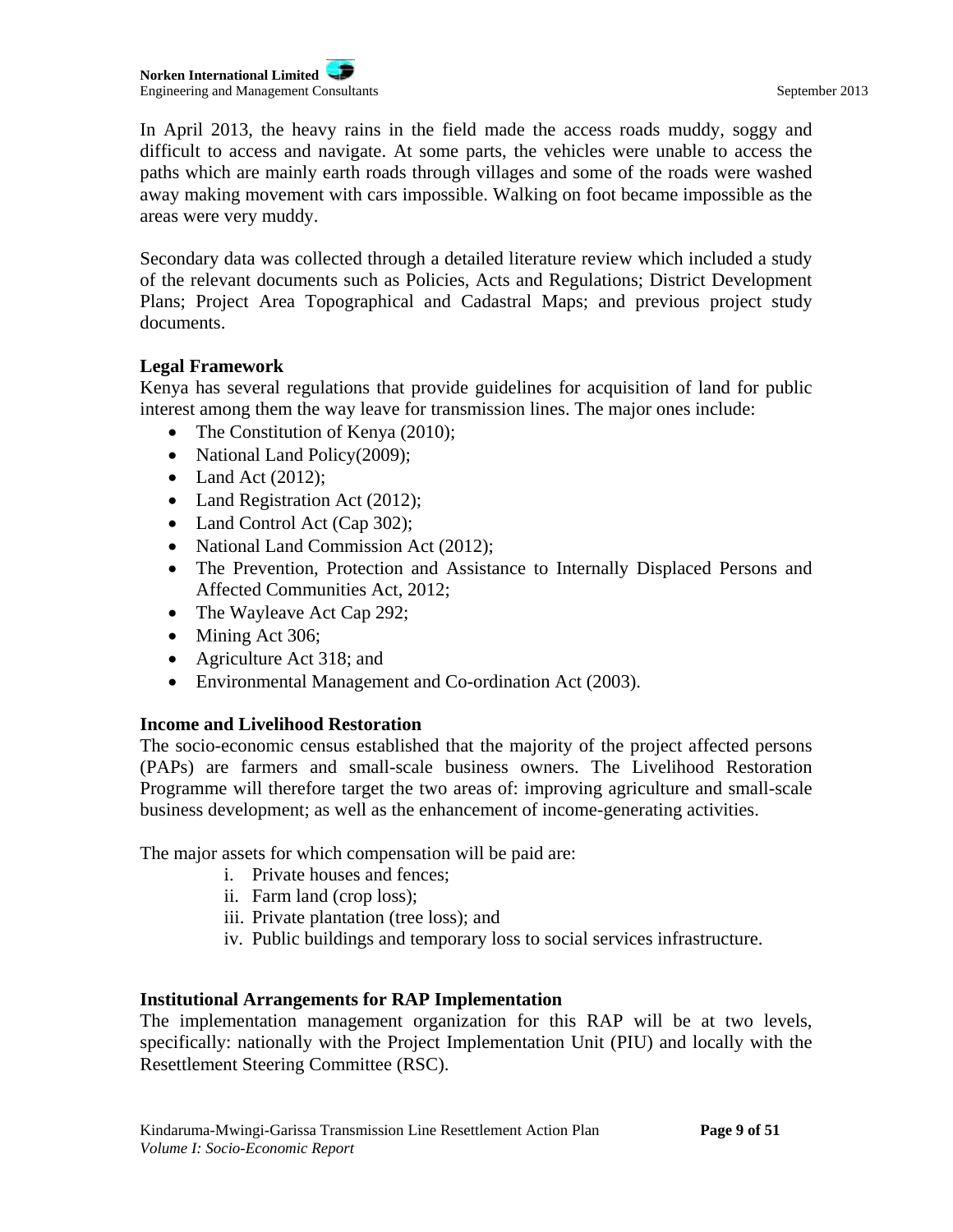In April 2013, the heavy rains in the field made the access roads muddy, soggy and difficult to access and navigate. At some parts, the vehicles were unable to access the paths which are mainly earth roads through villages and some of the roads were washed away making movement with cars impossible. Walking on foot became impossible as the areas were very muddy.

Secondary data was collected through a detailed literature review which included a study of the relevant documents such as Policies, Acts and Regulations; District Development Plans; Project Area Topographical and Cadastral Maps; and previous project study documents.

**Legal Framework**

Kenya has several regulations that provide guidelines for acquisition of land for public interest among them the way leave for transmission lines. The major ones include:

- The Constitution of Kenya (2010);
- National Land Policy(2009);
- Land Act (2012);
- Land Registration Act (2012);
- Land Control Act (Cap 302);
- National Land Commission Act (2012);
- The Prevention, Protection and Assistance to Internally Displaced Persons and Affected Communities Act, 2012;
- The Wayleave Act Cap 292;
- Mining Act 306;
- Agriculture Act 318; and
- Environmental Management and Co-ordination Act (2003).

**Income and Livelihood Restoration**

The socio-economic census established that the majority of the project affected persons (PAPs) are farmers and small-scale business owners. The Livelihood Restoration Programme will therefore target the two areas of: improving agriculture and small-scale business development; as well as the enhancement of income-generating activities.

The major assets for which compensation will be paid are:

i. Private houses and fences;
ii. Farm land (crop loss);
iii. Private plantation (tree loss); and
iv. Public buildings and temporary loss to social services infrastructure.

**Institutional Arrangements for RAP Implementation**

The implementation management organization for this RAP will be at two levels, specifically: nationally with the Project Implementation Unit (PIU) and locally with the Resettlement Steering Committee (RSC).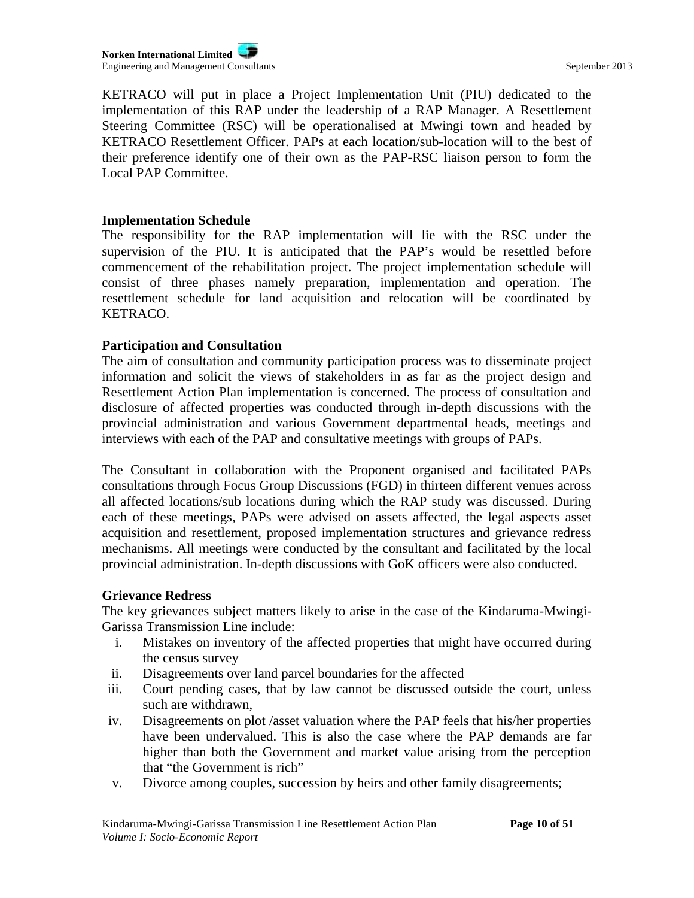KETRACO will put in place a Project Implementation Unit (PIU) dedicated to the implementation of this RAP under the leadership of a RAP Manager. A Resettlement Steering Committee (RSC) will be operationalised at Mwingi town and headed by KETRACO Resettlement Officer. PAPs at each location/sub-location will to the best of their preference identify one of their own as the PAP-RSC liaison person to form the Local PAP Committee.

**Implementation Schedule**

The responsibility for the RAP implementation will lie with the RSC under the supervision of the PIU. It is anticipated that the PAP's would be resettled before commencement of the rehabilitation project. The project implementation schedule will consist of three phases namely preparation, implementation and operation. The resettlement schedule for land acquisition and relocation will be coordinated by KETRACO.

**Participation and Consultation**

The aim of consultation and community participation process was to disseminate project information and solicit the views of stakeholders in as far as the project design and Resettlement Action Plan implementation is concerned. The process of consultation and disclosure of affected properties was conducted through in-depth discussions with the provincial administration and various Government departmental heads, meetings and interviews with each of the PAP and consultative meetings with groups of PAPs.

The Consultant in collaboration with the Proponent organised and facilitated PAPs consultations through Focus Group Discussions (FGD) in thirteen different venues across all affected locations/sub locations during which the RAP study was discussed. During each of these meetings, PAPs were advised on assets affected, the legal aspects asset acquisition and resettlement, proposed implementation structures and grievance redress mechanisms. All meetings were conducted by the consultant and facilitated by the local provincial administration. In-depth discussions with GoK officers were also conducted.

**Grievance Redress**

The key grievances subject matters likely to arise in the case of the Kindaruma-Mwingi-Garissa Transmission Line include:

i. Mistakes on inventory of the affected properties that might have occurred during the census survey
ii. Disagreements over land parcel boundaries for the affected
iii. Court pending cases, that by law cannot be discussed outside the court, unless such are withdrawn,
iv. Disagreements on plot /asset valuation where the PAP feels that his/her properties have been undervalued. This is also the case where the PAP demands are far higher than both the Government and market value arising from the perception that "the Government is rich"
v. Divorce among couples, succession by heirs and other family disagreements;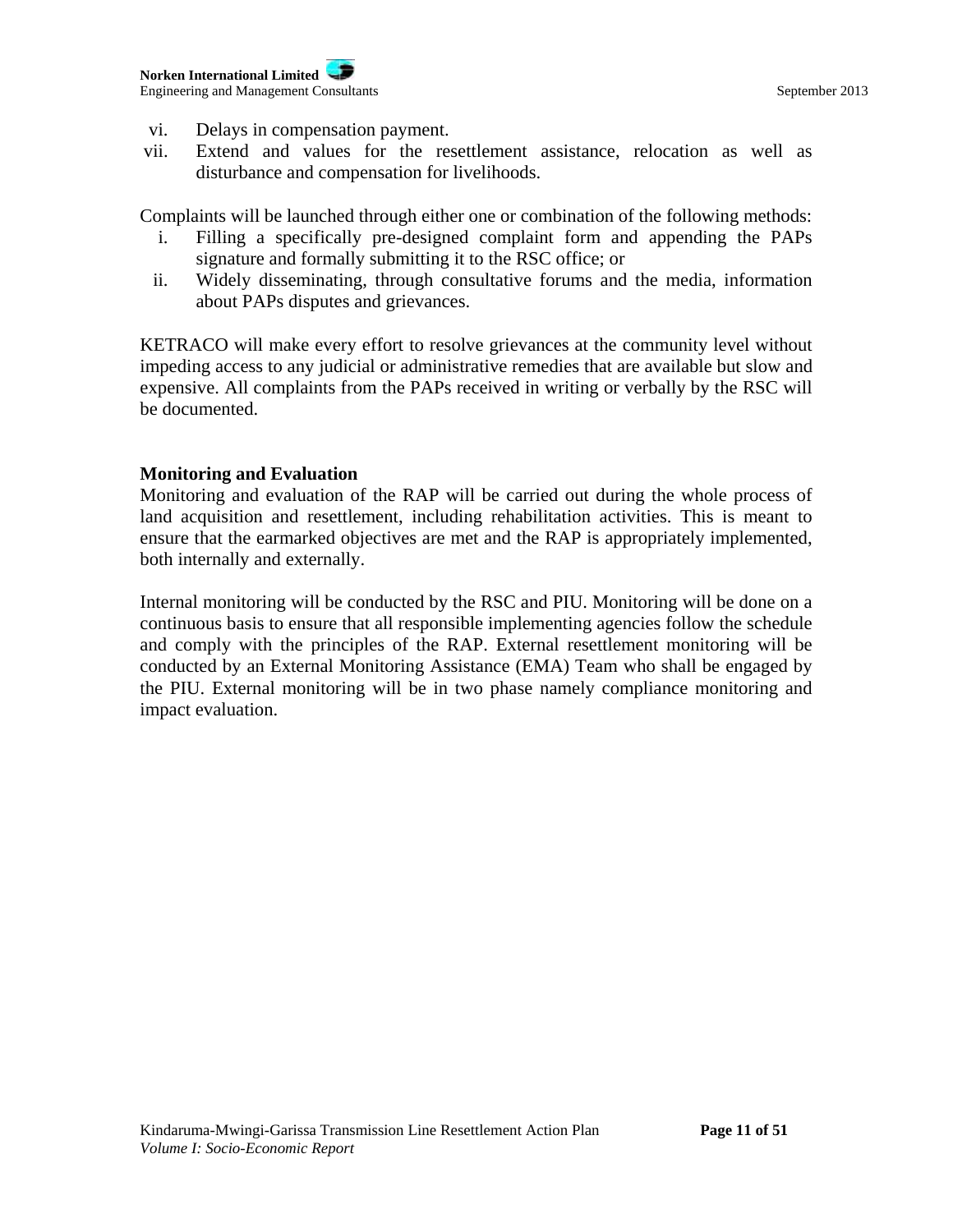vi. Delays in compensation payment.
vii. Extend and values for the resettlement assistance, relocation as well as disturbance and compensation for livelihoods.

Complaints will be launched through either one or combination of the following methods:

i. Filling a specifically pre-designed complaint form and appending the PAPs signature and formally submitting it to the RSC office; or
ii. Widely disseminating, through consultative forums and the media, information about PAPs disputes and grievances.

KETRACO will make every effort to resolve grievances at the community level without impeding access to any judicial or administrative remedies that are available but slow and expensive. All complaints from the PAPs received in writing or verbally by the RSC will be documented.

**Monitoring and Evaluation**

Monitoring and evaluation of the RAP will be carried out during the whole process of land acquisition and resettlement, including rehabilitation activities. This is meant to ensure that the earmarked objectives are met and the RAP is appropriately implemented, both internally and externally.

Internal monitoring will be conducted by the RSC and PIU. Monitoring will be done on a continuous basis to ensure that all responsible implementing agencies follow the schedule and comply with the principles of the RAP. External resettlement monitoring will be conducted by an External Monitoring Assistance (EMA) Team who shall be engaged by the PIU. External monitoring will be in two phase namely compliance monitoring and impact evaluation.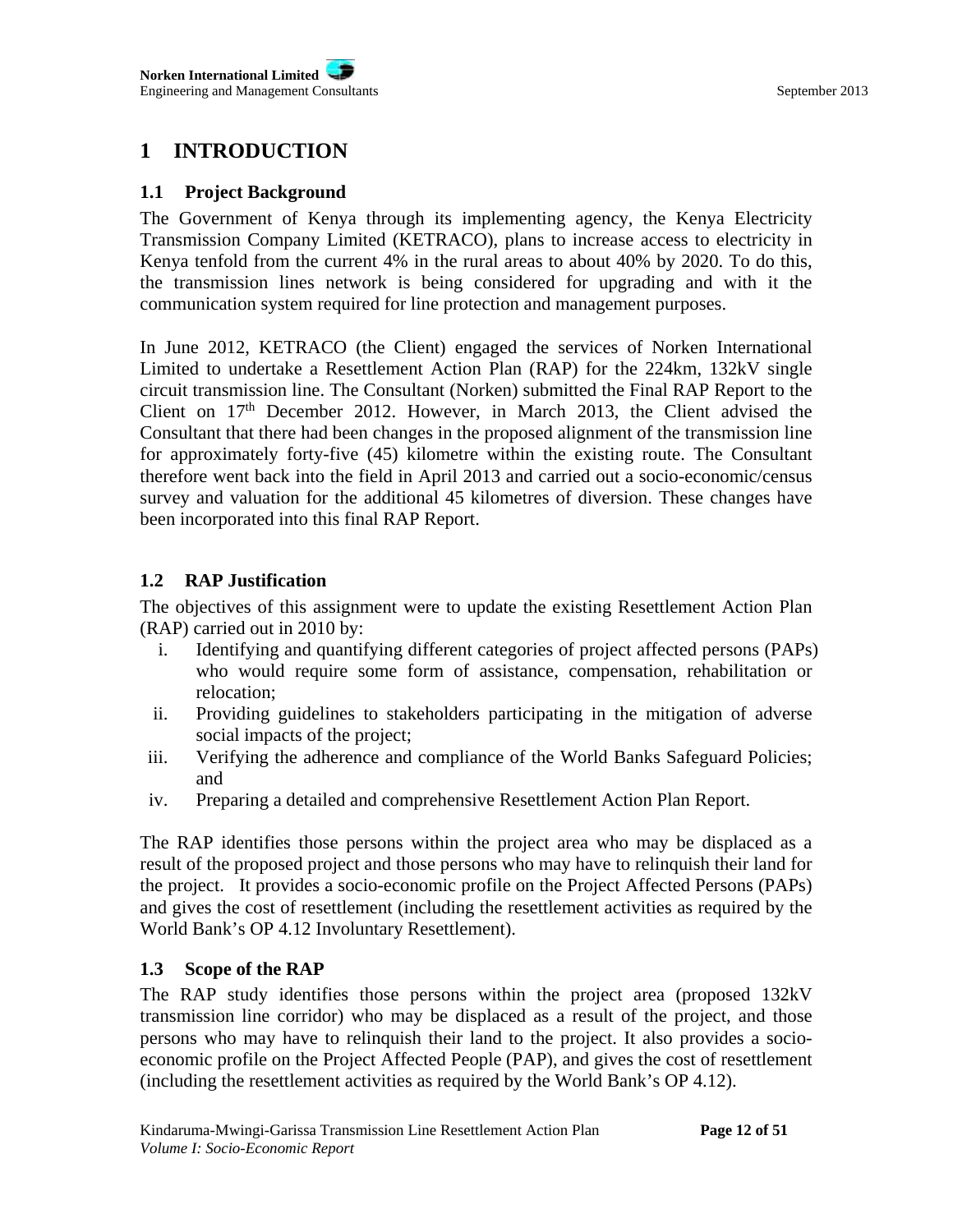# 1 INTRODUCTION

## 1.1 Project Background

The Government of Kenya through its implementing agency, the Kenya Electricity Transmission Company Limited (KETRACO), plans to increase access to electricity in Kenya tenfold from the current 4% in the rural areas to about 40% by 2020. To do this, the transmission lines network is being considered for upgrading and with it the communication system required for line protection and management purposes.

In June 2012, KETRACO (the Client) engaged the services of Norken International Limited to undertake a Resettlement Action Plan (RAP) for the 224km, 132kV single circuit transmission line. The Consultant (Norken) submitted the Final RAP Report to the Client on 17th December 2012. However, in March 2013, the Client advised the Consultant that there had been changes in the proposed alignment of the transmission line for approximately forty-five (45) kilometre within the existing route. The Consultant therefore went back into the field in April 2013 and carried out a socio-economic/census survey and valuation for the additional 45 kilometres of diversion. These changes have been incorporated into this final RAP Report.

## 1.2 RAP Justification

The objectives of this assignment were to update the existing Resettlement Action Plan (RAP) carried out in 2010 by:

i. Identifying and quantifying different categories of project affected persons (PAPs) who would require some form of assistance, compensation, rehabilitation or relocation;
ii. Providing guidelines to stakeholders participating in the mitigation of adverse social impacts of the project;
iii. Verifying the adherence and compliance of the World Banks Safeguard Policies; and
iv. Preparing a detailed and comprehensive Resettlement Action Plan Report.

The RAP identifies those persons within the project area who may be displaced as a result of the proposed project and those persons who may have to relinquish their land for the project. It provides a socio-economic profile on the Project Affected Persons (PAPs) and gives the cost of resettlement (including the resettlement activities as required by the World Bank's OP 4.12 Involuntary Resettlement).

## 1.3 Scope of the RAP

The RAP study identifies those persons within the project area (proposed 132kV transmission line corridor) who may be displaced as a result of the project, and those persons who may have to relinquish their land to the project. It also provides a socio-economic profile on the Project Affected People (PAP), and gives the cost of resettlement (including the resettlement activities as required by the World Bank's OP 4.12).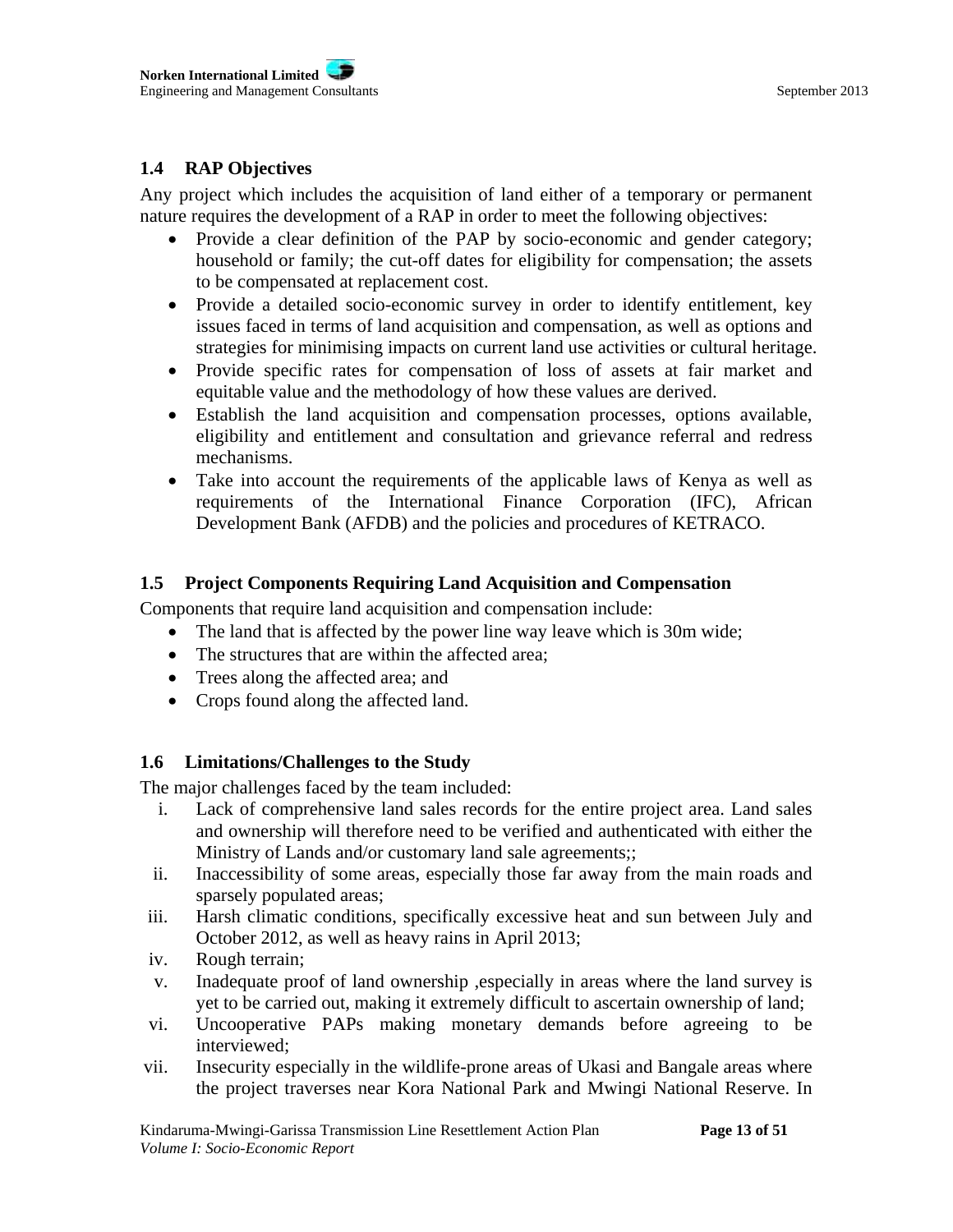## 1.4 RAP Objectives

Any project which includes the acquisition of land either of a temporary or permanent nature requires the development of a RAP in order to meet the following objectives:

- Provide a clear definition of the PAP by socio-economic and gender category; household or family; the cut-off dates for eligibility for compensation; the assets to be compensated at replacement cost.
- Provide a detailed socio-economic survey in order to identify entitlement, key issues faced in terms of land acquisition and compensation, as well as options and strategies for minimising impacts on current land use activities or cultural heritage.
- Provide specific rates for compensation of loss of assets at fair market and equitable value and the methodology of how these values are derived.
- Establish the land acquisition and compensation processes, options available, eligibility and entitlement and consultation and grievance referral and redress mechanisms.
- Take into account the requirements of the applicable laws of Kenya as well as requirements of the International Finance Corporation (IFC), African Development Bank (AFDB) and the policies and procedures of KETRACO.

## 1.5 Project Components Requiring Land Acquisition and Compensation

Components that require land acquisition and compensation include:

- The land that is affected by the power line way leave which is 30m wide;
- The structures that are within the affected area;
- Trees along the affected area; and
- Crops found along the affected land.

## 1.6 Limitations/Challenges to the Study

The major challenges faced by the team included:

i. Lack of comprehensive land sales records for the entire project area. Land sales and ownership will therefore need to be verified and authenticated with either the Ministry of Lands and/or customary land sale agreements;;
ii. Inaccessibility of some areas, especially those far away from the main roads and sparsely populated areas;
iii. Harsh climatic conditions, specifically excessive heat and sun between July and October 2012, as well as heavy rains in April 2013;
iv. Rough terrain;
v. Inadequate proof of land ownership ,especially in areas where the land survey is yet to be carried out, making it extremely difficult to ascertain ownership of land;
vi. Uncooperative PAPs making monetary demands before agreeing to be interviewed;
vii. Insecurity especially in the wildlife-prone areas of Ukasi and Bangale areas where the project traverses near Kora National Park and Mwingi National Reserve. In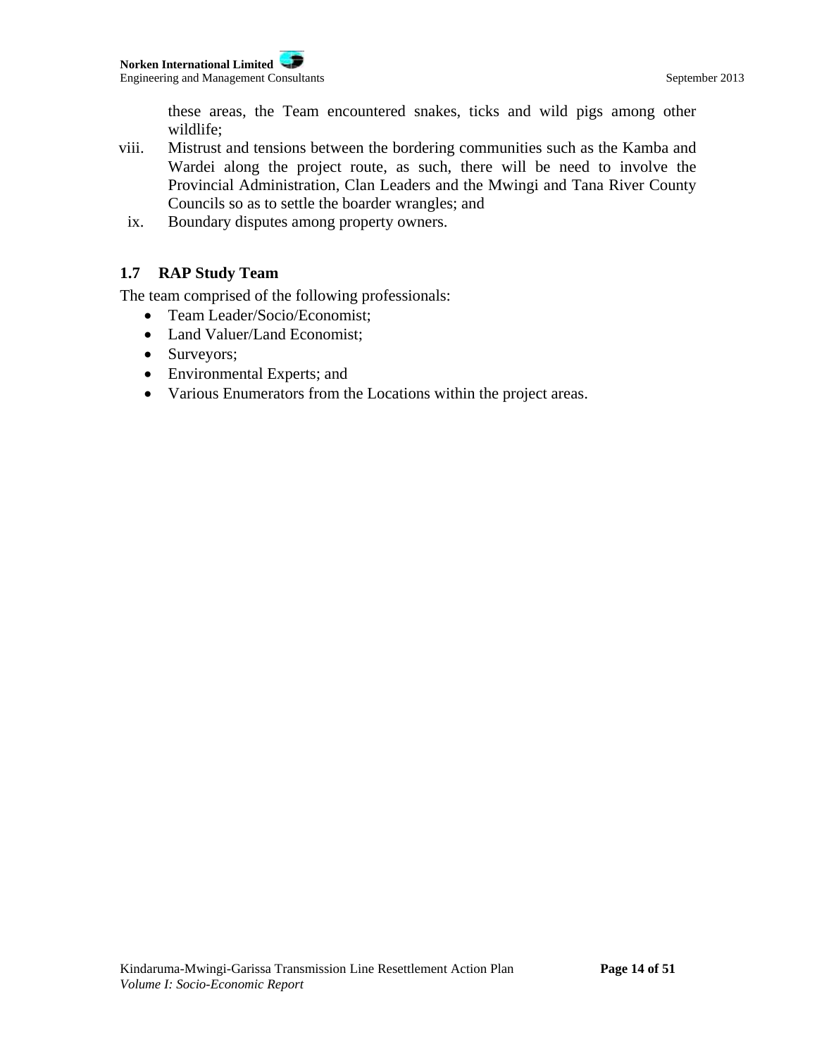these areas, the Team encountered snakes, ticks and wild pigs among other wildlife;

viii. Mistrust and tensions between the bordering communities such as the Kamba and Wardei along the project route, as such, there will be need to involve the Provincial Administration, Clan Leaders and the Mwingi and Tana River County Councils so as to settle the boarder wrangles; and

ix. Boundary disputes among property owners.

## 1.7 RAP Study Team

The team comprised of the following professionals:

- Team Leader/Socio/Economist;
- Land Valuer/Land Economist;
- Surveyors;
- Environmental Experts; and
- Various Enumerators from the Locations within the project areas.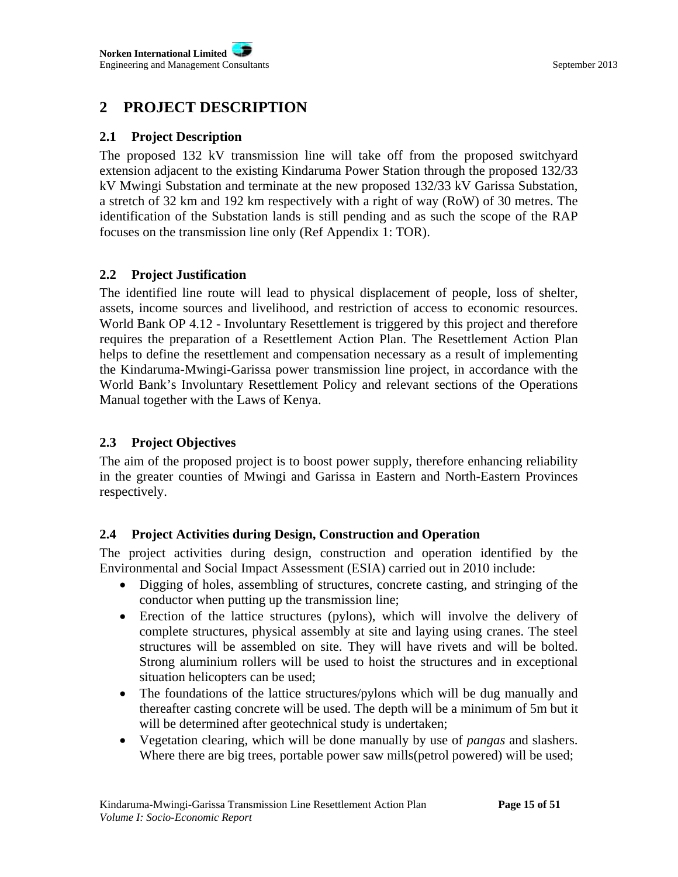# 2 PROJECT DESCRIPTION

## 2.1 Project Description

The proposed 132 kV transmission line will take off from the proposed switchyard extension adjacent to the existing Kindaruma Power Station through the proposed 132/33 kV Mwingi Substation and terminate at the new proposed 132/33 kV Garissa Substation, a stretch of 32 km and 192 km respectively with a right of way (RoW) of 30 metres. The identification of the Substation lands is still pending and as such the scope of the RAP focuses on the transmission line only (Ref Appendix 1: TOR).

## 2.2 Project Justification

The identified line route will lead to physical displacement of people, loss of shelter, assets, income sources and livelihood, and restriction of access to economic resources. World Bank OP 4.12 - Involuntary Resettlement is triggered by this project and therefore requires the preparation of a Resettlement Action Plan. The Resettlement Action Plan helps to define the resettlement and compensation necessary as a result of implementing the Kindaruma-Mwingi-Garissa power transmission line project, in accordance with the World Bank's Involuntary Resettlement Policy and relevant sections of the Operations Manual together with the Laws of Kenya.

## 2.3 Project Objectives

The aim of the proposed project is to boost power supply, therefore enhancing reliability in the greater counties of Mwingi and Garissa in Eastern and North-Eastern Provinces respectively.

## 2.4 Project Activities during Design, Construction and Operation

The project activities during design, construction and operation identified by the Environmental and Social Impact Assessment (ESIA) carried out in 2010 include:

- Digging of holes, assembling of structures, concrete casting, and stringing of the conductor when putting up the transmission line;
- Erection of the lattice structures (pylons), which will involve the delivery of complete structures, physical assembly at site and laying using cranes. The steel structures will be assembled on site. They will have rivets and will be bolted. Strong aluminium rollers will be used to hoist the structures and in exceptional situation helicopters can be used;
- The foundations of the lattice structures/pylons which will be dug manually and thereafter casting concrete will be used. The depth will be a minimum of 5m but it will be determined after geotechnical study is undertaken;
- Vegetation clearing, which will be done manually by use of *pangas* and slashers. Where there are big trees, portable power saw mills(petrol powered) will be used;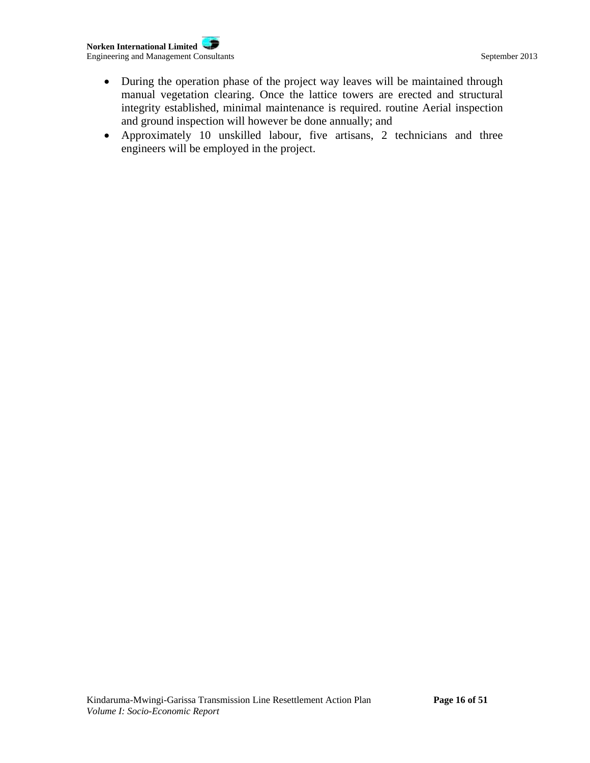- During the operation phase of the project way leaves will be maintained through manual vegetation clearing. Once the lattice towers are erected and structural integrity established, minimal maintenance is required. routine Aerial inspection and ground inspection will however be done annually; and
- Approximately 10 unskilled labour, five artisans, 2 technicians and three engineers will be employed in the project.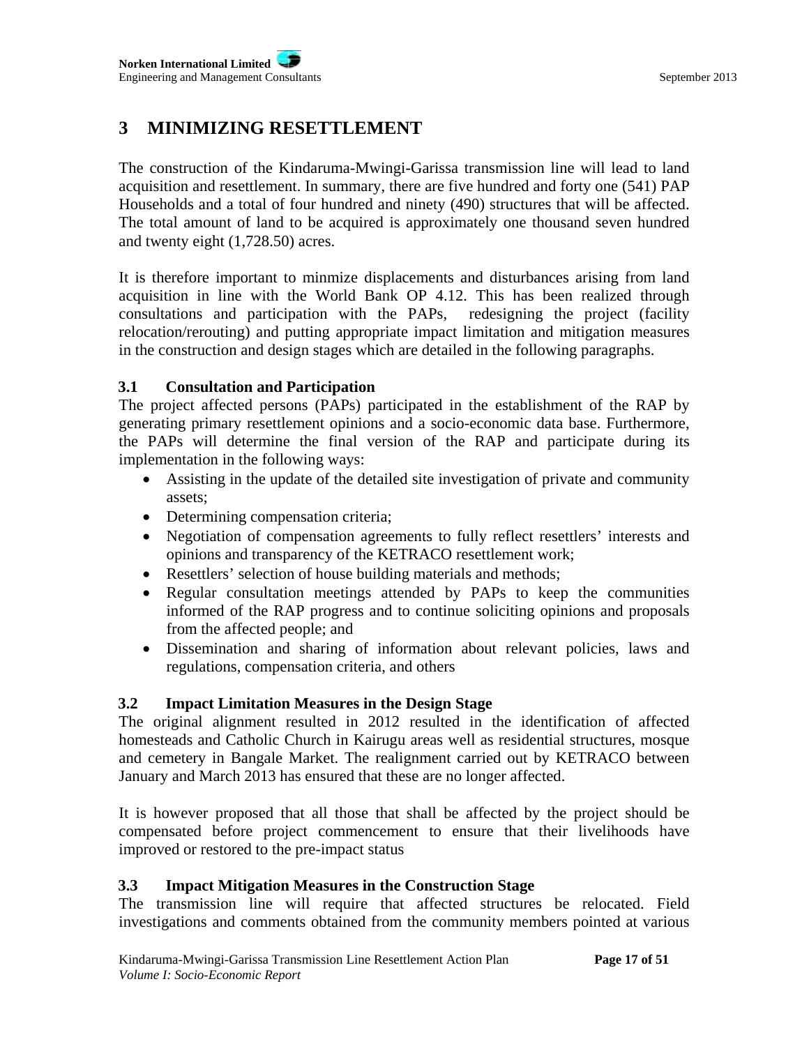# 3 MINIMIZING RESETTLEMENT

The construction of the Kindaruma-Mwingi-Garissa transmission line will lead to land acquisition and resettlement. In summary, there are five hundred and forty one (541) PAP Households and a total of four hundred and ninety (490) structures that will be affected. The total amount of land to be acquired is approximately one thousand seven hundred and twenty eight (1,728.50) acres.

It is therefore important to minmize displacements and disturbances arising from land acquisition in line with the World Bank OP 4.12. This has been realized through consultations and participation with the PAPs, redesigning the project (facility relocation/rerouting) and putting appropriate impact limitation and mitigation measures in the construction and design stages which are detailed in the following paragraphs.

## 3.1 Consultation and Participation

The project affected persons (PAPs) participated in the establishment of the RAP by generating primary resettlement opinions and a socio-economic data base. Furthermore, the PAPs will determine the final version of the RAP and participate during its implementation in the following ways:

- Assisting in the update of the detailed site investigation of private and community assets;
- Determining compensation criteria;
- Negotiation of compensation agreements to fully reflect resettlers' interests and opinions and transparency of the KETRACO resettlement work;
- Resettlers' selection of house building materials and methods;
- Regular consultation meetings attended by PAPs to keep the communities informed of the RAP progress and to continue soliciting opinions and proposals from the affected people; and
- Dissemination and sharing of information about relevant policies, laws and regulations, compensation criteria, and others

## 3.2 Impact Limitation Measures in the Design Stage

The original alignment resulted in 2012 resulted in the identification of affected homesteads and Catholic Church in Kairugu areas well as residential structures, mosque and cemetery in Bangale Market. The realignment carried out by KETRACO between January and March 2013 has ensured that these are no longer affected.

It is however proposed that all those that shall be affected by the project should be compensated before project commencement to ensure that their livelihoods have improved or restored to the pre-impact status

## 3.3 Impact Mitigation Measures in the Construction Stage

The transmission line will require that affected structures be relocated. Field investigations and comments obtained from the community members pointed at various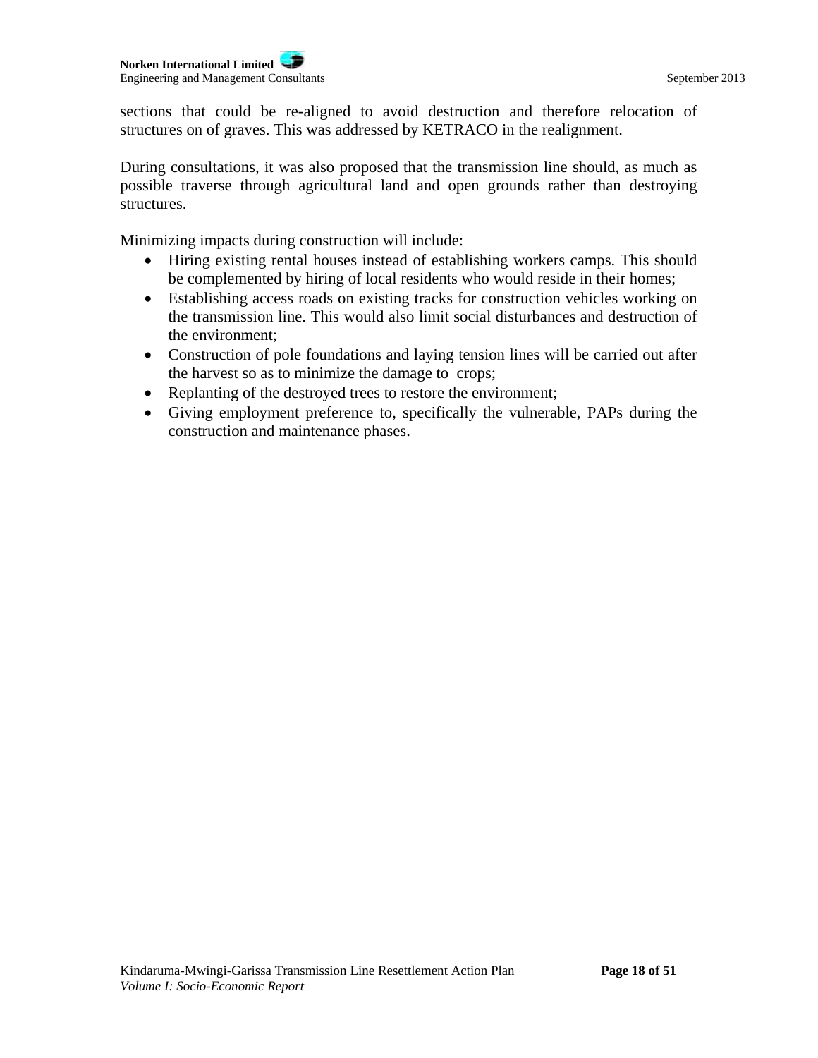sections that could be re-aligned to avoid destruction and therefore relocation of structures on of graves. This was addressed by KETRACO in the realignment.

During consultations, it was also proposed that the transmission line should, as much as possible traverse through agricultural land and open grounds rather than destroying structures.

Minimizing impacts during construction will include:

- Hiring existing rental houses instead of establishing workers camps. This should be complemented by hiring of local residents who would reside in their homes;
- Establishing access roads on existing tracks for construction vehicles working on the transmission line. This would also limit social disturbances and destruction of the environment;
- Construction of pole foundations and laying tension lines will be carried out after the harvest so as to minimize the damage to crops;
- Replanting of the destroyed trees to restore the environment;
- Giving employment preference to, specifically the vulnerable, PAPs during the construction and maintenance phases.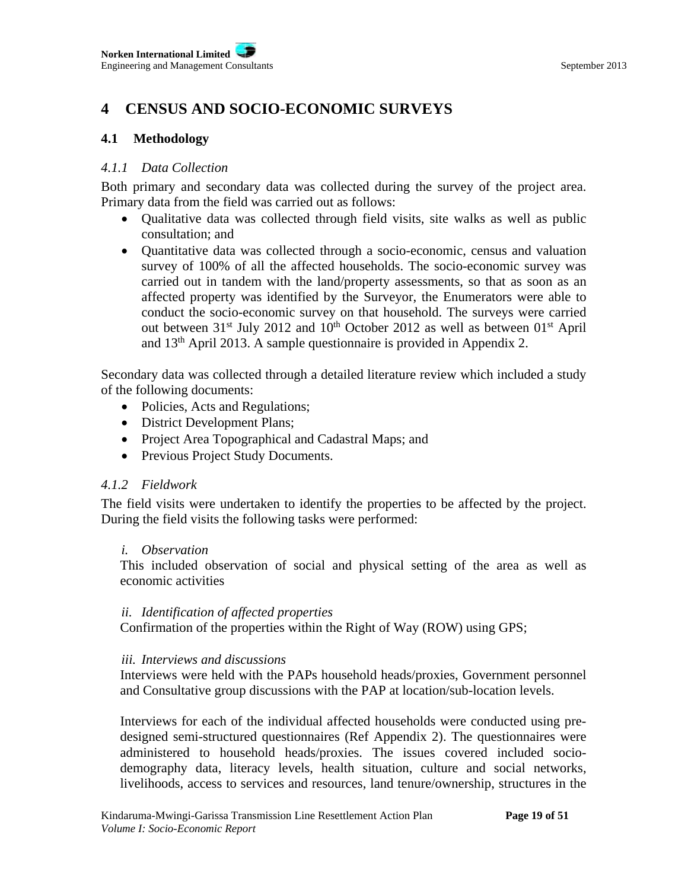# 4 CENSUS AND SOCIO-ECONOMIC SURVEYS

## 4.1 Methodology

### *4.1.1 Data Collection*

Both primary and secondary data was collected during the survey of the project area. Primary data from the field was carried out as follows:

- Qualitative data was collected through field visits, site walks as well as public consultation; and
- Quantitative data was collected through a socio-economic, census and valuation survey of 100% of all the affected households. The socio-economic survey was carried out in tandem with the land/property assessments, so that as soon as an affected property was identified by the Surveyor, the Enumerators were able to conduct the socio-economic survey on that household. The surveys were carried out between 31st July 2012 and 10th October 2012 as well as between 01st April and 13th April 2013. A sample questionnaire is provided in Appendix 2.

Secondary data was collected through a detailed literature review which included a study of the following documents:

- Policies, Acts and Regulations;
- District Development Plans;
- Project Area Topographical and Cadastral Maps; and
- Previous Project Study Documents.

### *4.1.2 Fieldwork*

The field visits were undertaken to identify the properties to be affected by the project. During the field visits the following tasks were performed:

*i. Observation*

This included observation of social and physical setting of the area as well as economic activities

*ii. Identification of affected properties*

Confirmation of the properties within the Right of Way (ROW) using GPS;

*iii. Interviews and discussions*

Interviews were held with the PAPs household heads/proxies, Government personnel and Consultative group discussions with the PAP at location/sub-location levels.

Interviews for each of the individual affected households were conducted using pre-designed semi-structured questionnaires (Ref Appendix 2). The questionnaires were administered to household heads/proxies. The issues covered included socio-demography data, literacy levels, health situation, culture and social networks, livelihoods, access to services and resources, land tenure/ownership, structures in the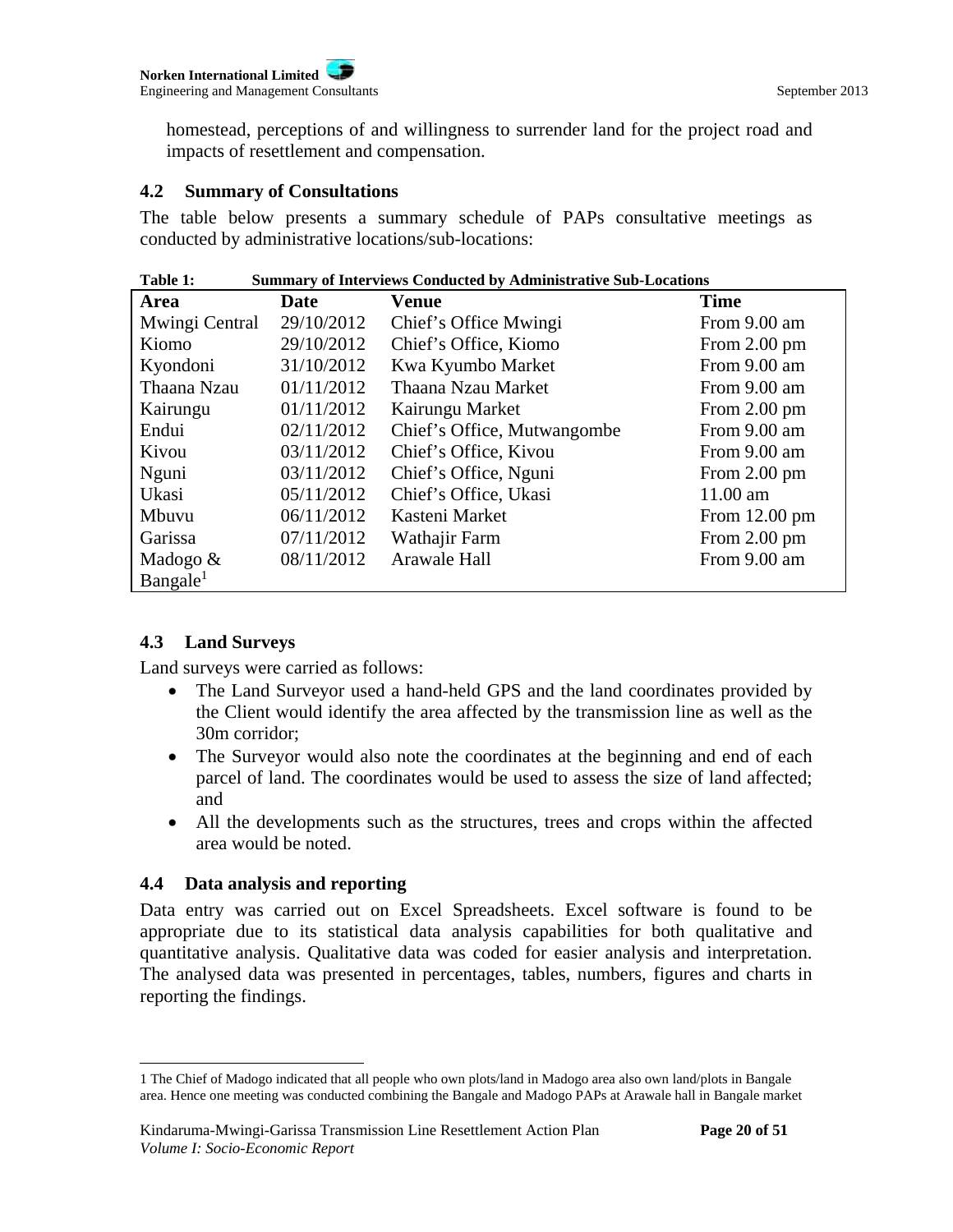homestead, perceptions of and willingness to surrender land for the project road and impacts of resettlement and compensation.

## 4.2 Summary of Consultations

The table below presents a summary schedule of PAPs consultative meetings as conducted by administrative locations/sub-locations:

**Table 1: Summary of Interviews Conducted by Administrative Sub-Locations**

| Area | Date | Venue | Time |
|---|---|---|---|
| Mwingi Central | 29/10/2012 | Chief's Office Mwingi | From 9.00 am |
| Kiomo | 29/10/2012 | Chief's Office, Kiomo | From 2.00 pm |
| Kyondoni | 31/10/2012 | Kwa Kyumbo Market | From 9.00 am |
| Thaana Nzau | 01/11/2012 | Thaana Nzau Market | From 9.00 am |
| Kairungu | 01/11/2012 | Kairungu Market | From 2.00 pm |
| Endui | 02/11/2012 | Chief's Office, Mutwangombe | From 9.00 am |
| Kivou | 03/11/2012 | Chief's Office, Kivou | From 9.00 am |
| Nguni | 03/11/2012 | Chief's Office, Nguni | From 2.00 pm |
| Ukasi | 05/11/2012 | Chief's Office, Ukasi | 11.00 am |
| Mbuvu | 06/11/2012 | Kasteni Market | From 12.00 pm |
| Garissa | 07/11/2012 | Wathajir Farm | From 2.00 pm |
| Madogo & Bangale[1] | 08/11/2012 | Arawale Hall | From 9.00 am |

## 4.3 Land Surveys

Land surveys were carried as follows:

- The Land Surveyor used a hand-held GPS and the land coordinates provided by the Client would identify the area affected by the transmission line as well as the 30m corridor;
- The Surveyor would also note the coordinates at the beginning and end of each parcel of land. The coordinates would be used to assess the size of land affected; and
- All the developments such as the structures, trees and crops within the affected area would be noted.

## 4.4 Data analysis and reporting

Data entry was carried out on Excel Spreadsheets. Excel software is found to be appropriate due to its statistical data analysis capabilities for both qualitative and quantitative analysis. Qualitative data was coded for easier analysis and interpretation. The analysed data was presented in percentages, tables, numbers, figures and charts in reporting the findings.

[1] The Chief of Madogo indicated that all people who own plots/land in Madogo area also own land/plots in Bangale area. Hence one meeting was conducted combining the Bangale and Madogo PAPs at Arawale hall in Bangale market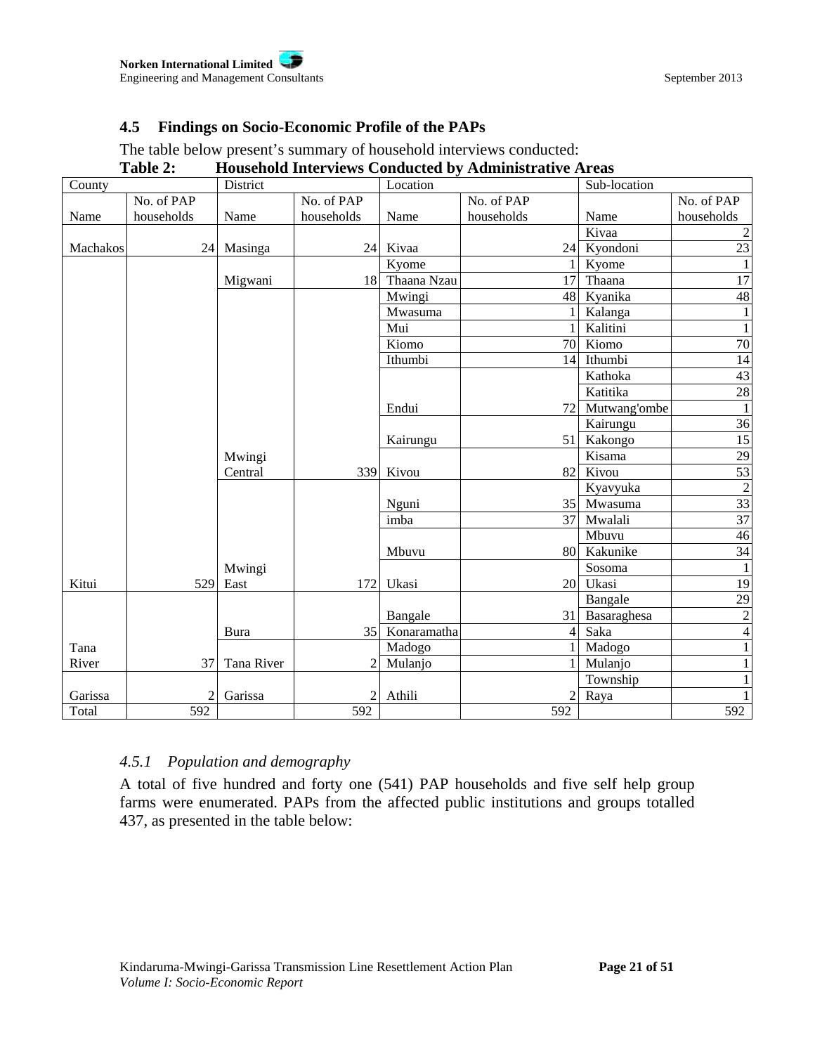## 4.5 Findings on Socio-Economic Profile of the PAPs

The table below present's summary of household interviews conducted:

**Table 2: Household Interviews Conducted by Administrative Areas**

| County | | District | | Location | | Sub-location | |
|---|---|---|---|---|---|---|---|
| Name | No. of PAP households | Name | No. of PAP households | Name | No. of PAP households | Name | No. of PAP households |
| | | | | | | Kivaa | 2 |
| Machakos | 24 | Masinga | 24 | Kivaa | 24 | Kyondoni | 23 |
| | | | | Kyome | 1 | Kyome | 1 |
| | | Migwani | 18 | Thaana Nzau | 17 | Thaana | 17 |
| | | | | Mwingi | 48 | Kyanika | 48 |
| | | | | Mwasuma | 1 | Kalanga | 1 |
| | | | | Mui | 1 | Kalitini | 1 |
| | | | | Kiomo | 70 | Kiomo | 70 |
| | | | | Ithumbi | 14 | Ithumbi | 14 |
| | | | | | | Kathoka | 43 |
| | | | | | | Katitika | 28 |
| | | | | Endui | 72 | Mutwang'ombe | 1 |
| | | | | | | Kairungu | 36 |
| | | | | Kairungu | 51 | Kakongo | 15 |
| | | | | | | Kisama | 29 |
| | | Mwingi Central | 339 | Kivou | 82 | Kivou | 53 |
| | | | | | | Kyavyuka | 2 |
| | | | | Nguni | 35 | Mwasuma | 33 |
| | | | | imba | 37 | Mwalali | 37 |
| | | | | | | Mbuvu | 46 |
| | | | | Mbuvu | 80 | Kakunike | 34 |
| | | | | | | Sosoma | 1 |
| Kitui | 529 | Mwingi East | 172 | Ukasi | 20 | Ukasi | 19 |
| | | | | | | Bangale | 29 |
| | | | | Bangale | 31 | Basaraghesa | 2 |
| | | Bura | 35 | Konaramatha | 4 | Saka | 4 |
| | | | | Madogo | 1 | Madogo | 1 |
| Tana River | 37 | Tana River | 2 | Mulanjo | 1 | Mulanjo | 1 |
| | | | | | | Township | 1 |
| Garissa | 2 | Garissa | 2 | Athili | 2 | Raya | 1 |
| Total | 592 | | 592 | | 592 | | 592 |

### *4.5.1 Population and demography*

A total of five hundred and forty one (541) PAP households and five self help group farms were enumerated. PAPs from the affected public institutions and groups totalled 437, as presented in the table below: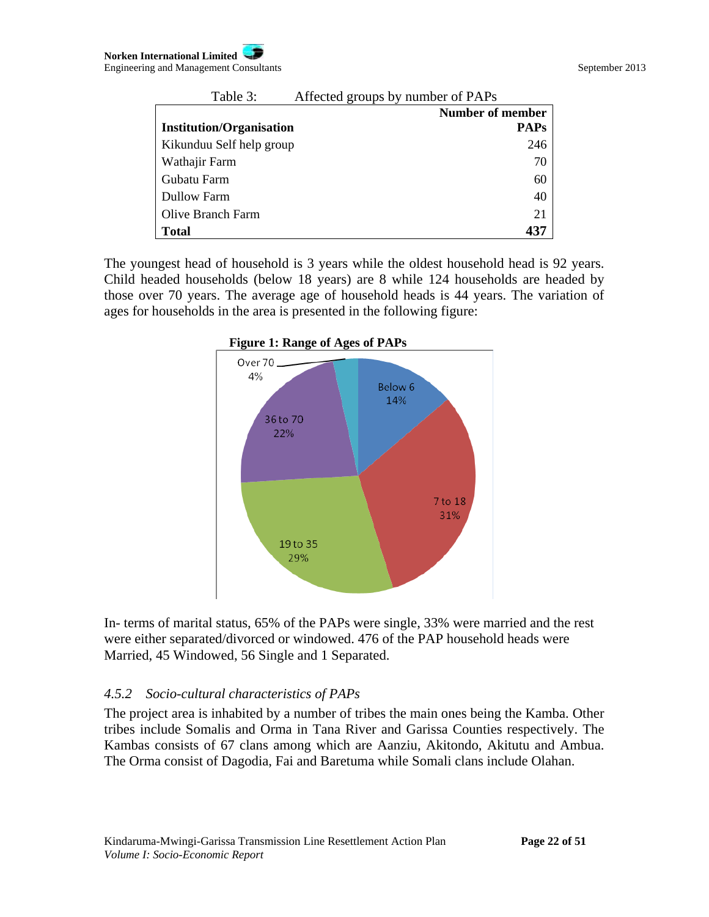Table 3: Affected groups by number of PAPs

| Institution/Organisation | Number of member PAPs |
|---|---|
| Kikunduu Self help group | 246 |
| Wathajir Farm | 70 |
| Gubatu Farm | 60 |
| Dullow Farm | 40 |
| Olive Branch Farm | 21 |
| **Total** | **437** |

The youngest head of household is 3 years while the oldest household head is 92 years. Child headed households (below 18 years) are 8 while 124 households are headed by those over 70 years. The average age of household heads is 44 years. The variation of ages for households in the area is presented in the following figure:

**Figure 1: Range of Ages of PAPs**

| Age range | Percentage |
|---|---|
| Below 6 | 14% |
| 7 to 18 | 31% |
| 19 to 35 | 29% |
| 36 to 70 | 22% |
| Over 70 | 4% |

In- terms of marital status, 65% of the PAPs were single, 33% were married and the rest were either separated/divorced or windowed. 476 of the PAP household heads were Married, 45 Windowed, 56 Single and 1 Separated.

### *4.5.2 Socio-cultural characteristics of PAPs*

The project area is inhabited by a number of tribes the main ones being the Kamba. Other tribes include Somalis and Orma in Tana River and Garissa Counties respectively. The Kambas consists of 67 clans among which are Aanziu, Akitondo, Akitutu and Ambua. The Orma consist of Dagodia, Fai and Baretuma while Somali clans include Olahan.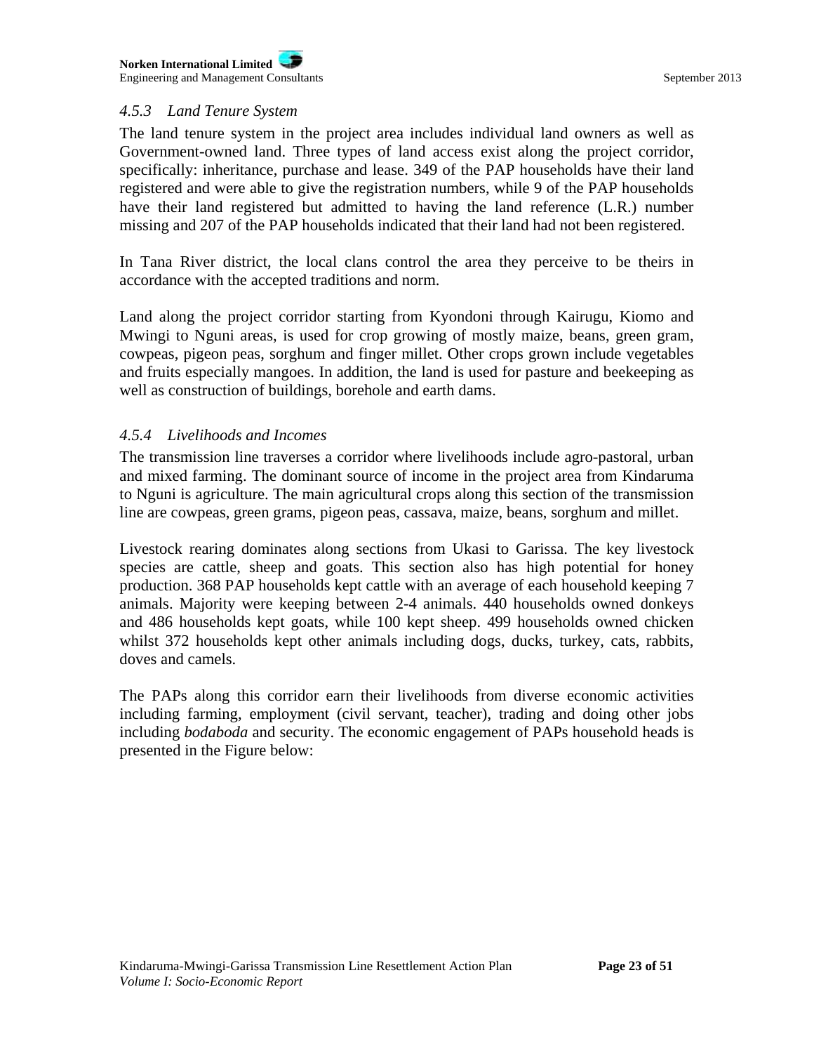### *4.5.3 Land Tenure System*

The land tenure system in the project area includes individual land owners as well as Government-owned land. Three types of land access exist along the project corridor, specifically: inheritance, purchase and lease. 349 of the PAP households have their land registered and were able to give the registration numbers, while 9 of the PAP households have their land registered but admitted to having the land reference (L.R.) number missing and 207 of the PAP households indicated that their land had not been registered.

In Tana River district, the local clans control the area they perceive to be theirs in accordance with the accepted traditions and norm.

Land along the project corridor starting from Kyondoni through Kairugu, Kiomo and Mwingi to Nguni areas, is used for crop growing of mostly maize, beans, green gram, cowpeas, pigeon peas, sorghum and finger millet. Other crops grown include vegetables and fruits especially mangoes. In addition, the land is used for pasture and beekeeping as well as construction of buildings, borehole and earth dams.

### *4.5.4 Livelihoods and Incomes*

The transmission line traverses a corridor where livelihoods include agro-pastoral, urban and mixed farming. The dominant source of income in the project area from Kindaruma to Nguni is agriculture. The main agricultural crops along this section of the transmission line are cowpeas, green grams, pigeon peas, cassava, maize, beans, sorghum and millet.

Livestock rearing dominates along sections from Ukasi to Garissa. The key livestock species are cattle, sheep and goats. This section also has high potential for honey production. 368 PAP households kept cattle with an average of each household keeping 7 animals. Majority were keeping between 2-4 animals. 440 households owned donkeys and 486 households kept goats, while 100 kept sheep. 499 households owned chicken whilst 372 households kept other animals including dogs, ducks, turkey, cats, rabbits, doves and camels.

The PAPs along this corridor earn their livelihoods from diverse economic activities including farming, employment (civil servant, teacher), trading and doing other jobs including *bodaboda* and security. The economic engagement of PAPs household heads is presented in the Figure below: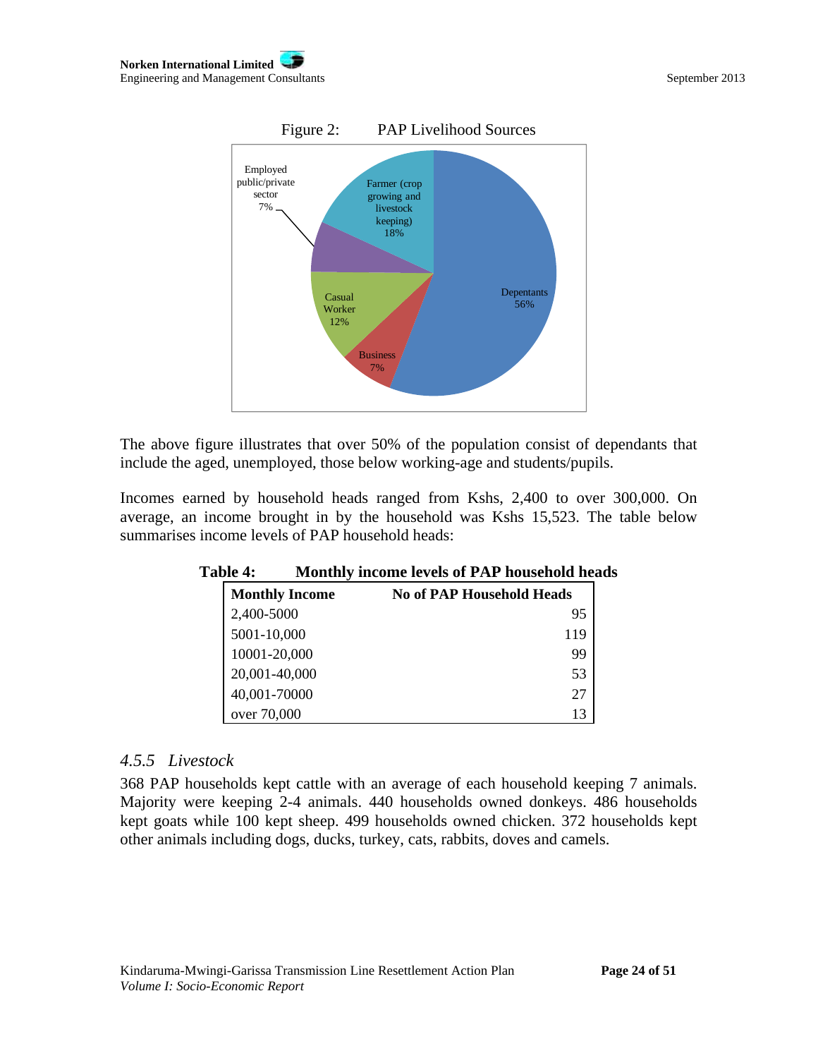Figure 2: PAP Livelihood Sources

The above figure illustrates that over 50% of the population consist of dependants that include the aged, unemployed, those below working-age and students/pupils.

Incomes earned by household heads ranged from Kshs, 2,400 to over 300,000. On average, an income brought in by the household was Kshs 15,523. The table below summarises income levels of PAP household heads:

**Table 4: Monthly income levels of PAP household heads**

| Monthly Income | No of PAP Household Heads |
|---|---:|
| 2,400-5000 | 95 |
| 5001-10,000 | 119 |
| 10001-20,000 | 99 |
| 20,001-40,000 | 53 |
| 40,001-70000 | 27 |
| over 70,000 | 13 |

### *4.5.5 Livestock*

368 PAP households kept cattle with an average of each household keeping 7 animals. Majority were keeping 2-4 animals. 440 households owned donkeys. 486 households kept goats while 100 kept sheep. 499 households owned chicken. 372 households kept other animals including dogs, ducks, turkey, cats, rabbits, doves and camels.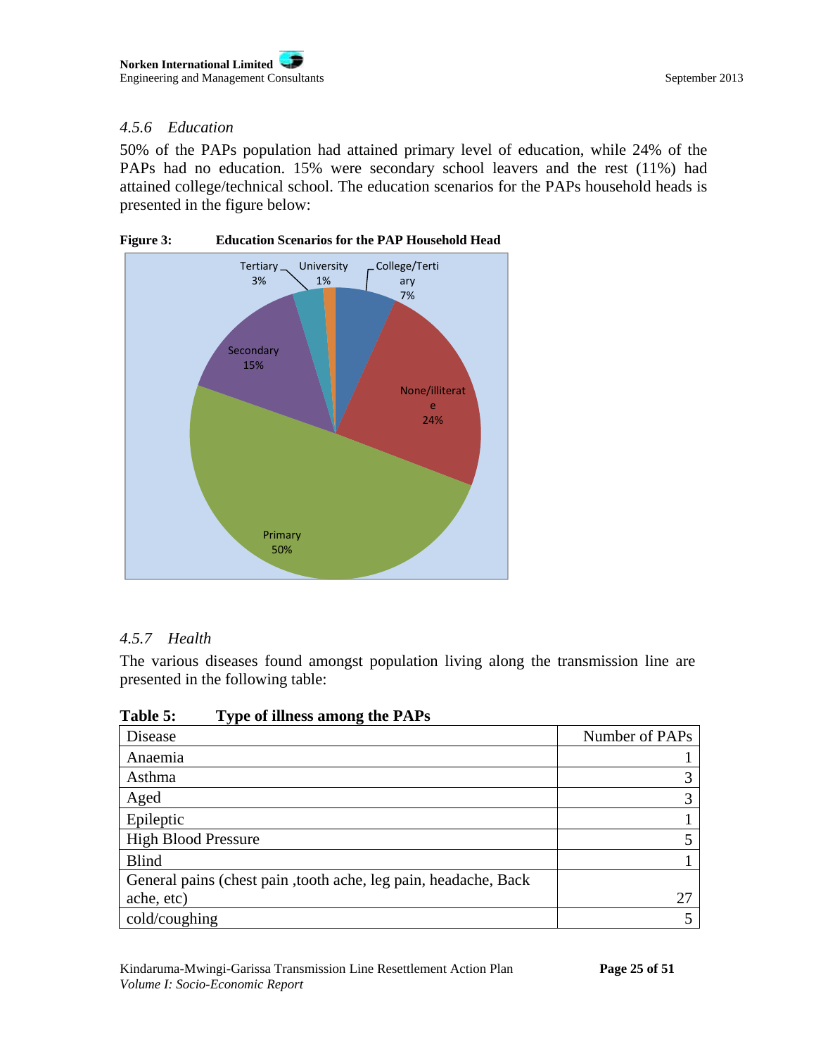#### 4.5.6 *Education*

50% of the PAPs population had attained primary level of education, while 24% of the PAPs had no education. 15% were secondary school leavers and the rest (11%) had attained college/technical school. The education scenarios for the PAPs household heads is presented in the figure below:

**Figure 3: Education Scenarios for the PAP Household Head**

#### 4.5.7 *Health*

The various diseases found amongst population living along the transmission line are presented in the following table:

**Table 5: Type of illness among the PAPs**

| Disease | Number of PAPs |
|---|---|
| Anaemia | 1 |
| Asthma | 3 |
| Aged | 3 |
| Epileptic | 1 |
| High Blood Pressure | 5 |
| Blind | 1 |
| General pains (chest pain ,tooth ache, leg pain, headache, Back ache, etc) | 27 |
| cold/coughing | 5 |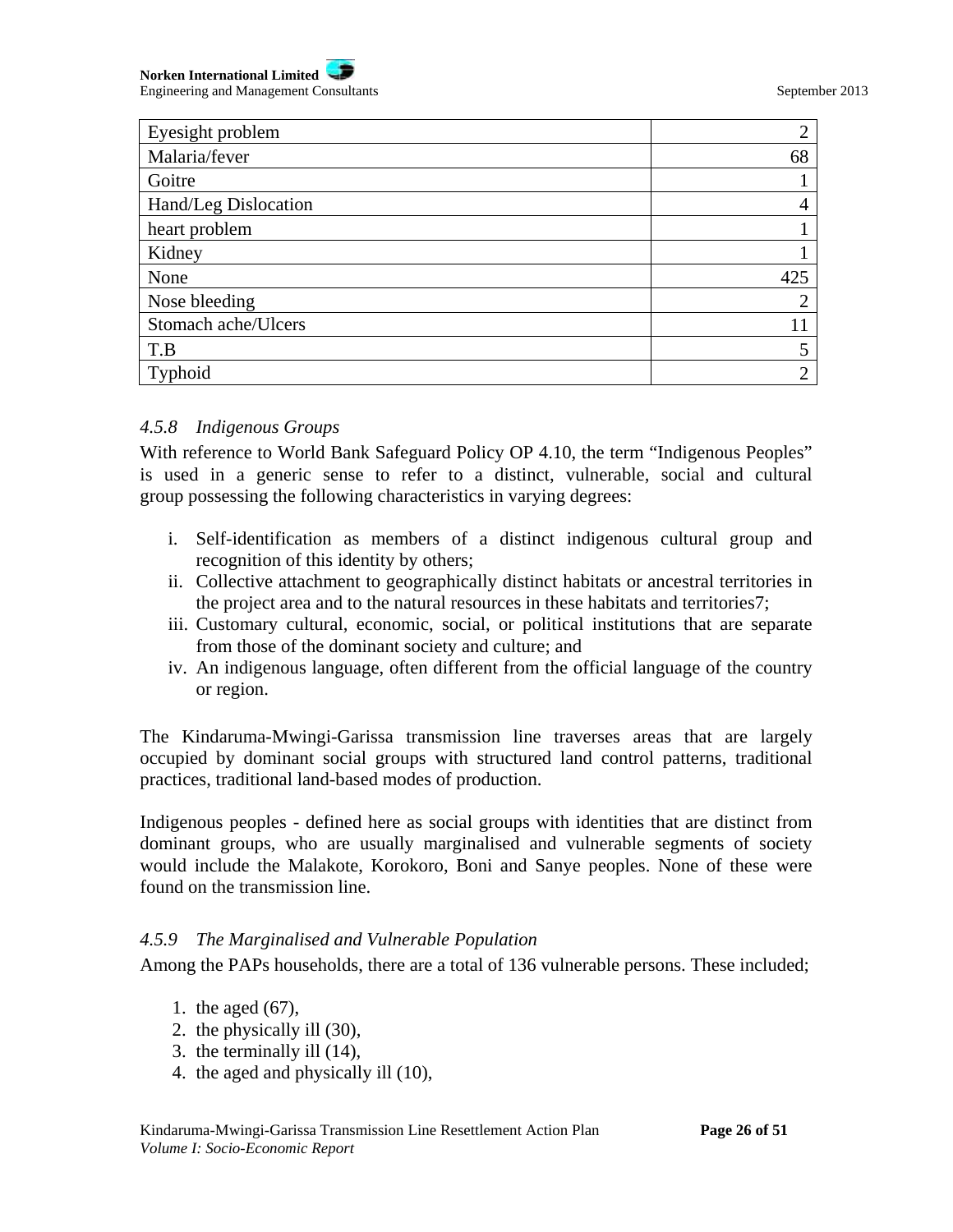| | |
|---|---|
| Eyesight problem | 2 |
| Malaria/fever | 68 |
| Goitre | 1 |
| Hand/Leg Dislocation | 4 |
| heart problem | 1 |
| Kidney | 1 |
| None | 425 |
| Nose bleeding | 2 |
| Stomach ache/Ulcers | 11 |
| T.B | 5 |
| Typhoid | 2 |

### *4.5.8 Indigenous Groups*

With reference to World Bank Safeguard Policy OP 4.10, the term "Indigenous Peoples" is used in a generic sense to refer to a distinct, vulnerable, social and cultural group possessing the following characteristics in varying degrees:

i. Self-identification as members of a distinct indigenous cultural group and recognition of this identity by others;
ii. Collective attachment to geographically distinct habitats or ancestral territories in the project area and to the natural resources in these habitats and territories7;
iii. Customary cultural, economic, social, or political institutions that are separate from those of the dominant society and culture; and
iv. An indigenous language, often different from the official language of the country or region.

The Kindaruma-Mwingi-Garissa transmission line traverses areas that are largely occupied by dominant social groups with structured land control patterns, traditional practices, traditional land-based modes of production.

Indigenous peoples - defined here as social groups with identities that are distinct from dominant groups, who are usually marginalised and vulnerable segments of society would include the Malakote, Korokoro, Boni and Sanye peoples. None of these were found on the transmission line.

### *4.5.9 The Marginalised and Vulnerable Population*

Among the PAPs households, there are a total of 136 vulnerable persons. These included;

1. the aged (67),
2. the physically ill (30),
3. the terminally ill (14),
4. the aged and physically ill (10),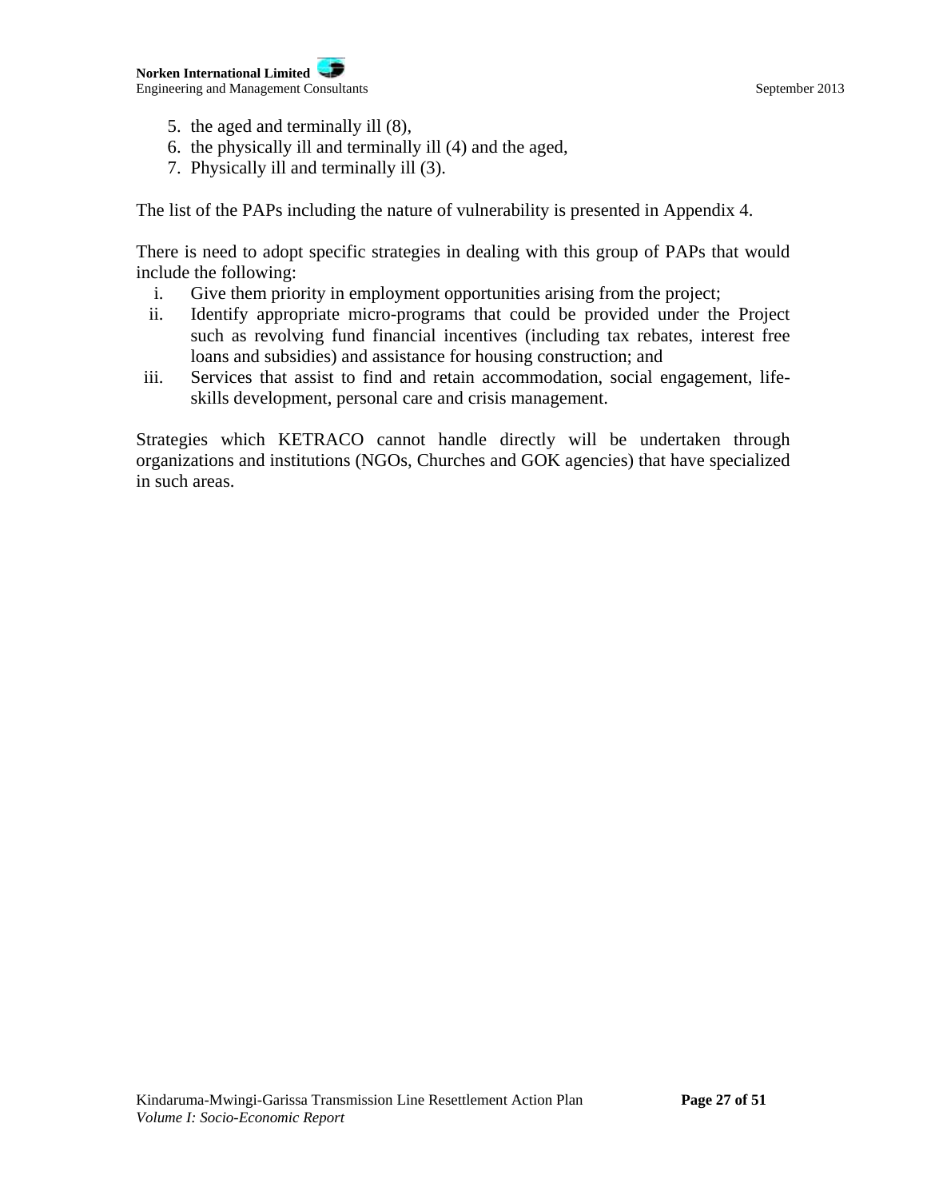5. the aged and terminally ill (8),
6. the physically ill and terminally ill (4) and the aged,
7. Physically ill and terminally ill (3).

The list of the PAPs including the nature of vulnerability is presented in Appendix 4.

There is need to adopt specific strategies in dealing with this group of PAPs that would include the following:

i. Give them priority in employment opportunities arising from the project;
ii. Identify appropriate micro-programs that could be provided under the Project such as revolving fund financial incentives (including tax rebates, interest free loans and subsidies) and assistance for housing construction; and
iii. Services that assist to find and retain accommodation, social engagement, life-skills development, personal care and crisis management.

Strategies which KETRACO cannot handle directly will be undertaken through organizations and institutions (NGOs, Churches and GOK agencies) that have specialized in such areas.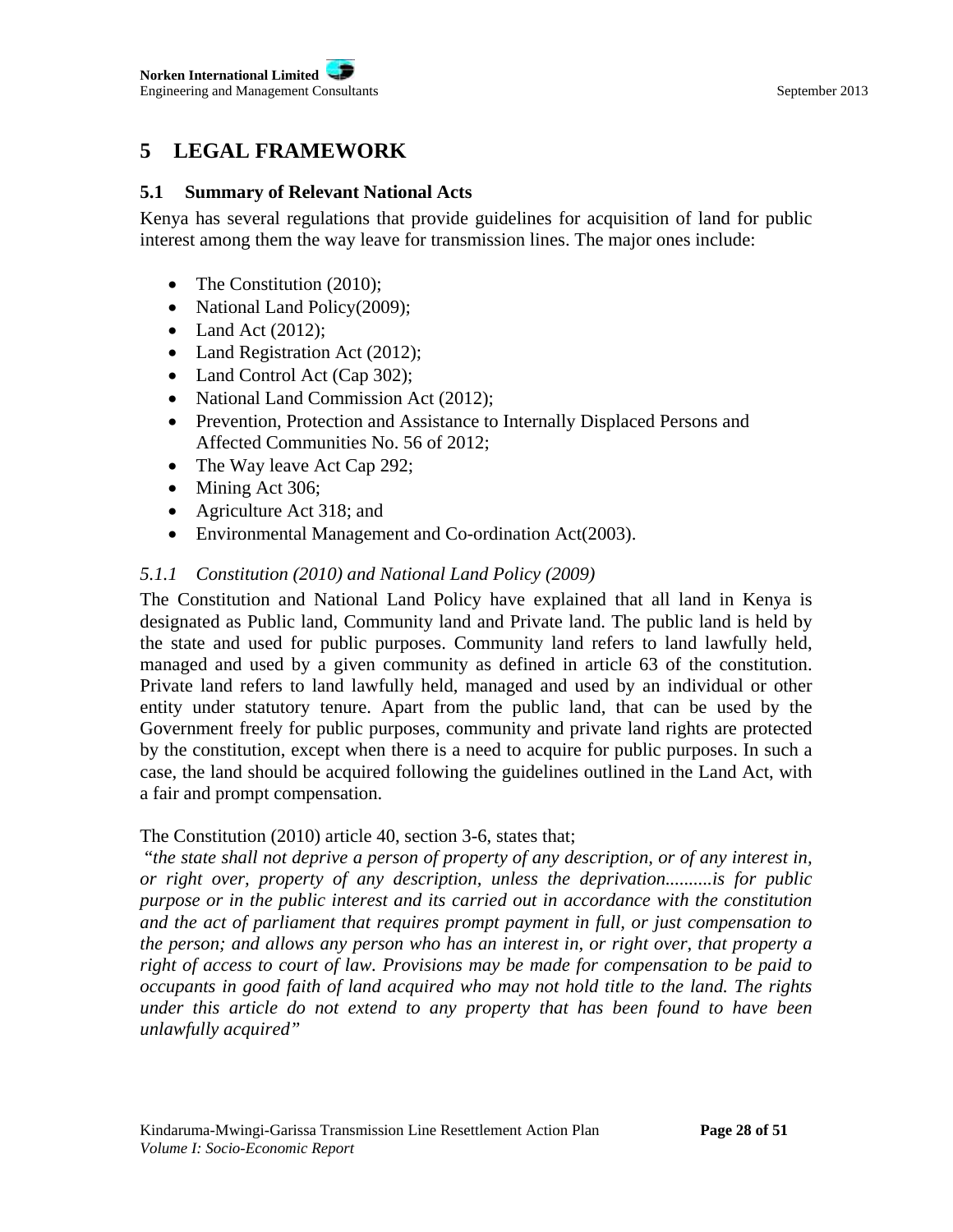# 5 LEGAL FRAMEWORK

## 5.1 Summary of Relevant National Acts

Kenya has several regulations that provide guidelines for acquisition of land for public interest among them the way leave for transmission lines. The major ones include:

- The Constitution (2010);
- National Land Policy(2009);
- Land Act (2012);
- Land Registration Act (2012);
- Land Control Act (Cap 302);
- National Land Commission Act (2012);
- Prevention, Protection and Assistance to Internally Displaced Persons and Affected Communities No. 56 of 2012;
- The Way leave Act Cap 292;
- Mining Act 306;
- Agriculture Act 318; and
- Environmental Management and Co-ordination Act(2003).

### *5.1.1 Constitution (2010) and National Land Policy (2009)*

The Constitution and National Land Policy have explained that all land in Kenya is designated as Public land, Community land and Private land. The public land is held by the state and used for public purposes. Community land refers to land lawfully held, managed and used by a given community as defined in article 63 of the constitution. Private land refers to land lawfully held, managed and used by an individual or other entity under statutory tenure. Apart from the public land, that can be used by the Government freely for public purposes, community and private land rights are protected by the constitution, except when there is a need to acquire for public purposes. In such a case, the land should be acquired following the guidelines outlined in the Land Act, with a fair and prompt compensation.

The Constitution (2010) article 40, section 3-6, states that;

*"the state shall not deprive a person of property of any description, or of any interest in, or right over, property of any description, unless the deprivation..........is for public purpose or in the public interest and its carried out in accordance with the constitution and the act of parliament that requires prompt payment in full, or just compensation to the person; and allows any person who has an interest in, or right over, that property a right of access to court of law. Provisions may be made for compensation to be paid to occupants in good faith of land acquired who may not hold title to the land. The rights under this article do not extend to any property that has been found to have been unlawfully acquired"*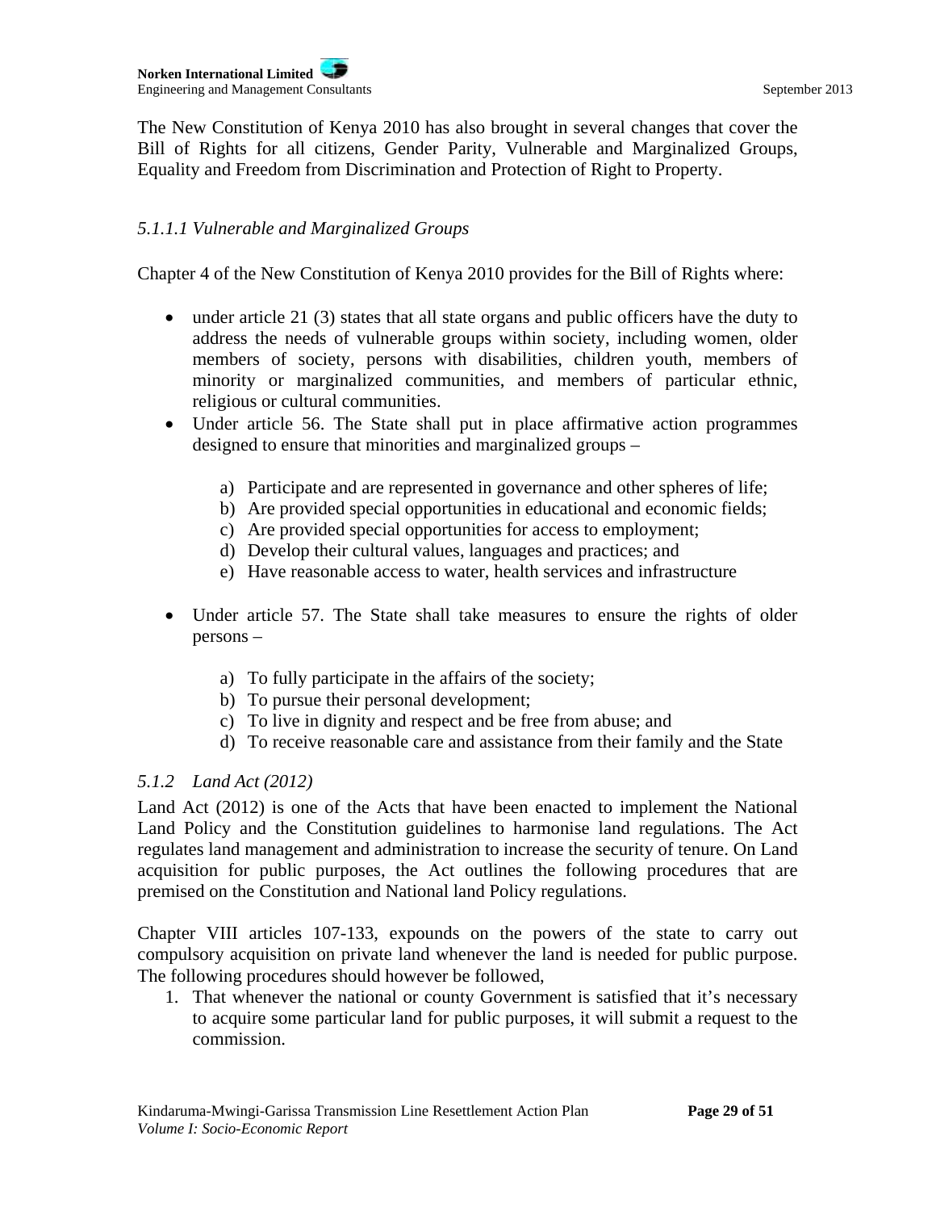The New Constitution of Kenya 2010 has also brought in several changes that cover the Bill of Rights for all citizens, Gender Parity, Vulnerable and Marginalized Groups, Equality and Freedom from Discrimination and Protection of Right to Property.

#### *5.1.1.1 Vulnerable and Marginalized Groups*

Chapter 4 of the New Constitution of Kenya 2010 provides for the Bill of Rights where:

- under article 21 (3) states that all state organs and public officers have the duty to address the needs of vulnerable groups within society, including women, older members of society, persons with disabilities, children youth, members of minority or marginalized communities, and members of particular ethnic, religious or cultural communities.
- Under article 56. The State shall put in place affirmative action programmes designed to ensure that minorities and marginalized groups –

    a) Participate and are represented in governance and other spheres of life;
    b) Are provided special opportunities in educational and economic fields;
    c) Are provided special opportunities for access to employment;
    d) Develop their cultural values, languages and practices; and
    e) Have reasonable access to water, health services and infrastructure

- Under article 57. The State shall take measures to ensure the rights of older persons –

    a) To fully participate in the affairs of the society;
    b) To pursue their personal development;
    c) To live in dignity and respect and be free from abuse; and
    d) To receive reasonable care and assistance from their family and the State

### *5.1.2 Land Act (2012)*

Land Act (2012) is one of the Acts that have been enacted to implement the National Land Policy and the Constitution guidelines to harmonise land regulations. The Act regulates land management and administration to increase the security of tenure. On Land acquisition for public purposes, the Act outlines the following procedures that are premised on the Constitution and National land Policy regulations.

Chapter VIII articles 107-133, expounds on the powers of the state to carry out compulsory acquisition on private land whenever the land is needed for public purpose. The following procedures should however be followed,

1. That whenever the national or county Government is satisfied that it's necessary to acquire some particular land for public purposes, it will submit a request to the commission.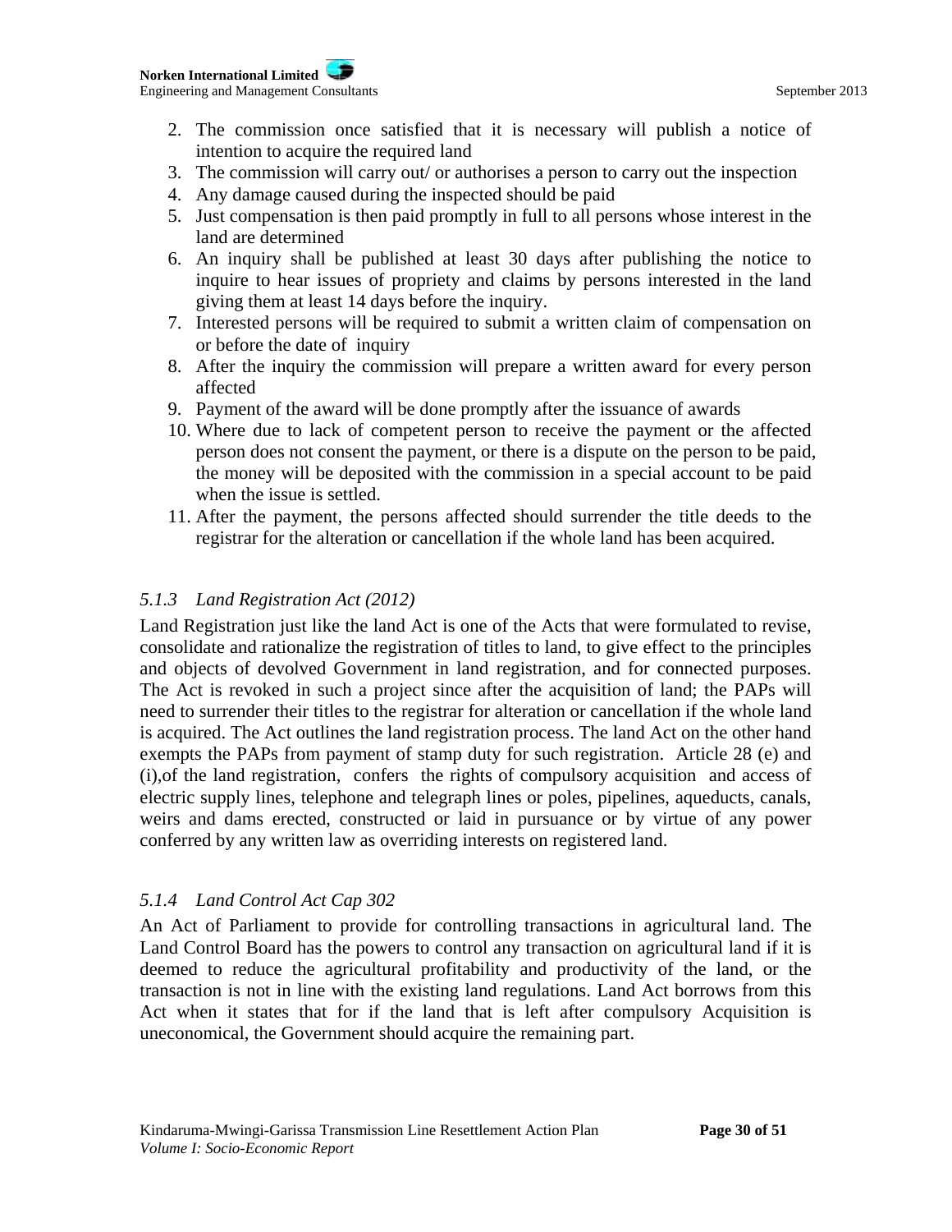2. The commission once satisfied that it is necessary will publish a notice of intention to acquire the required land
3. The commission will carry out/ or authorises a person to carry out the inspection
4. Any damage caused during the inspected should be paid
5. Just compensation is then paid promptly in full to all persons whose interest in the land are determined
6. An inquiry shall be published at least 30 days after publishing the notice to inquire to hear issues of propriety and claims by persons interested in the land giving them at least 14 days before the inquiry.
7. Interested persons will be required to submit a written claim of compensation on or before the date of inquiry
8. After the inquiry the commission will prepare a written award for every person affected
9. Payment of the award will be done promptly after the issuance of awards
10. Where due to lack of competent person to receive the payment or the affected person does not consent the payment, or there is a dispute on the person to be paid, the money will be deposited with the commission in a special account to be paid when the issue is settled.
11. After the payment, the persons affected should surrender the title deeds to the registrar for the alteration or cancellation if the whole land has been acquired.

### *5.1.3 Land Registration Act (2012)*

Land Registration just like the land Act is one of the Acts that were formulated to revise, consolidate and rationalize the registration of titles to land, to give effect to the principles and objects of devolved Government in land registration, and for connected purposes. The Act is revoked in such a project since after the acquisition of land; the PAPs will need to surrender their titles to the registrar for alteration or cancellation if the whole land is acquired. The Act outlines the land registration process. The land Act on the other hand exempts the PAPs from payment of stamp duty for such registration. Article 28 (e) and (i),of the land registration, confers the rights of compulsory acquisition and access of electric supply lines, telephone and telegraph lines or poles, pipelines, aqueducts, canals, weirs and dams erected, constructed or laid in pursuance or by virtue of any power conferred by any written law as overriding interests on registered land.

### *5.1.4 Land Control Act Cap 302*

An Act of Parliament to provide for controlling transactions in agricultural land. The Land Control Board has the powers to control any transaction on agricultural land if it is deemed to reduce the agricultural profitability and productivity of the land, or the transaction is not in line with the existing land regulations. Land Act borrows from this Act when it states that for if the land that is left after compulsory Acquisition is uneconomical, the Government should acquire the remaining part.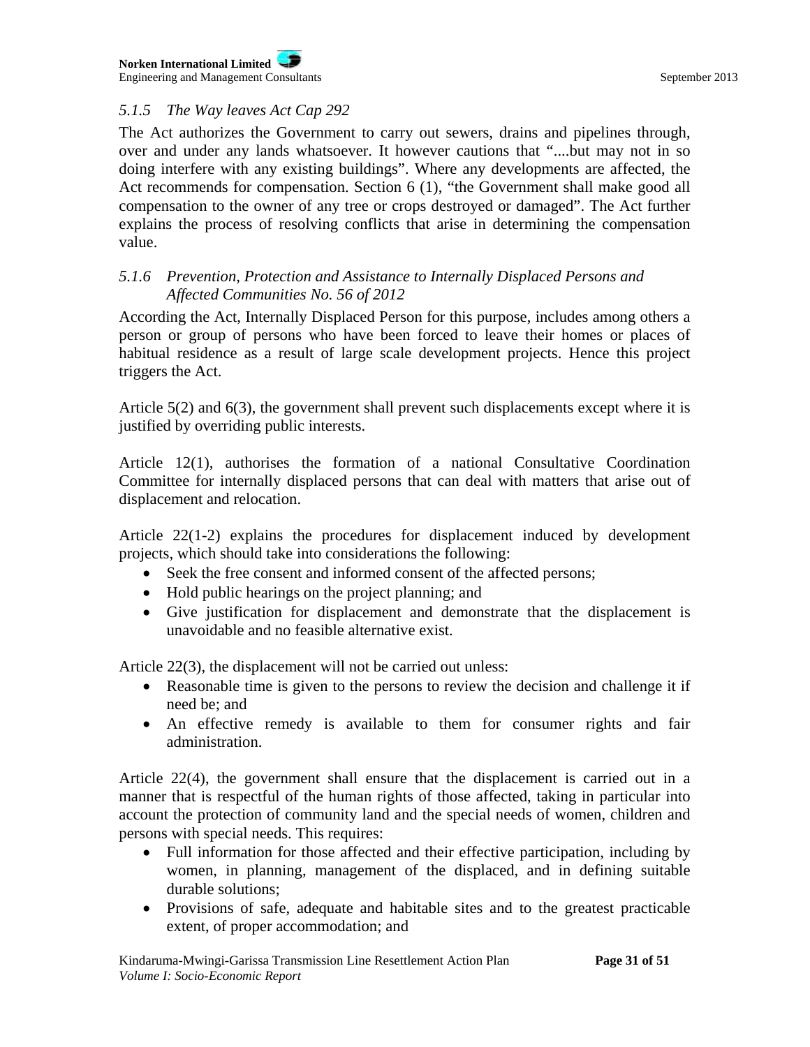### *5.1.5 The Way leaves Act Cap 292*

The Act authorizes the Government to carry out sewers, drains and pipelines through, over and under any lands whatsoever. It however cautions that "....but may not in so doing interfere with any existing buildings". Where any developments are affected, the Act recommends for compensation. Section 6 (1), "the Government shall make good all compensation to the owner of any tree or crops destroyed or damaged". The Act further explains the process of resolving conflicts that arise in determining the compensation value.

### *5.1.6 Prevention, Protection and Assistance to Internally Displaced Persons and Affected Communities No. 56 of 2012*

According the Act, Internally Displaced Person for this purpose, includes among others a person or group of persons who have been forced to leave their homes or places of habitual residence as a result of large scale development projects. Hence this project triggers the Act.

Article 5(2) and 6(3), the government shall prevent such displacements except where it is justified by overriding public interests.

Article 12(1), authorises the formation of a national Consultative Coordination Committee for internally displaced persons that can deal with matters that arise out of displacement and relocation.

Article 22(1-2) explains the procedures for displacement induced by development projects, which should take into considerations the following:

- Seek the free consent and informed consent of the affected persons;
- Hold public hearings on the project planning; and
- Give justification for displacement and demonstrate that the displacement is unavoidable and no feasible alternative exist.

Article 22(3), the displacement will not be carried out unless:

- Reasonable time is given to the persons to review the decision and challenge it if need be; and
- An effective remedy is available to them for consumer rights and fair administration.

Article 22(4), the government shall ensure that the displacement is carried out in a manner that is respectful of the human rights of those affected, taking in particular into account the protection of community land and the special needs of women, children and persons with special needs. This requires:

- Full information for those affected and their effective participation, including by women, in planning, management of the displaced, and in defining suitable durable solutions;
- Provisions of safe, adequate and habitable sites and to the greatest practicable extent, of proper accommodation; and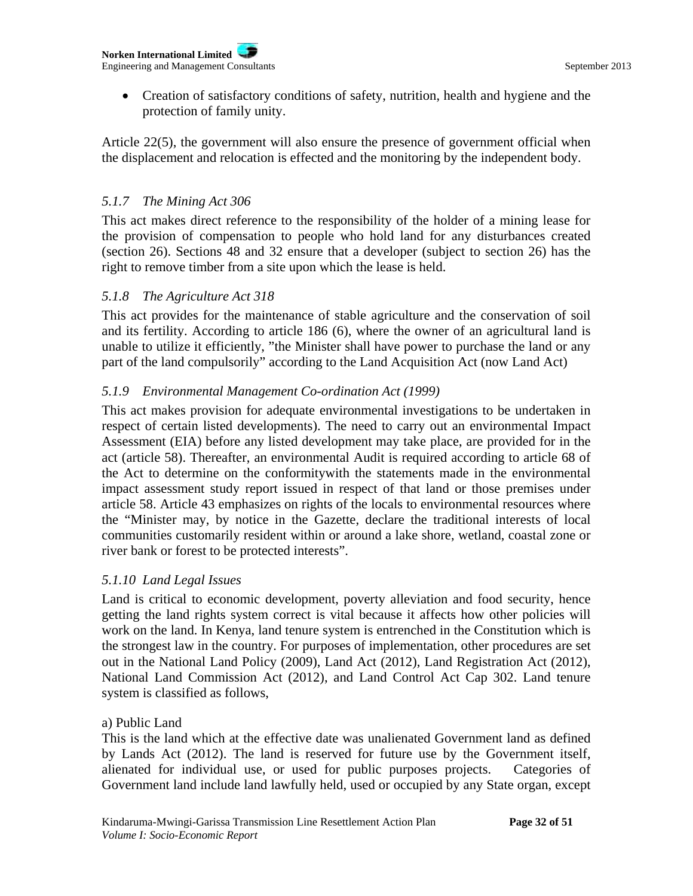- Creation of satisfactory conditions of safety, nutrition, health and hygiene and the protection of family unity.

Article 22(5), the government will also ensure the presence of government official when the displacement and relocation is effected and the monitoring by the independent body.

### *5.1.7 The Mining Act 306*

This act makes direct reference to the responsibility of the holder of a mining lease for the provision of compensation to people who hold land for any disturbances created (section 26). Sections 48 and 32 ensure that a developer (subject to section 26) has the right to remove timber from a site upon which the lease is held.

### *5.1.8 The Agriculture Act 318*

This act provides for the maintenance of stable agriculture and the conservation of soil and its fertility. According to article 186 (6), where the owner of an agricultural land is unable to utilize it efficiently, "the Minister shall have power to purchase the land or any part of the land compulsorily" according to the Land Acquisition Act (now Land Act)

### *5.1.9 Environmental Management Co-ordination Act (1999)*

This act makes provision for adequate environmental investigations to be undertaken in respect of certain listed developments). The need to carry out an environmental Impact Assessment (EIA) before any listed development may take place, are provided for in the act (article 58). Thereafter, an environmental Audit is required according to article 68 of the Act to determine on the conformitywith the statements made in the environmental impact assessment study report issued in respect of that land or those premises under article 58. Article 43 emphasizes on rights of the locals to environmental resources where the "Minister may, by notice in the Gazette, declare the traditional interests of local communities customarily resident within or around a lake shore, wetland, coastal zone or river bank or forest to be protected interests".

### *5.1.10 Land Legal Issues*

Land is critical to economic development, poverty alleviation and food security, hence getting the land rights system correct is vital because it affects how other policies will work on the land. In Kenya, land tenure system is entrenched in the Constitution which is the strongest law in the country. For purposes of implementation, other procedures are set out in the National Land Policy (2009), Land Act (2012), Land Registration Act (2012), National Land Commission Act (2012), and Land Control Act Cap 302. Land tenure system is classified as follows,

a) Public Land

This is the land which at the effective date was unalienated Government land as defined by Lands Act (2012). The land is reserved for future use by the Government itself, alienated for individual use, or used for public purposes projects. Categories of Government land include land lawfully held, used or occupied by any State organ, except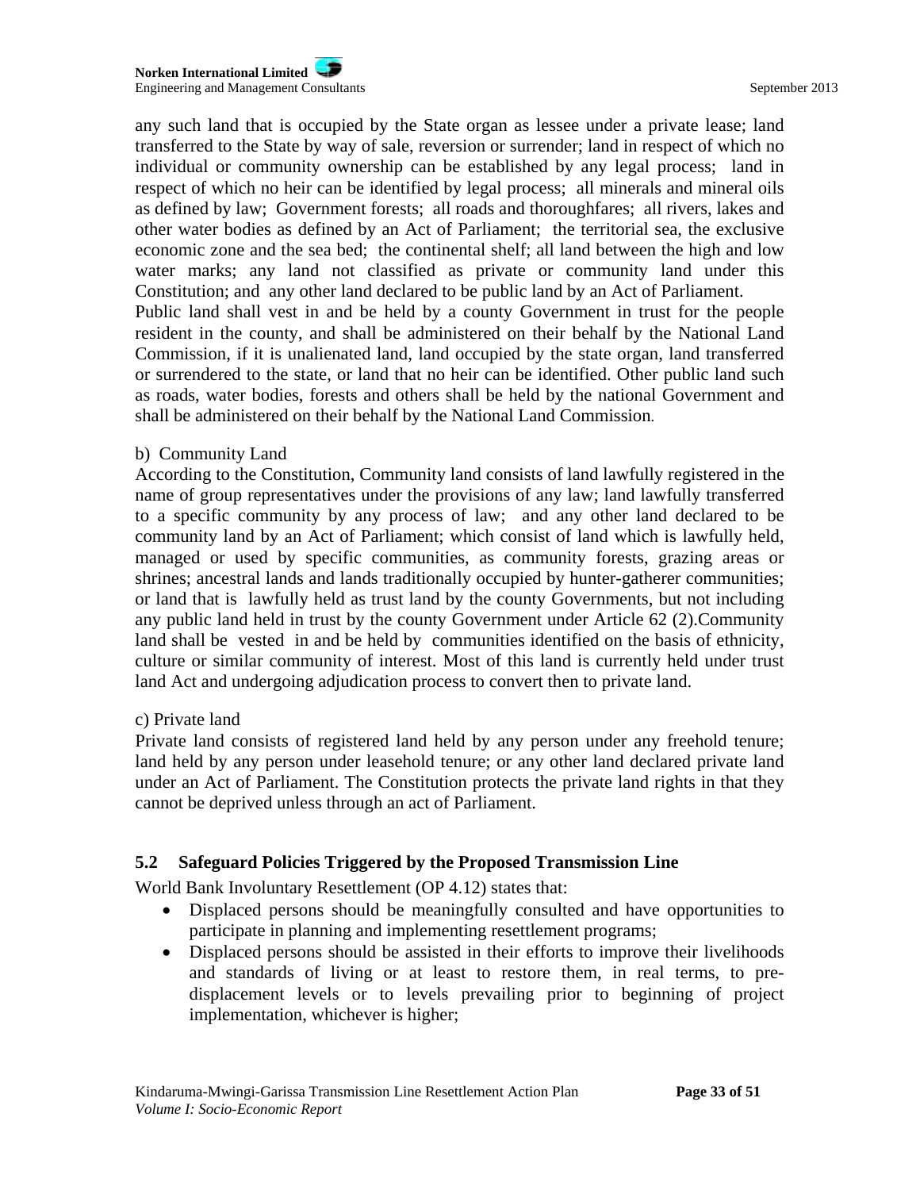any such land that is occupied by the State organ as lessee under a private lease; land transferred to the State by way of sale, reversion or surrender; land in respect of which no individual or community ownership can be established by any legal process; land in respect of which no heir can be identified by legal process; all minerals and mineral oils as defined by law; Government forests; all roads and thoroughfares; all rivers, lakes and other water bodies as defined by an Act of Parliament; the territorial sea, the exclusive economic zone and the sea bed; the continental shelf; all land between the high and low water marks; any land not classified as private or community land under this Constitution; and any other land declared to be public land by an Act of Parliament.
Public land shall vest in and be held by a county Government in trust for the people resident in the county, and shall be administered on their behalf by the National Land Commission, if it is unalienated land, land occupied by the state organ, land transferred or surrendered to the state, or land that no heir can be identified. Other public land such as roads, water bodies, forests and others shall be held by the national Government and shall be administered on their behalf by the National Land Commission.

b) Community Land
According to the Constitution, Community land consists of land lawfully registered in the name of group representatives under the provisions of any law; land lawfully transferred to a specific community by any process of law; and any other land declared to be community land by an Act of Parliament; which consist of land which is lawfully held, managed or used by specific communities, as community forests, grazing areas or shrines; ancestral lands and lands traditionally occupied by hunter-gatherer communities; or land that is lawfully held as trust land by the county Governments, but not including any public land held in trust by the county Government under Article 62 (2).Community land shall be vested in and be held by communities identified on the basis of ethnicity, culture or similar community of interest. Most of this land is currently held under trust land Act and undergoing adjudication process to convert then to private land.

c) Private land
Private land consists of registered land held by any person under any freehold tenure; land held by any person under leasehold tenure; or any other land declared private land under an Act of Parliament. The Constitution protects the private land rights in that they cannot be deprived unless through an act of Parliament.

## 5.2 Safeguard Policies Triggered by the Proposed Transmission Line

World Bank Involuntary Resettlement (OP 4.12) states that:

- Displaced persons should be meaningfully consulted and have opportunities to participate in planning and implementing resettlement programs;
- Displaced persons should be assisted in their efforts to improve their livelihoods and standards of living or at least to restore them, in real terms, to pre-displacement levels or to levels prevailing prior to beginning of project implementation, whichever is higher;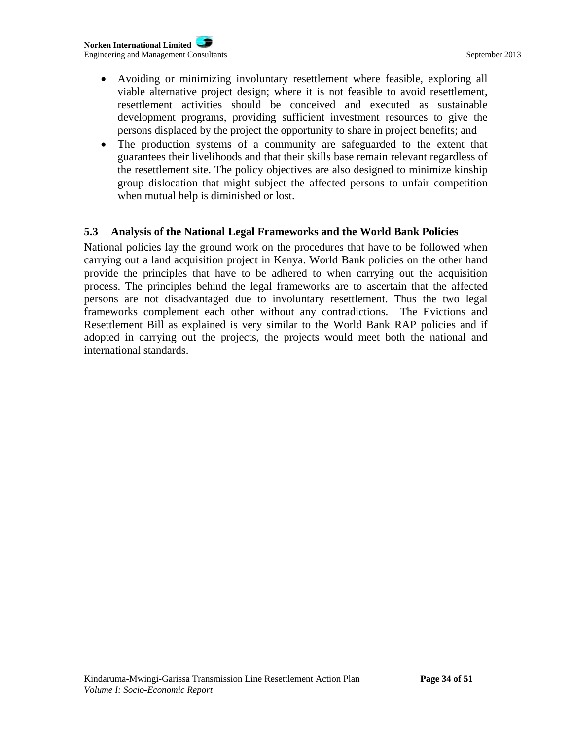- Avoiding or minimizing involuntary resettlement where feasible, exploring all viable alternative project design; where it is not feasible to avoid resettlement, resettlement activities should be conceived and executed as sustainable development programs, providing sufficient investment resources to give the persons displaced by the project the opportunity to share in project benefits; and
- The production systems of a community are safeguarded to the extent that guarantees their livelihoods and that their skills base remain relevant regardless of the resettlement site. The policy objectives are also designed to minimize kinship group dislocation that might subject the affected persons to unfair competition when mutual help is diminished or lost.

## 5.3 Analysis of the National Legal Frameworks and the World Bank Policies

National policies lay the ground work on the procedures that have to be followed when carrying out a land acquisition project in Kenya. World Bank policies on the other hand provide the principles that have to be adhered to when carrying out the acquisition process. The principles behind the legal frameworks are to ascertain that the affected persons are not disadvantaged due to involuntary resettlement. Thus the two legal frameworks complement each other without any contradictions. The Evictions and Resettlement Bill as explained is very similar to the World Bank RAP policies and if adopted in carrying out the projects, the projects would meet both the national and international standards.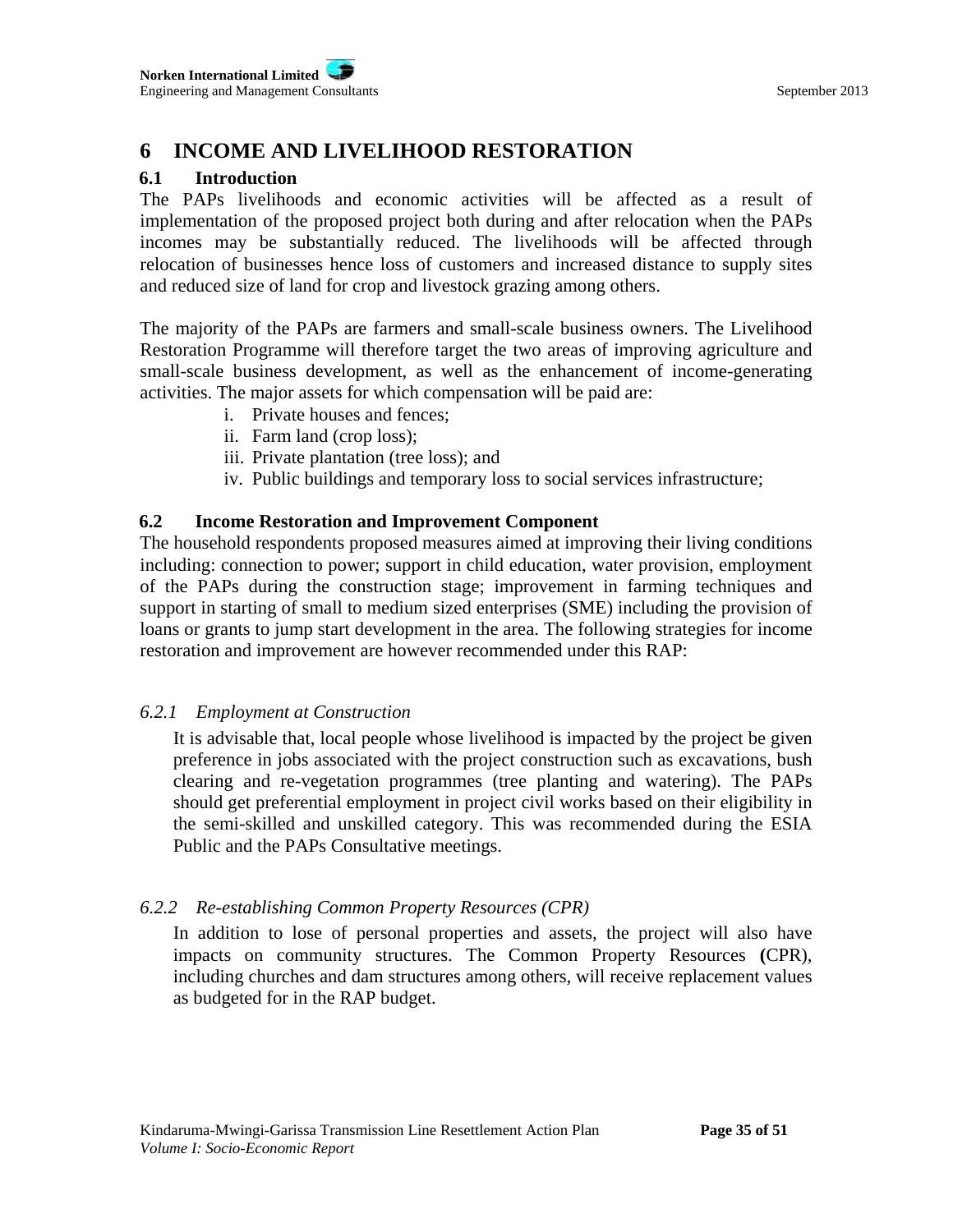# 6 INCOME AND LIVELIHOOD RESTORATION

## 6.1 Introduction

The PAPs livelihoods and economic activities will be affected as a result of implementation of the proposed project both during and after relocation when the PAPs incomes may be substantially reduced. The livelihoods will be affected through relocation of businesses hence loss of customers and increased distance to supply sites and reduced size of land for crop and livestock grazing among others.

The majority of the PAPs are farmers and small-scale business owners. The Livelihood Restoration Programme will therefore target the two areas of improving agriculture and small-scale business development, as well as the enhancement of income-generating activities. The major assets for which compensation will be paid are:

i. Private houses and fences;
ii. Farm land (crop loss);
iii. Private plantation (tree loss); and
iv. Public buildings and temporary loss to social services infrastructure;

## 6.2 Income Restoration and Improvement Component

The household respondents proposed measures aimed at improving their living conditions including: connection to power; support in child education, water provision, employment of the PAPs during the construction stage; improvement in farming techniques and support in starting of small to medium sized enterprises (SME) including the provision of loans or grants to jump start development in the area. The following strategies for income restoration and improvement are however recommended under this RAP:

### *6.2.1 Employment at Construction*

It is advisable that, local people whose livelihood is impacted by the project be given preference in jobs associated with the project construction such as excavations, bush clearing and re-vegetation programmes (tree planting and watering). The PAPs should get preferential employment in project civil works based on their eligibility in the semi-skilled and unskilled category. This was recommended during the ESIA Public and the PAPs Consultative meetings.

### *6.2.2 Re-establishing Common Property Resources (CPR)*

In addition to lose of personal properties and assets, the project will also have impacts on community structures. The Common Property Resources **(**CPR), including churches and dam structures among others, will receive replacement values as budgeted for in the RAP budget.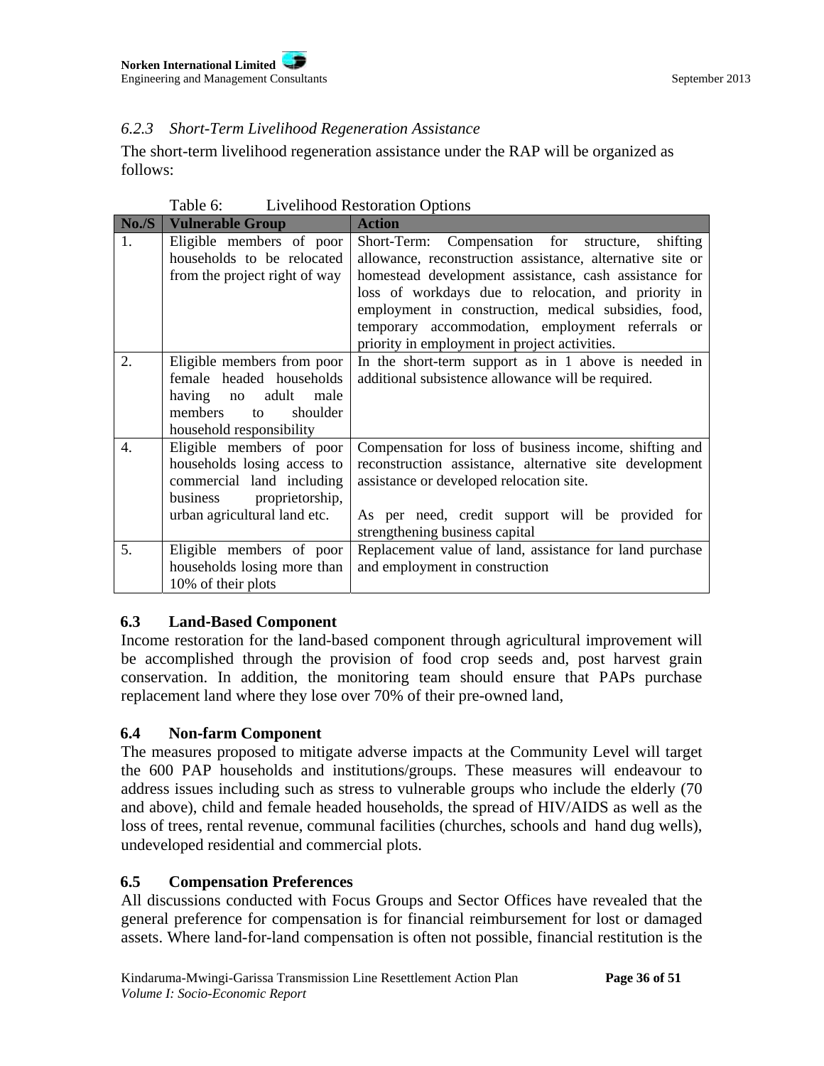#### *6.2.3 Short-Term Livelihood Regeneration Assistance*

The short-term livelihood regeneration assistance under the RAP will be organized as follows:

Table 6: Livelihood Restoration Options

| No./S | Vulnerable Group | Action |
|---|---|---|
| 1. | Eligible members of poor households to be relocated from the project right of way | Short-Term: Compensation for structure, shifting allowance, reconstruction assistance, alternative site or homestead development assistance, cash assistance for loss of workdays due to relocation, and priority in employment in construction, medical subsidies, food, temporary accommodation, employment referrals or priority in employment in project activities. |
| 2. | Eligible members from poor female headed households having no adult male members to shoulder household responsibility | In the short-term support as in 1 above is needed in additional subsistence allowance will be required. |
| 4. | Eligible members of poor households losing access to commercial land including business proprietorship, urban agricultural land etc. | Compensation for loss of business income, shifting and reconstruction assistance, alternative site development assistance or developed relocation site.<br><br>As per need, credit support will be provided for strengthening business capital |
| 5. | Eligible members of poor households losing more than 10% of their plots | Replacement value of land, assistance for land purchase and employment in construction |

### 6.3 Land-Based Component

Income restoration for the land-based component through agricultural improvement will be accomplished through the provision of food crop seeds and, post harvest grain conservation. In addition, the monitoring team should ensure that PAPs purchase replacement land where they lose over 70% of their pre-owned land,

### 6.4 Non-farm Component

The measures proposed to mitigate adverse impacts at the Community Level will target the 600 PAP households and institutions/groups. These measures will endeavour to address issues including such as stress to vulnerable groups who include the elderly (70 and above), child and female headed households, the spread of HIV/AIDS as well as the loss of trees, rental revenue, communal facilities (churches, schools and hand dug wells), undeveloped residential and commercial plots.

### 6.5 Compensation Preferences

All discussions conducted with Focus Groups and Sector Offices have revealed that the general preference for compensation is for financial reimbursement for lost or damaged assets. Where land-for-land compensation is often not possible, financial restitution is the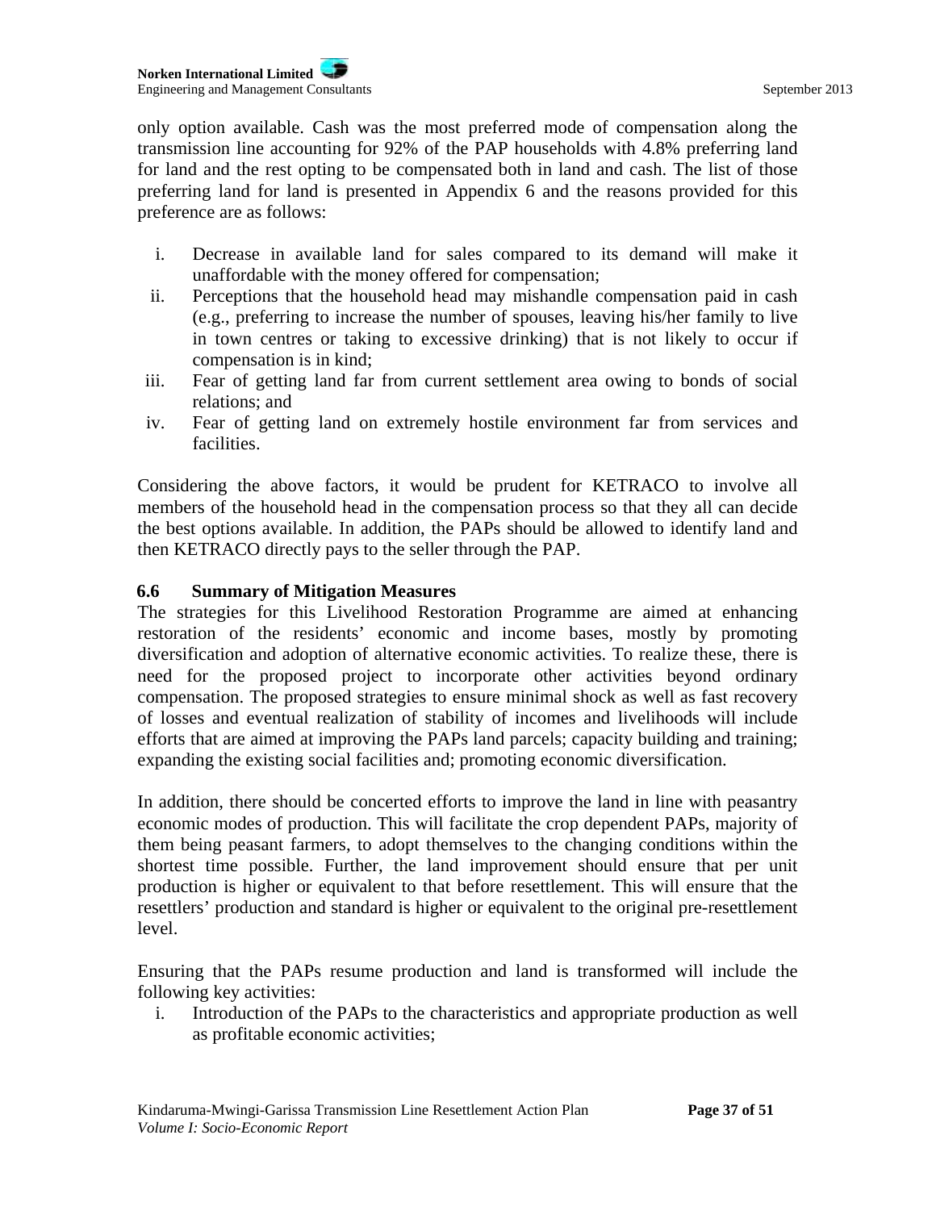only option available. Cash was the most preferred mode of compensation along the transmission line accounting for 92% of the PAP households with 4.8% preferring land for land and the rest opting to be compensated both in land and cash. The list of those preferring land for land is presented in Appendix 6 and the reasons provided for this preference are as follows:

i. Decrease in available land for sales compared to its demand will make it unaffordable with the money offered for compensation;
ii. Perceptions that the household head may mishandle compensation paid in cash (e.g., preferring to increase the number of spouses, leaving his/her family to live in town centres or taking to excessive drinking) that is not likely to occur if compensation is in kind;
iii. Fear of getting land far from current settlement area owing to bonds of social relations; and
iv. Fear of getting land on extremely hostile environment far from services and facilities.

Considering the above factors, it would be prudent for KETRACO to involve all members of the household head in the compensation process so that they all can decide the best options available. In addition, the PAPs should be allowed to identify land and then KETRACO directly pays to the seller through the PAP.

### 6.6 Summary of Mitigation Measures

The strategies for this Livelihood Restoration Programme are aimed at enhancing restoration of the residents' economic and income bases, mostly by promoting diversification and adoption of alternative economic activities. To realize these, there is need for the proposed project to incorporate other activities beyond ordinary compensation. The proposed strategies to ensure minimal shock as well as fast recovery of losses and eventual realization of stability of incomes and livelihoods will include efforts that are aimed at improving the PAPs land parcels; capacity building and training; expanding the existing social facilities and; promoting economic diversification.

In addition, there should be concerted efforts to improve the land in line with peasantry economic modes of production. This will facilitate the crop dependent PAPs, majority of them being peasant farmers, to adopt themselves to the changing conditions within the shortest time possible. Further, the land improvement should ensure that per unit production is higher or equivalent to that before resettlement. This will ensure that the resettlers' production and standard is higher or equivalent to the original pre-resettlement level.

Ensuring that the PAPs resume production and land is transformed will include the following key activities:

i. Introduction of the PAPs to the characteristics and appropriate production as well as profitable economic activities;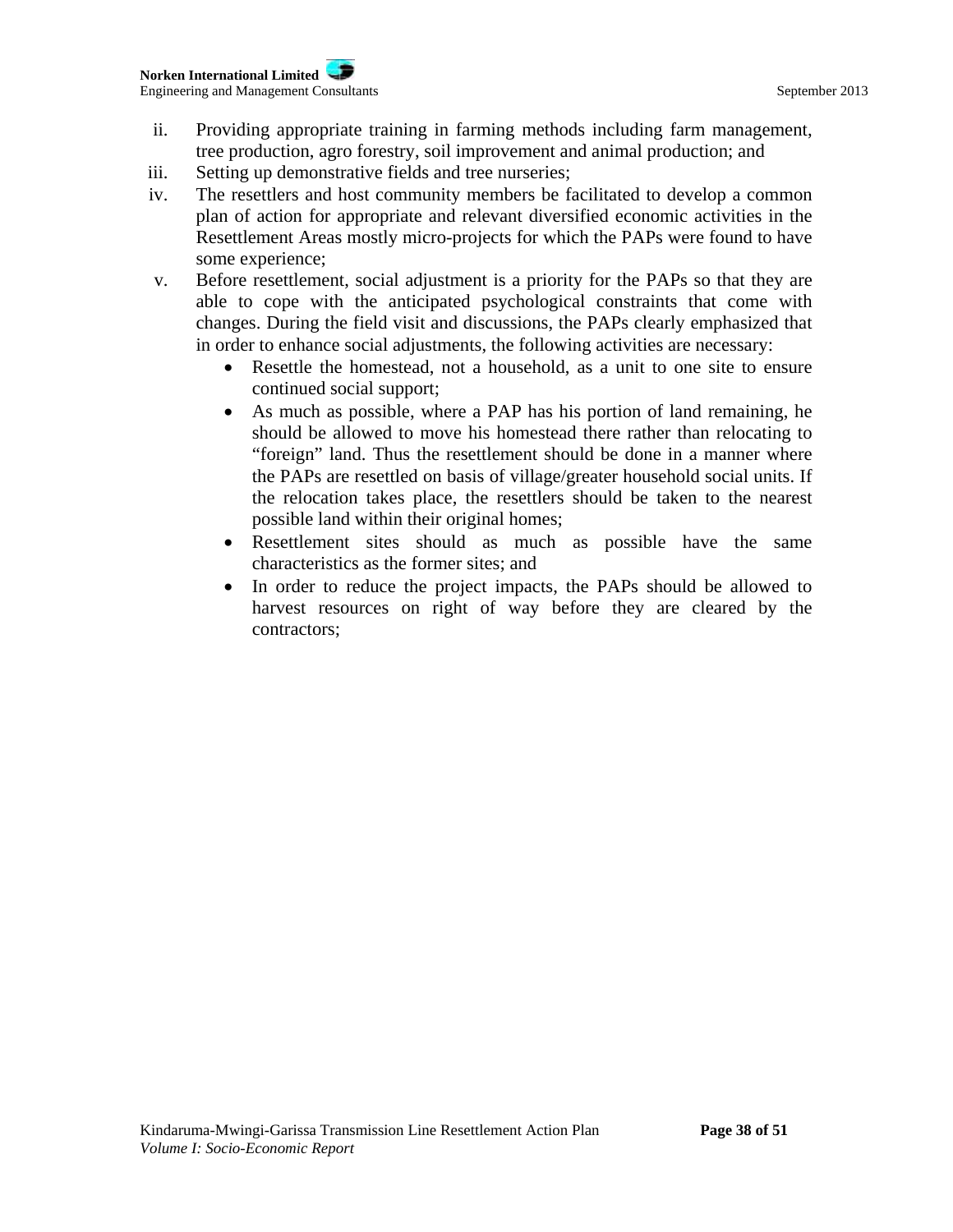ii. Providing appropriate training in farming methods including farm management, tree production, agro forestry, soil improvement and animal production; and

iii. Setting up demonstrative fields and tree nurseries;

iv. The resettlers and host community members be facilitated to develop a common plan of action for appropriate and relevant diversified economic activities in the Resettlement Areas mostly micro-projects for which the PAPs were found to have some experience;

v. Before resettlement, social adjustment is a priority for the PAPs so that they are able to cope with the anticipated psychological constraints that come with changes. During the field visit and discussions, the PAPs clearly emphasized that in order to enhance social adjustments, the following activities are necessary:
   - Resettle the homestead, not a household, as a unit to one site to ensure continued social support;
   - As much as possible, where a PAP has his portion of land remaining, he should be allowed to move his homestead there rather than relocating to "foreign" land. Thus the resettlement should be done in a manner where the PAPs are resettled on basis of village/greater household social units. If the relocation takes place, the resettlers should be taken to the nearest possible land within their original homes;
   - Resettlement sites should as much as possible have the same characteristics as the former sites; and
   - In order to reduce the project impacts, the PAPs should be allowed to harvest resources on right of way before they are cleared by the contractors;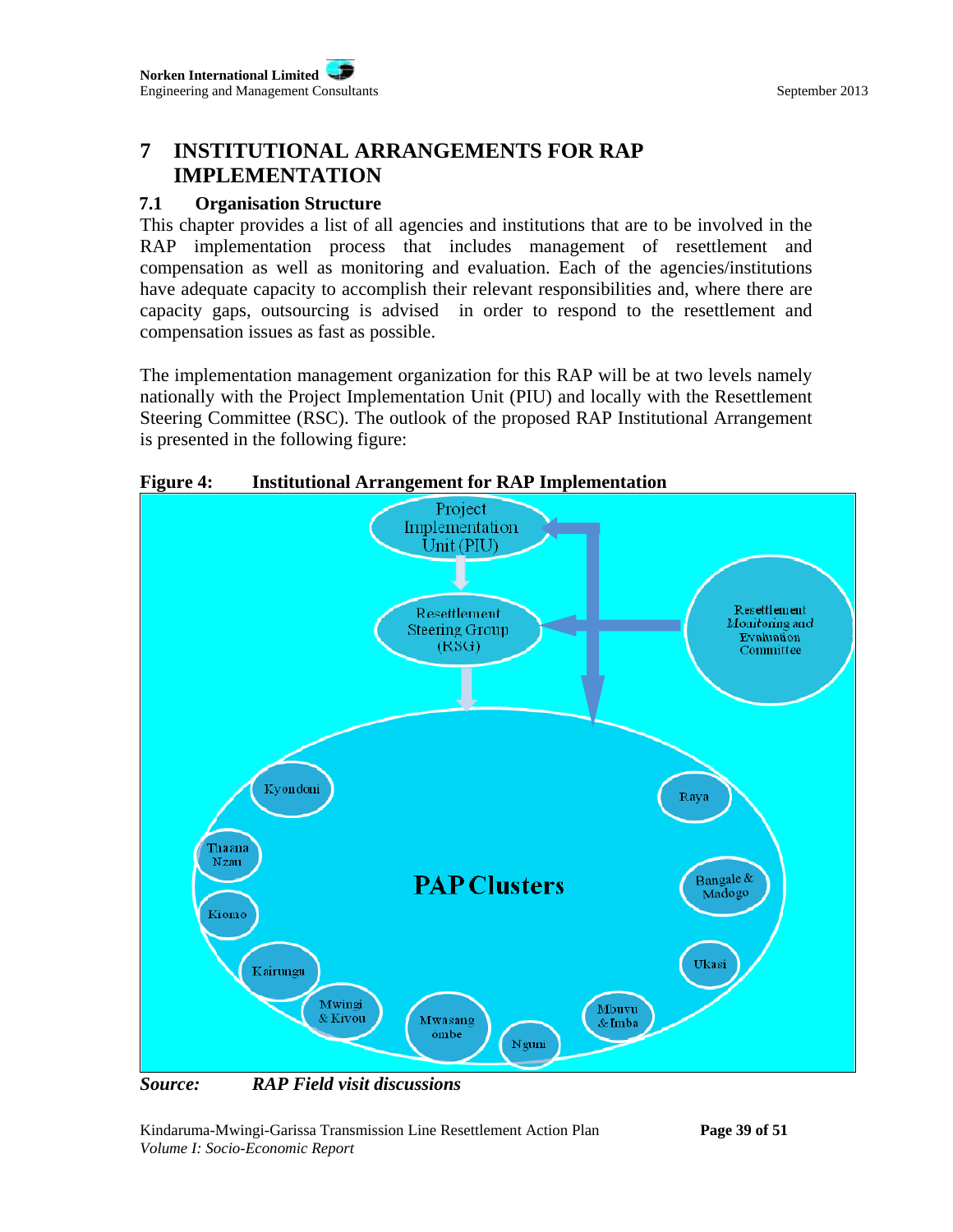# 7 INSTITUTIONAL ARRANGEMENTS FOR RAP IMPLEMENTATION

## 7.1 Organisation Structure

This chapter provides a list of all agencies and institutions that are to be involved in the RAP implementation process that includes management of resettlement and compensation as well as monitoring and evaluation. Each of the agencies/institutions have adequate capacity to accomplish their relevant responsibilities and, where there are capacity gaps, outsourcing is advised in order to respond to the resettlement and compensation issues as fast as possible.

The implementation management organization for this RAP will be at two levels namely nationally with the Project Implementation Unit (PIU) and locally with the Resettlement Steering Committee (RSC). The outlook of the proposed RAP Institutional Arrangement is presented in the following figure:

**Figure 4: Institutional Arrangement for RAP Implementation**

Project Implementation Unit (PIU)

Resettlement Steering Group (RSG)

Resettlement Monitoring and Evaluation Committee

PAP Clusters

Kyondoni, Tuana Nzau, Kiomo, Kairungu, Mwingi & Kivou, Mwasangombe, Nguni, Mbuvu & Imba, Ukasi, Bangale & Madogo, Raya

***Source: RAP Field visit discussions***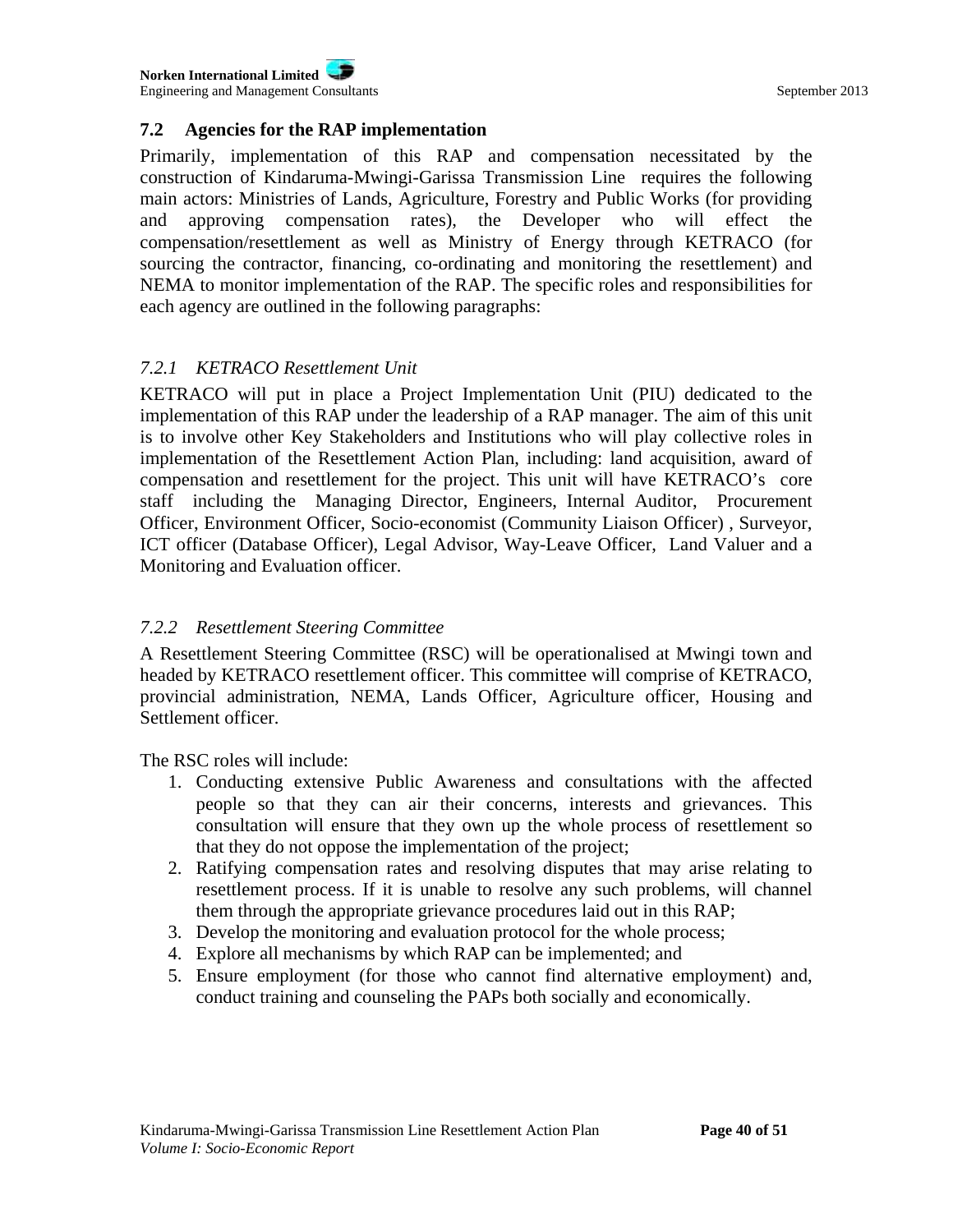## 7.2 Agencies for the RAP implementation

Primarily, implementation of this RAP and compensation necessitated by the construction of Kindaruma-Mwingi-Garissa Transmission Line requires the following main actors: Ministries of Lands, Agriculture, Forestry and Public Works (for providing and approving compensation rates), the Developer who will effect the compensation/resettlement as well as Ministry of Energy through KETRACO (for sourcing the contractor, financing, co-ordinating and monitoring the resettlement) and NEMA to monitor implementation of the RAP. The specific roles and responsibilities for each agency are outlined in the following paragraphs:

### *7.2.1 KETRACO Resettlement Unit*

KETRACO will put in place a Project Implementation Unit (PIU) dedicated to the implementation of this RAP under the leadership of a RAP manager. The aim of this unit is to involve other Key Stakeholders and Institutions who will play collective roles in implementation of the Resettlement Action Plan, including: land acquisition, award of compensation and resettlement for the project. This unit will have KETRACO's core staff including the Managing Director, Engineers, Internal Auditor, Procurement Officer, Environment Officer, Socio-economist (Community Liaison Officer) , Surveyor, ICT officer (Database Officer), Legal Advisor, Way-Leave Officer, Land Valuer and a Monitoring and Evaluation officer.

### *7.2.2 Resettlement Steering Committee*

A Resettlement Steering Committee (RSC) will be operationalised at Mwingi town and headed by KETRACO resettlement officer. This committee will comprise of KETRACO, provincial administration, NEMA, Lands Officer, Agriculture officer, Housing and Settlement officer.

The RSC roles will include:

1. Conducting extensive Public Awareness and consultations with the affected people so that they can air their concerns, interests and grievances. This consultation will ensure that they own up the whole process of resettlement so that they do not oppose the implementation of the project;
2. Ratifying compensation rates and resolving disputes that may arise relating to resettlement process. If it is unable to resolve any such problems, will channel them through the appropriate grievance procedures laid out in this RAP;
3. Develop the monitoring and evaluation protocol for the whole process;
4. Explore all mechanisms by which RAP can be implemented; and
5. Ensure employment (for those who cannot find alternative employment) and, conduct training and counseling the PAPs both socially and economically.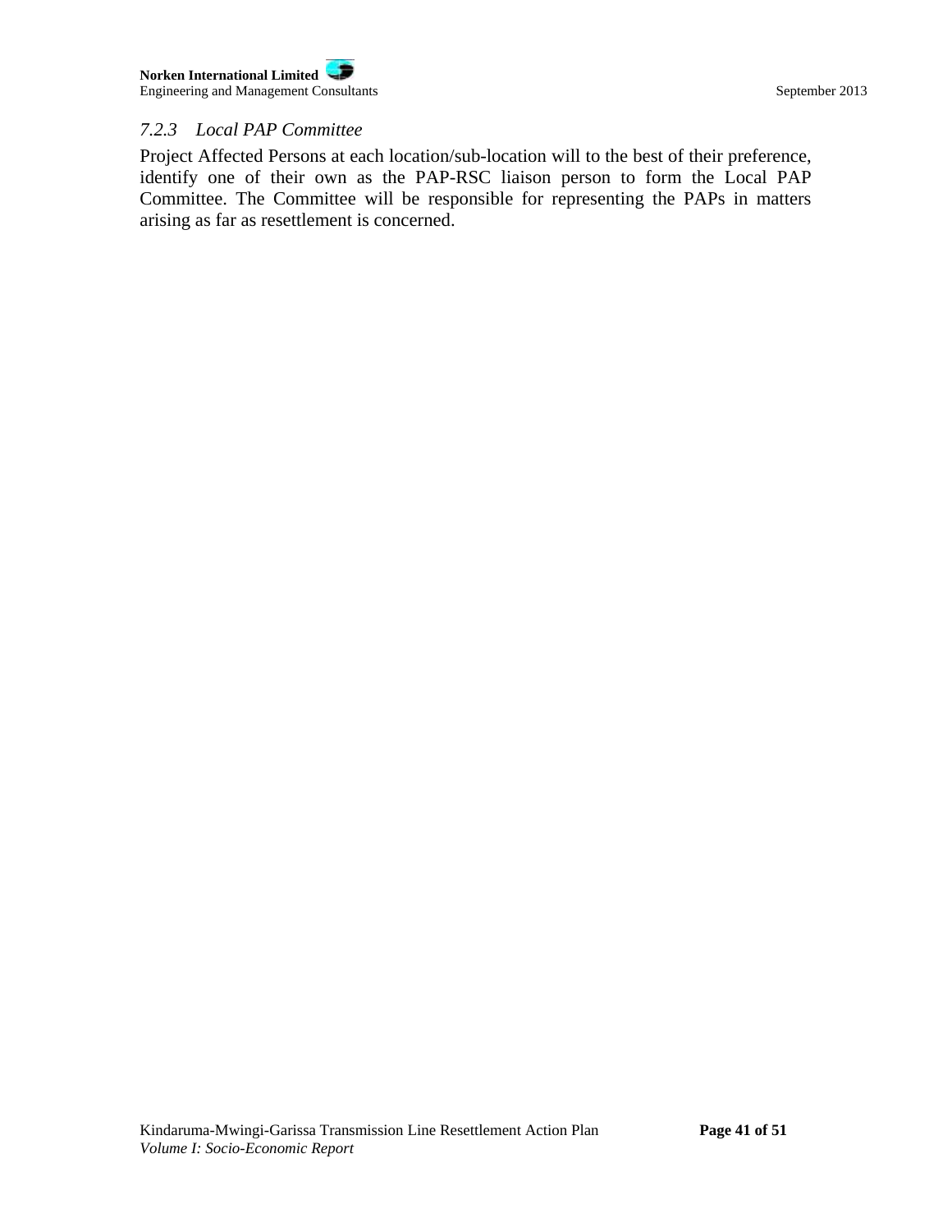### *7.2.3 Local PAP Committee*

Project Affected Persons at each location/sub-location will to the best of their preference, identify one of their own as the PAP-RSC liaison person to form the Local PAP Committee. The Committee will be responsible for representing the PAPs in matters arising as far as resettlement is concerned.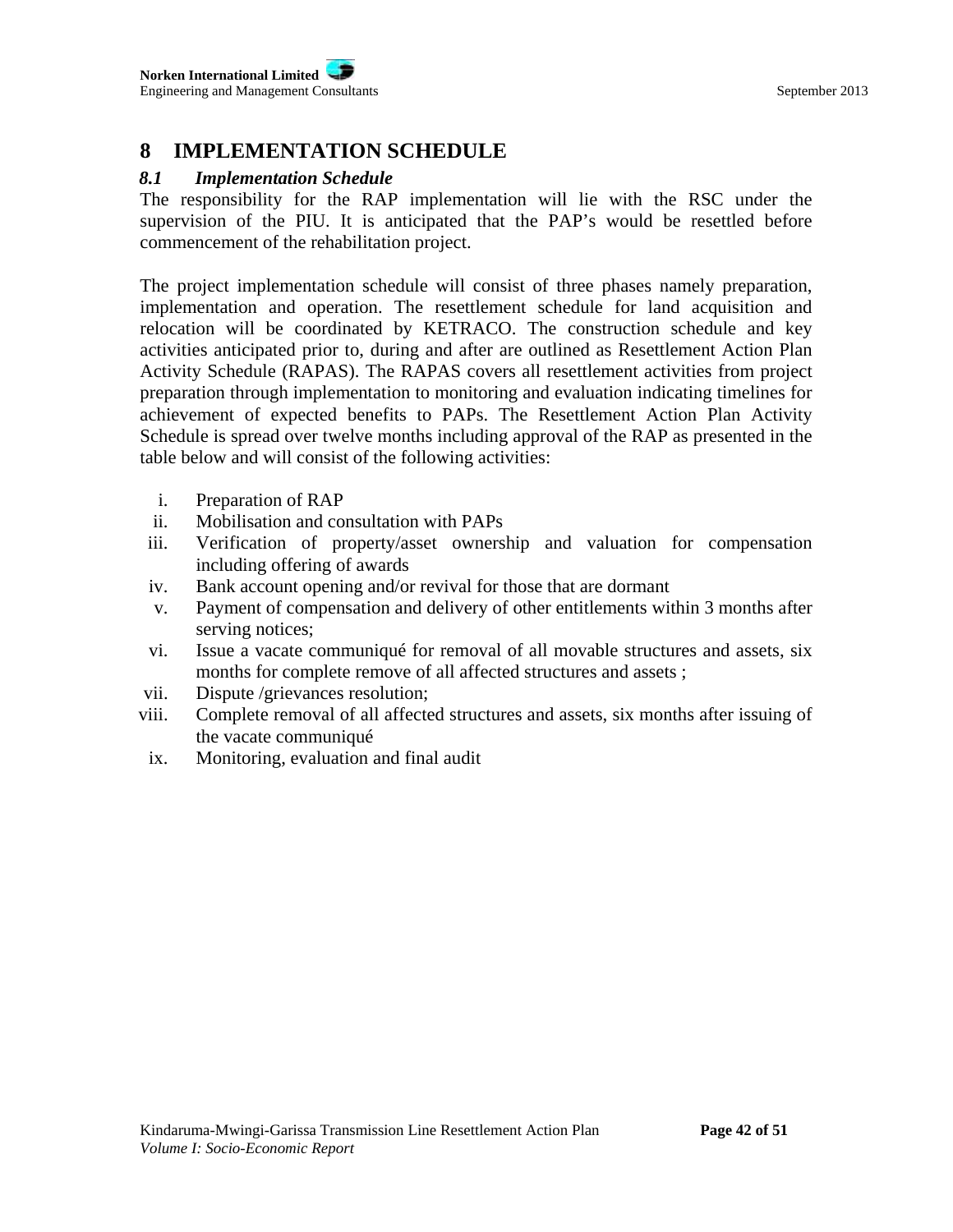# 8 IMPLEMENTATION SCHEDULE

## *8.1 Implementation Schedule*

The responsibility for the RAP implementation will lie with the RSC under the supervision of the PIU. It is anticipated that the PAP's would be resettled before commencement of the rehabilitation project.

The project implementation schedule will consist of three phases namely preparation, implementation and operation. The resettlement schedule for land acquisition and relocation will be coordinated by KETRACO. The construction schedule and key activities anticipated prior to, during and after are outlined as Resettlement Action Plan Activity Schedule (RAPAS). The RAPAS covers all resettlement activities from project preparation through implementation to monitoring and evaluation indicating timelines for achievement of expected benefits to PAPs. The Resettlement Action Plan Activity Schedule is spread over twelve months including approval of the RAP as presented in the table below and will consist of the following activities:

i. Preparation of RAP
ii. Mobilisation and consultation with PAPs
iii. Verification of property/asset ownership and valuation for compensation including offering of awards
iv. Bank account opening and/or revival for those that are dormant
v. Payment of compensation and delivery of other entitlements within 3 months after serving notices;
vi. Issue a vacate communiqué for removal of all movable structures and assets, six months for complete remove of all affected structures and assets ;
vii. Dispute /grievances resolution;
viii. Complete removal of all affected structures and assets, six months after issuing of the vacate communiqué
ix. Monitoring, evaluation and final audit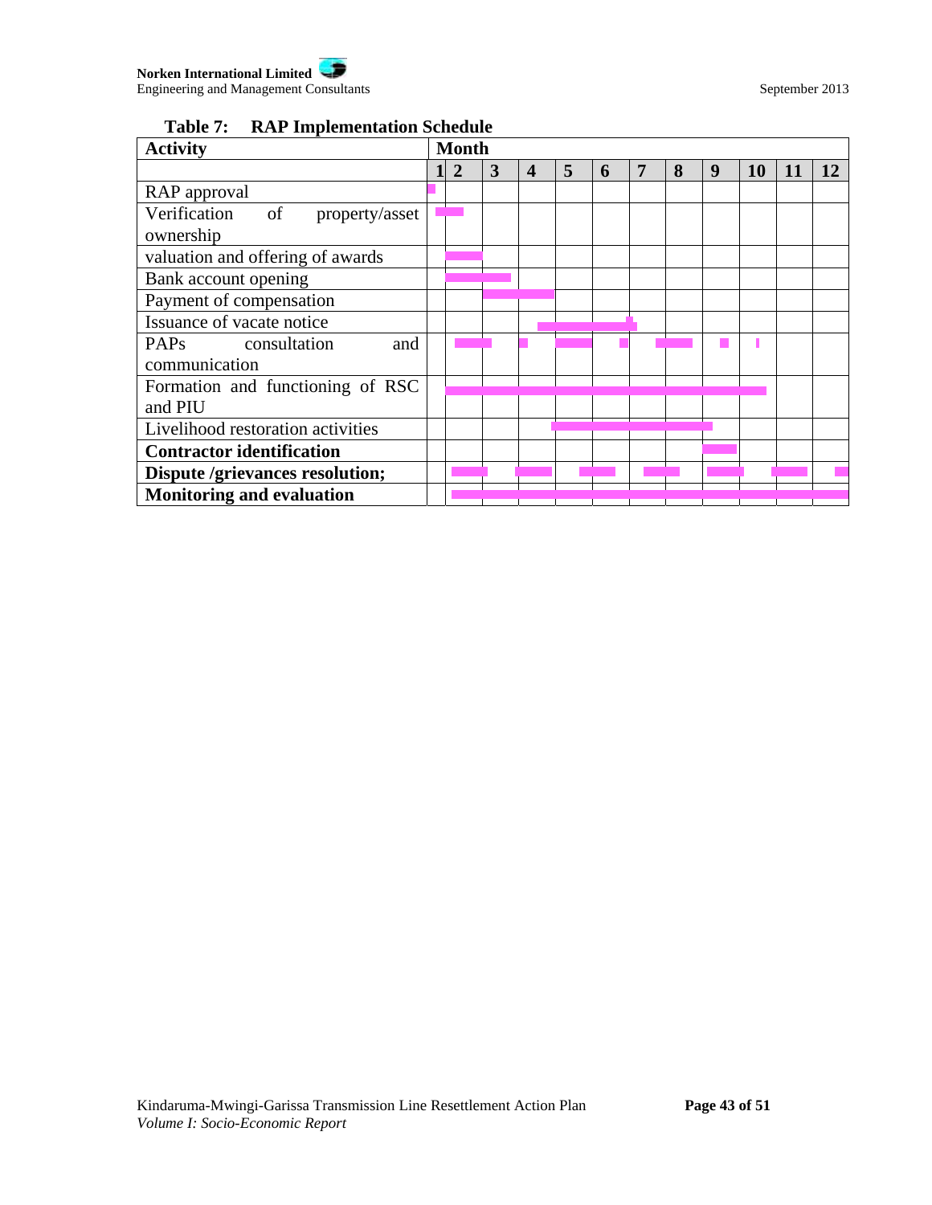**Table 7: RAP Implementation Schedule**

| Activity | Month | | | | | | | | | | | |
|---|---|---|---|---|---|---|---|---|---|---|---|---|
| | 1 | 2 | 3 | 4 | 5 | 6 | 7 | 8 | 9 | 10 | 11 | 12 |
| RAP approval | | | | | | | | | | | | |
| Verification of property/asset ownership | | | | | | | | | | | | |
| valuation and offering of awards | | | | | | | | | | | | |
| Bank account opening | | | | | | | | | | | | |
| Payment of compensation | | | | | | | | | | | | |
| Issuance of vacate notice | | | | | | | | | | | | |
| PAPs consultation and communication | | | | | | | | | | | | |
| Formation and functioning of RSC and PIU | | | | | | | | | | | | |
| Livelihood restoration activities | | | | | | | | | | | | |
| **Contractor identification** | | | | | | | | | | | | |
| **Dispute /grievances resolution;** | | | | | | | | | | | | |
| **Monitoring and evaluation** | | | | | | | | | | | | |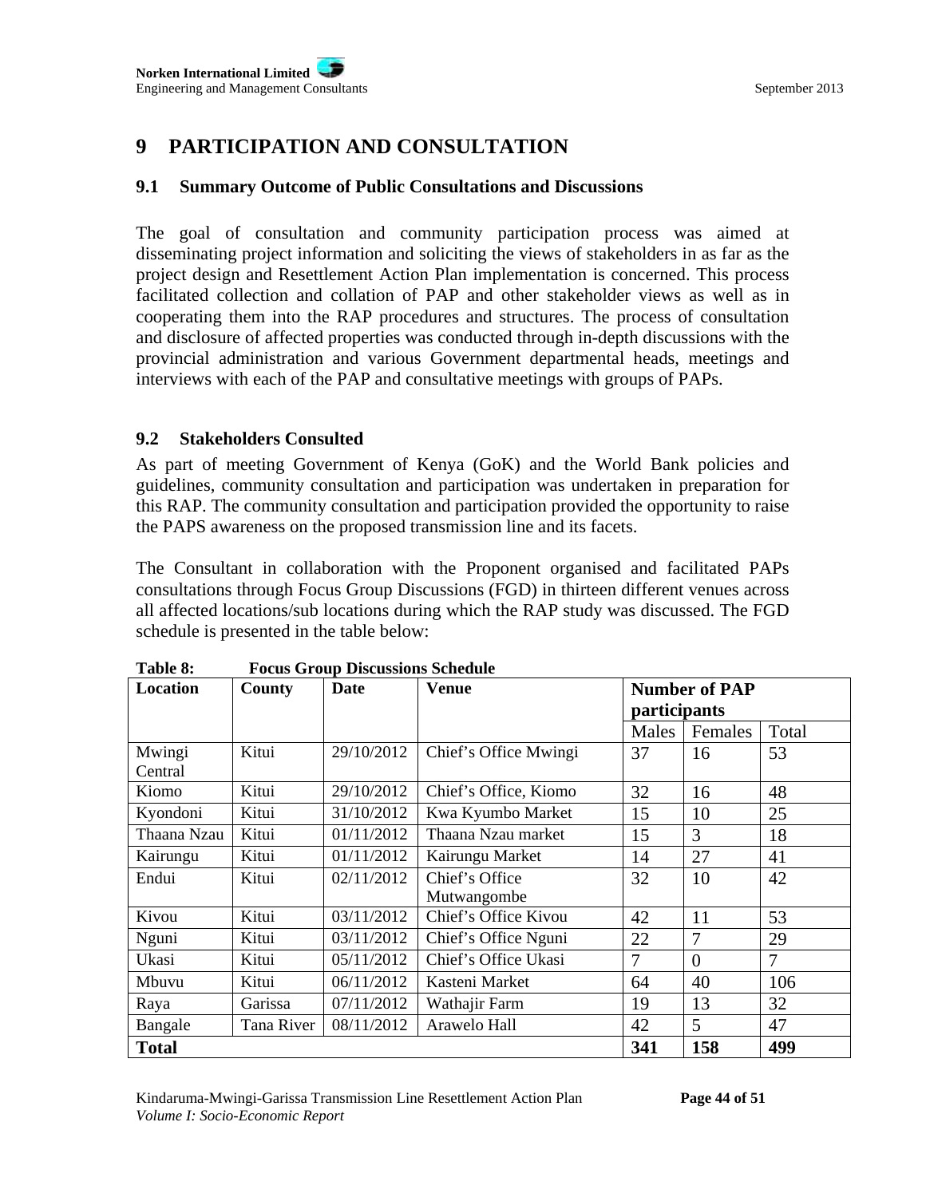# 9 PARTICIPATION AND CONSULTATION

## 9.1 Summary Outcome of Public Consultations and Discussions

The goal of consultation and community participation process was aimed at disseminating project information and soliciting the views of stakeholders in as far as the project design and Resettlement Action Plan implementation is concerned. This process facilitated collection and collation of PAP and other stakeholder views as well as in cooperating them into the RAP procedures and structures. The process of consultation and disclosure of affected properties was conducted through in-depth discussions with the provincial administration and various Government departmental heads, meetings and interviews with each of the PAP and consultative meetings with groups of PAPs.

## 9.2 Stakeholders Consulted

As part of meeting Government of Kenya (GoK) and the World Bank policies and guidelines, community consultation and participation was undertaken in preparation for this RAP. The community consultation and participation provided the opportunity to raise the PAPS awareness on the proposed transmission line and its facets.

The Consultant in collaboration with the Proponent organised and facilitated PAPs consultations through Focus Group Discussions (FGD) in thirteen different venues across all affected locations/sub locations during which the RAP study was discussed. The FGD schedule is presented in the table below:

**Table 8: Focus Group Discussions Schedule**

| Location | County | Date | Venue | Number of PAP participants | | |
|---|---|---|---|---|---|---|
| | | | | Males | Females | Total |
| Mwingi Central | Kitui | 29/10/2012 | Chief's Office Mwingi | 37 | 16 | 53 |
| Kiomo | Kitui | 29/10/2012 | Chief's Office, Kiomo | 32 | 16 | 48 |
| Kyondoni | Kitui | 31/10/2012 | Kwa Kyumbo Market | 15 | 10 | 25 |
| Thaana Nzau | Kitui | 01/11/2012 | Thaana Nzau market | 15 | 3 | 18 |
| Kairungu | Kitui | 01/11/2012 | Kairungu Market | 14 | 27 | 41 |
| Endui | Kitui | 02/11/2012 | Chief's Office Mutwangombe | 32 | 10 | 42 |
| Kivou | Kitui | 03/11/2012 | Chief's Office Kivou | 42 | 11 | 53 |
| Nguni | Kitui | 03/11/2012 | Chief's Office Nguni | 22 | 7 | 29 |
| Ukasi | Kitui | 05/11/2012 | Chief's Office Ukasi | 7 | 0 | 7 |
| Mbuvu | Kitui | 06/11/2012 | Kasteni Market | 64 | 40 | 106 |
| Raya | Garissa | 07/11/2012 | Wathajir Farm | 19 | 13 | 32 |
| Bangale | Tana River | 08/11/2012 | Arawelo Hall | 42 | 5 | 47 |
| **Total** | | | | **341** | **158** | **499** |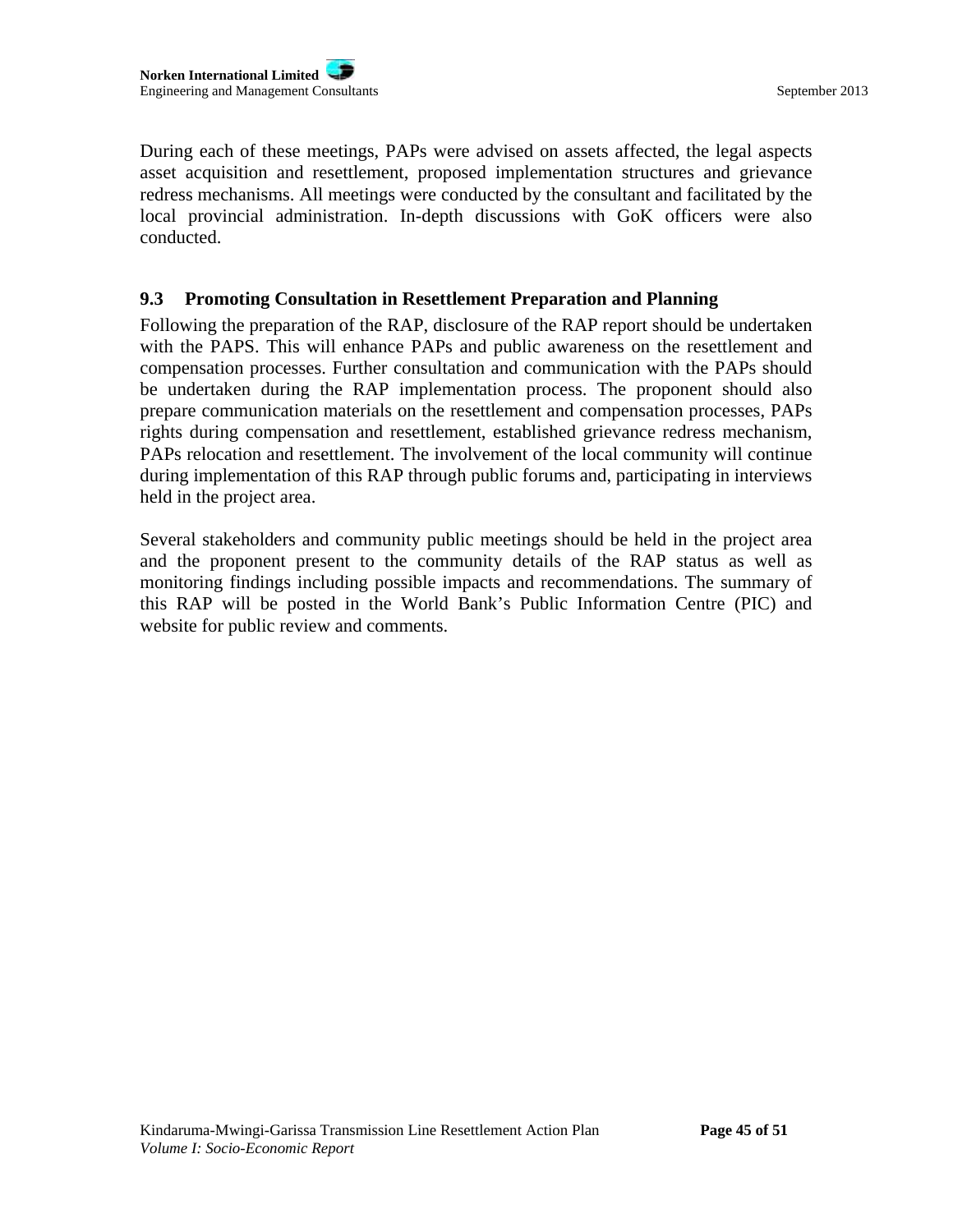During each of these meetings, PAPs were advised on assets affected, the legal aspects asset acquisition and resettlement, proposed implementation structures and grievance redress mechanisms. All meetings were conducted by the consultant and facilitated by the local provincial administration. In-depth discussions with GoK officers were also conducted.

### 9.3 Promoting Consultation in Resettlement Preparation and Planning

Following the preparation of the RAP, disclosure of the RAP report should be undertaken with the PAPS. This will enhance PAPs and public awareness on the resettlement and compensation processes. Further consultation and communication with the PAPs should be undertaken during the RAP implementation process. The proponent should also prepare communication materials on the resettlement and compensation processes, PAPs rights during compensation and resettlement, established grievance redress mechanism, PAPs relocation and resettlement. The involvement of the local community will continue during implementation of this RAP through public forums and, participating in interviews held in the project area.

Several stakeholders and community public meetings should be held in the project area and the proponent present to the community details of the RAP status as well as monitoring findings including possible impacts and recommendations. The summary of this RAP will be posted in the World Bank's Public Information Centre (PIC) and website for public review and comments.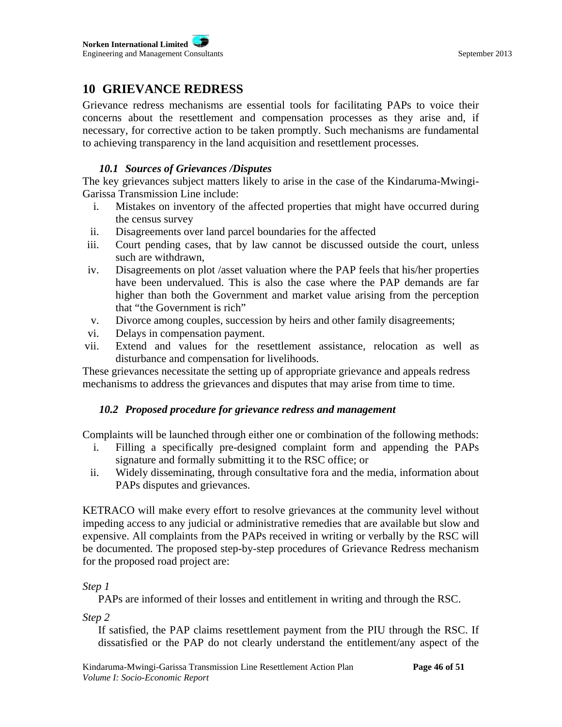# 10 GRIEVANCE REDRESS

Grievance redress mechanisms are essential tools for facilitating PAPs to voice their concerns about the resettlement and compensation processes as they arise and, if necessary, for corrective action to be taken promptly. Such mechanisms are fundamental to achieving transparency in the land acquisition and resettlement processes.

### *10.1 Sources of Grievances /Disputes*

The key grievances subject matters likely to arise in the case of the Kindaruma-Mwingi-Garissa Transmission Line include:

i. Mistakes on inventory of the affected properties that might have occurred during the census survey
ii. Disagreements over land parcel boundaries for the affected
iii. Court pending cases, that by law cannot be discussed outside the court, unless such are withdrawn,
iv. Disagreements on plot /asset valuation where the PAP feels that his/her properties have been undervalued. This is also the case where the PAP demands are far higher than both the Government and market value arising from the perception that "the Government is rich"
v. Divorce among couples, succession by heirs and other family disagreements;
vi. Delays in compensation payment.
vii. Extend and values for the resettlement assistance, relocation as well as disturbance and compensation for livelihoods.

These grievances necessitate the setting up of appropriate grievance and appeals redress mechanisms to address the grievances and disputes that may arise from time to time.

### *10.2 Proposed procedure for grievance redress and management*

Complaints will be launched through either one or combination of the following methods:

i. Filling a specifically pre-designed complaint form and appending the PAPs signature and formally submitting it to the RSC office; or
ii. Widely disseminating, through consultative fora and the media, information about PAPs disputes and grievances.

KETRACO will make every effort to resolve grievances at the community level without impeding access to any judicial or administrative remedies that are available but slow and expensive. All complaints from the PAPs received in writing or verbally by the RSC will be documented. The proposed step-by-step procedures of Grievance Redress mechanism for the proposed road project are:

*Step 1*

PAPs are informed of their losses and entitlement in writing and through the RSC.

*Step 2*

If satisfied, the PAP claims resettlement payment from the PIU through the RSC. If dissatisfied or the PAP do not clearly understand the entitlement/any aspect of the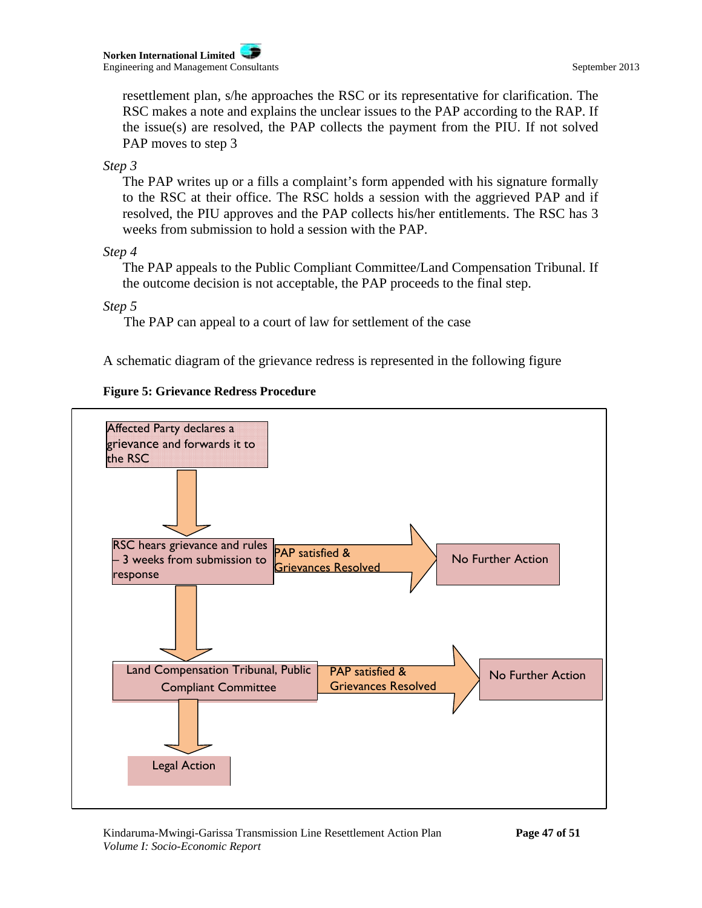resettlement plan, s/he approaches the RSC or its representative for clarification. The RSC makes a note and explains the unclear issues to the PAP according to the RAP. If the issue(s) are resolved, the PAP collects the payment from the PIU. If not solved PAP moves to step 3

*Step 3*

The PAP writes up or a fills a complaint's form appended with his signature formally to the RSC at their office. The RSC holds a session with the aggrieved PAP and if resolved, the PIU approves and the PAP collects his/her entitlements. The RSC has 3 weeks from submission to hold a session with the PAP.

*Step 4*

The PAP appeals to the Public Compliant Committee/Land Compensation Tribunal. If the outcome decision is not acceptable, the PAP proceeds to the final step.

*Step 5*

The PAP can appeal to a court of law for settlement of the case

A schematic diagram of the grievance redress is represented in the following figure

**Figure 5: Grievance Redress Procedure**

Affected Party declares a grievance and forwards it to the RSC

↓

RSC hears grievance and rules – 3 weeks from submission to response → PAP satisfied & Grievances Resolved → No Further Action

↓

Land Compensation Tribunal, Public Compliant Committee → PAP satisfied & Grievances Resolved → No Further Action

↓

Legal Action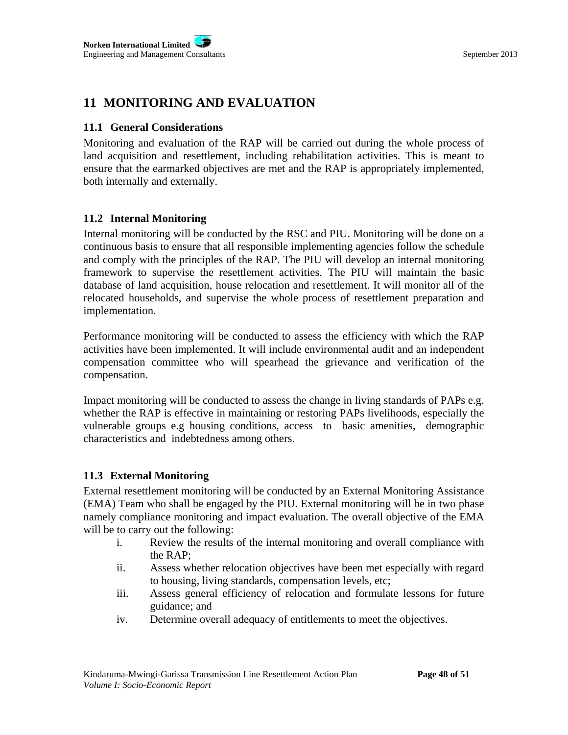# 11 MONITORING AND EVALUATION

## 11.1 General Considerations

Monitoring and evaluation of the RAP will be carried out during the whole process of land acquisition and resettlement, including rehabilitation activities. This is meant to ensure that the earmarked objectives are met and the RAP is appropriately implemented, both internally and externally.

## 11.2 Internal Monitoring

Internal monitoring will be conducted by the RSC and PIU. Monitoring will be done on a continuous basis to ensure that all responsible implementing agencies follow the schedule and comply with the principles of the RAP. The PIU will develop an internal monitoring framework to supervise the resettlement activities. The PIU will maintain the basic database of land acquisition, house relocation and resettlement. It will monitor all of the relocated households, and supervise the whole process of resettlement preparation and implementation.

Performance monitoring will be conducted to assess the efficiency with which the RAP activities have been implemented. It will include environmental audit and an independent compensation committee who will spearhead the grievance and verification of the compensation.

Impact monitoring will be conducted to assess the change in living standards of PAPs e.g. whether the RAP is effective in maintaining or restoring PAPs livelihoods, especially the vulnerable groups e.g housing conditions, access to basic amenities, demographic characteristics and indebtedness among others.

## 11.3 External Monitoring

External resettlement monitoring will be conducted by an External Monitoring Assistance (EMA) Team who shall be engaged by the PIU. External monitoring will be in two phase namely compliance monitoring and impact evaluation. The overall objective of the EMA will be to carry out the following:

i. Review the results of the internal monitoring and overall compliance with the RAP;
ii. Assess whether relocation objectives have been met especially with regard to housing, living standards, compensation levels, etc;
iii. Assess general efficiency of relocation and formulate lessons for future guidance; and
iv. Determine overall adequacy of entitlements to meet the objectives.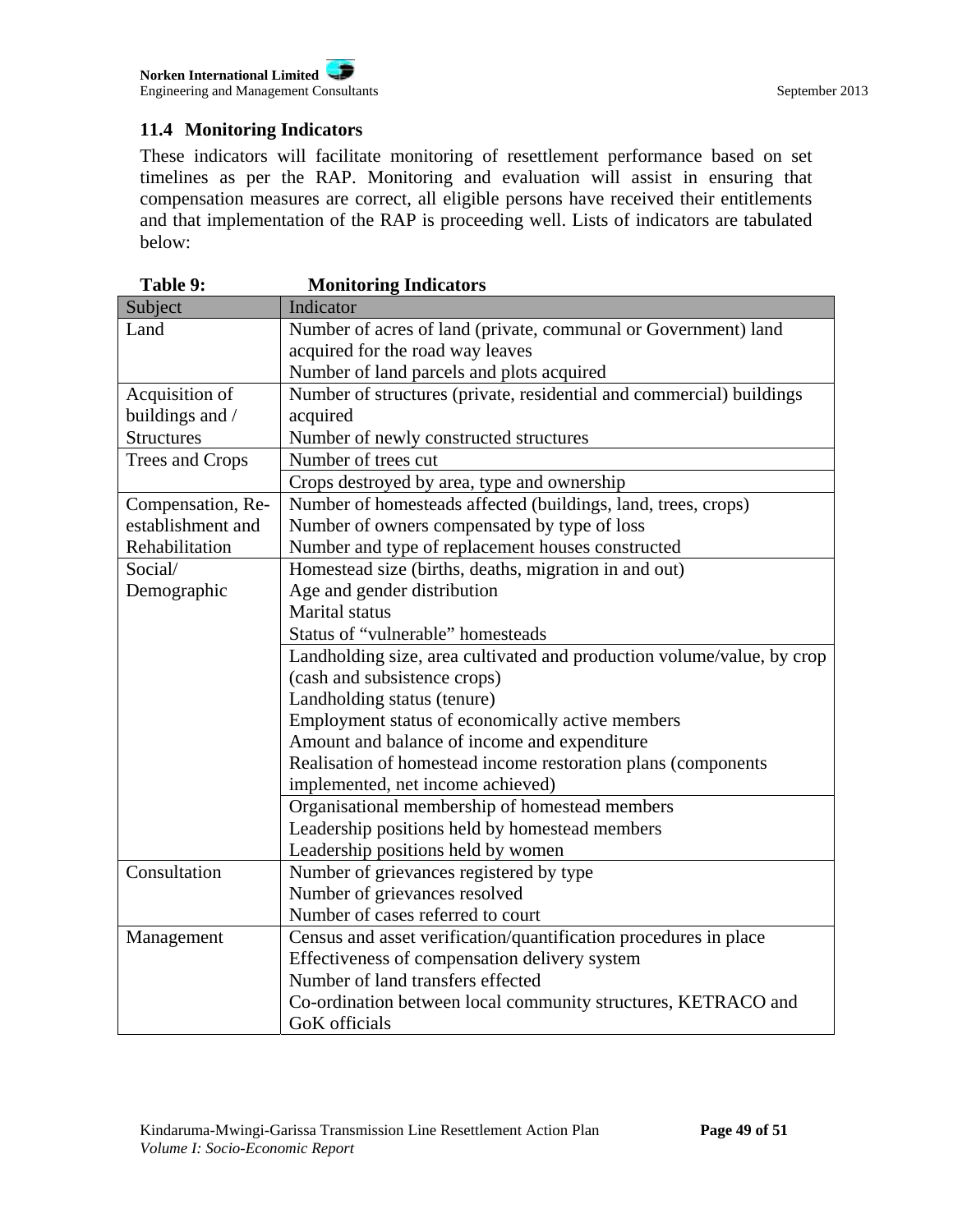### 11.4 Monitoring Indicators

These indicators will facilitate monitoring of resettlement performance based on set timelines as per the RAP. Monitoring and evaluation will assist in ensuring that compensation measures are correct, all eligible persons have received their entitlements and that implementation of the RAP is proceeding well. Lists of indicators are tabulated below:

**Table 9: Monitoring Indicators**

| Subject | Indicator |
|---|---|
| Land | Number of acres of land (private, communal or Government) land acquired for the road way leaves<br>Number of land parcels and plots acquired |
| Acquisition of buildings and / Structures | Number of structures (private, residential and commercial) buildings acquired<br>Number of newly constructed structures |
| Trees and Crops | Number of trees cut |
| | Crops destroyed by area, type and ownership |
| Compensation, Re-establishment and Rehabilitation | Number of homesteads affected (buildings, land, trees, crops)<br>Number of owners compensated by type of loss<br>Number and type of replacement houses constructed |
| Social/ Demographic | Homestead size (births, deaths, migration in and out)<br>Age and gender distribution<br>Marital status<br>Status of "vulnerable" homesteads |
| | Landholding size, area cultivated and production volume/value, by crop (cash and subsistence crops)<br>Landholding status (tenure)<br>Employment status of economically active members<br>Amount and balance of income and expenditure<br>Realisation of homestead income restoration plans (components implemented, net income achieved) |
| | Organisational membership of homestead members<br>Leadership positions held by homestead members<br>Leadership positions held by women |
| Consultation | Number of grievances registered by type<br>Number of grievances resolved<br>Number of cases referred to court |
| Management | Census and asset verification/quantification procedures in place<br>Effectiveness of compensation delivery system<br>Number of land transfers effected<br>Co-ordination between local community structures, KETRACO and GoK officials |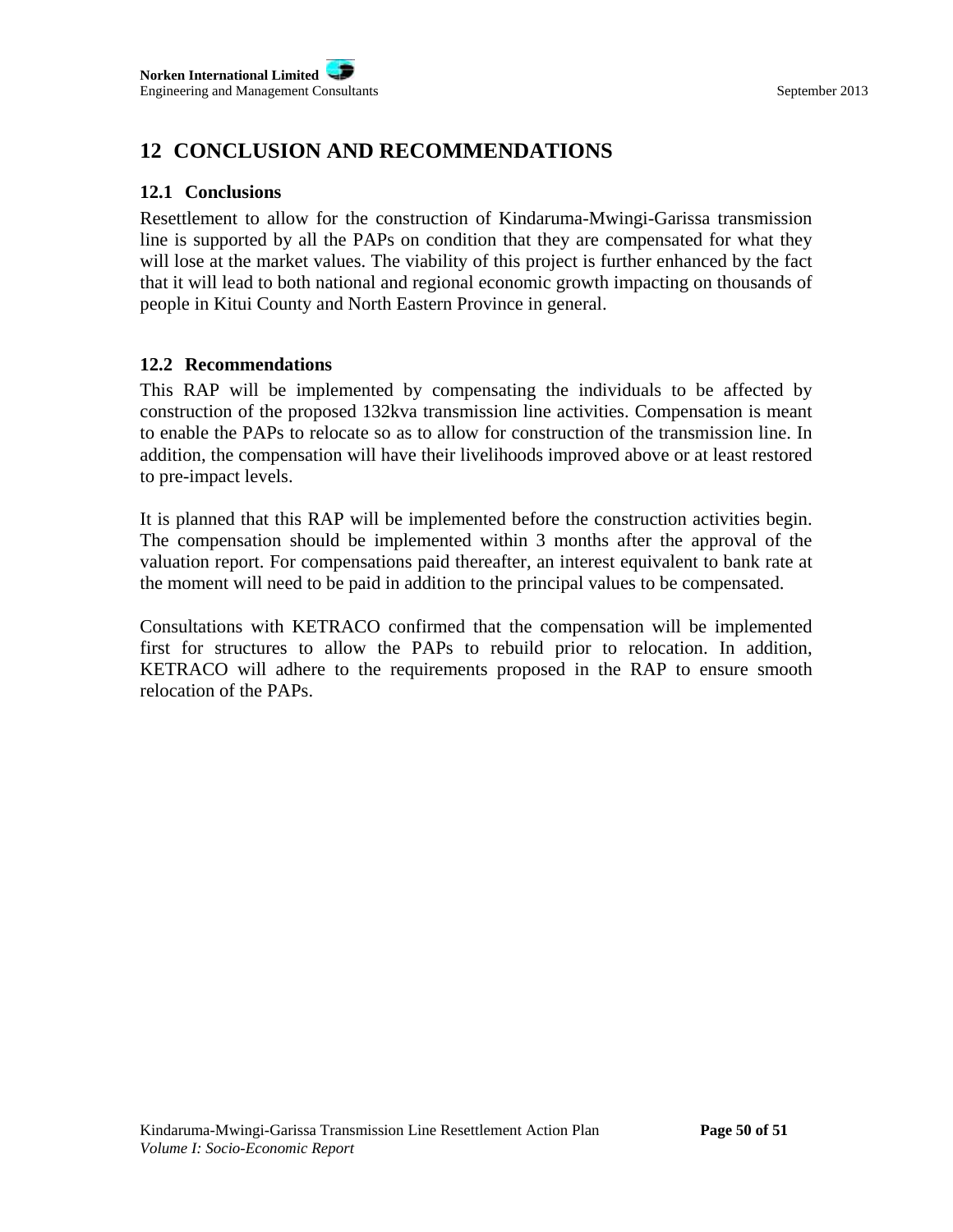# 12 CONCLUSION AND RECOMMENDATIONS

## 12.1 Conclusions

Resettlement to allow for the construction of Kindaruma-Mwingi-Garissa transmission line is supported by all the PAPs on condition that they are compensated for what they will lose at the market values. The viability of this project is further enhanced by the fact that it will lead to both national and regional economic growth impacting on thousands of people in Kitui County and North Eastern Province in general.

## 12.2 Recommendations

This RAP will be implemented by compensating the individuals to be affected by construction of the proposed 132kva transmission line activities. Compensation is meant to enable the PAPs to relocate so as to allow for construction of the transmission line. In addition, the compensation will have their livelihoods improved above or at least restored to pre-impact levels.

It is planned that this RAP will be implemented before the construction activities begin. The compensation should be implemented within 3 months after the approval of the valuation report. For compensations paid thereafter, an interest equivalent to bank rate at the moment will need to be paid in addition to the principal values to be compensated.

Consultations with KETRACO confirmed that the compensation will be implemented first for structures to allow the PAPs to rebuild prior to relocation. In addition, KETRACO will adhere to the requirements proposed in the RAP to ensure smooth relocation of the PAPs.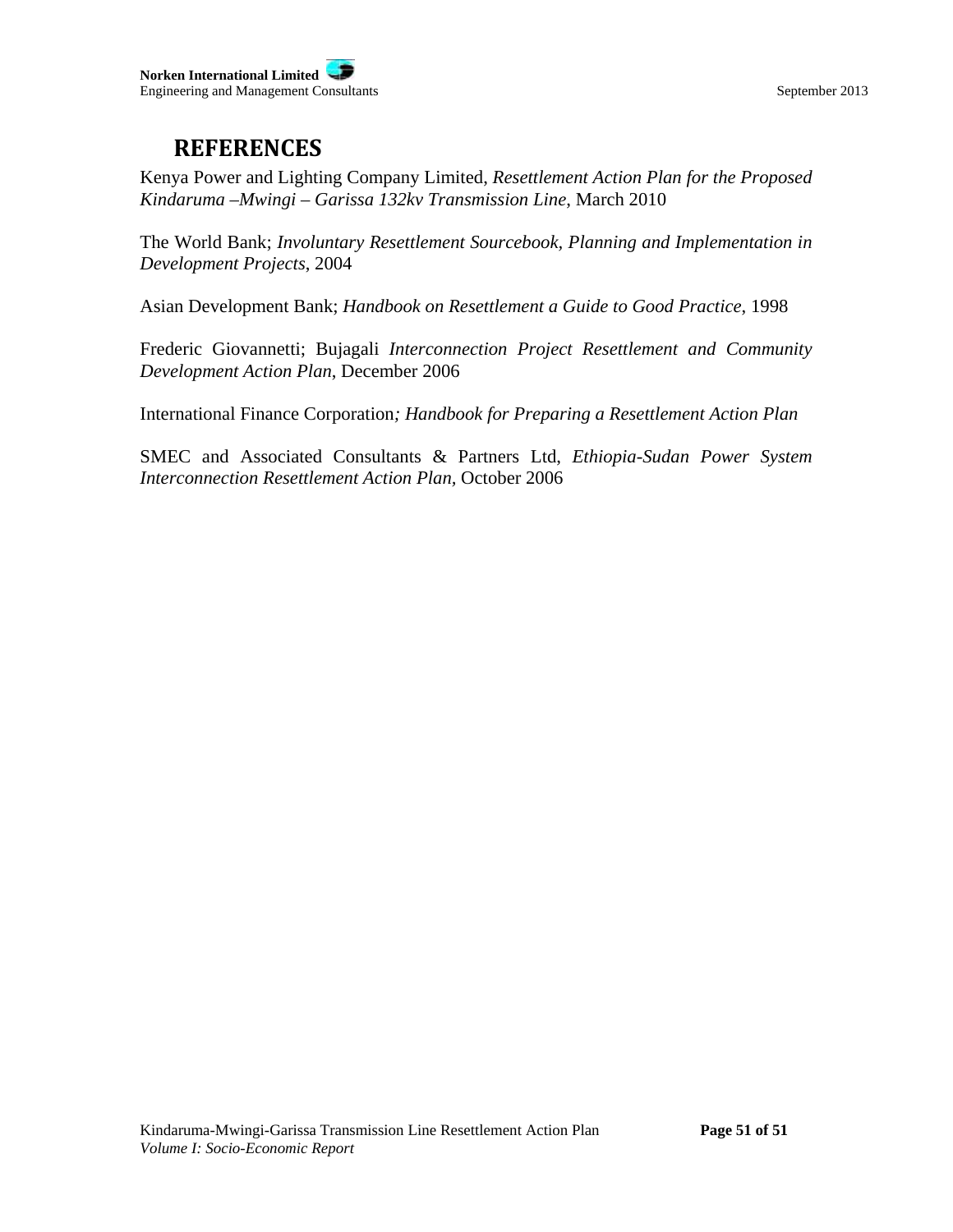# REFERENCES

Kenya Power and Lighting Company Limited, *Resettlement Action Plan for the Proposed Kindaruma –Mwingi – Garissa 132kv Transmission Line*, March 2010

The World Bank; *Involuntary Resettlement Sourcebook, Planning and Implementation in Development Projects*, 2004

Asian Development Bank; *Handbook on Resettlement a Guide to Good Practice*, 1998

Frederic Giovannetti; Bujagali *Interconnection Project Resettlement and Community Development Action Plan*, December 2006

International Finance Corporation*; Handbook for Preparing a Resettlement Action Plan*

SMEC and Associated Consultants & Partners Ltd, *Ethiopia-Sudan Power System Interconnection Resettlement Action Plan,* October 2006